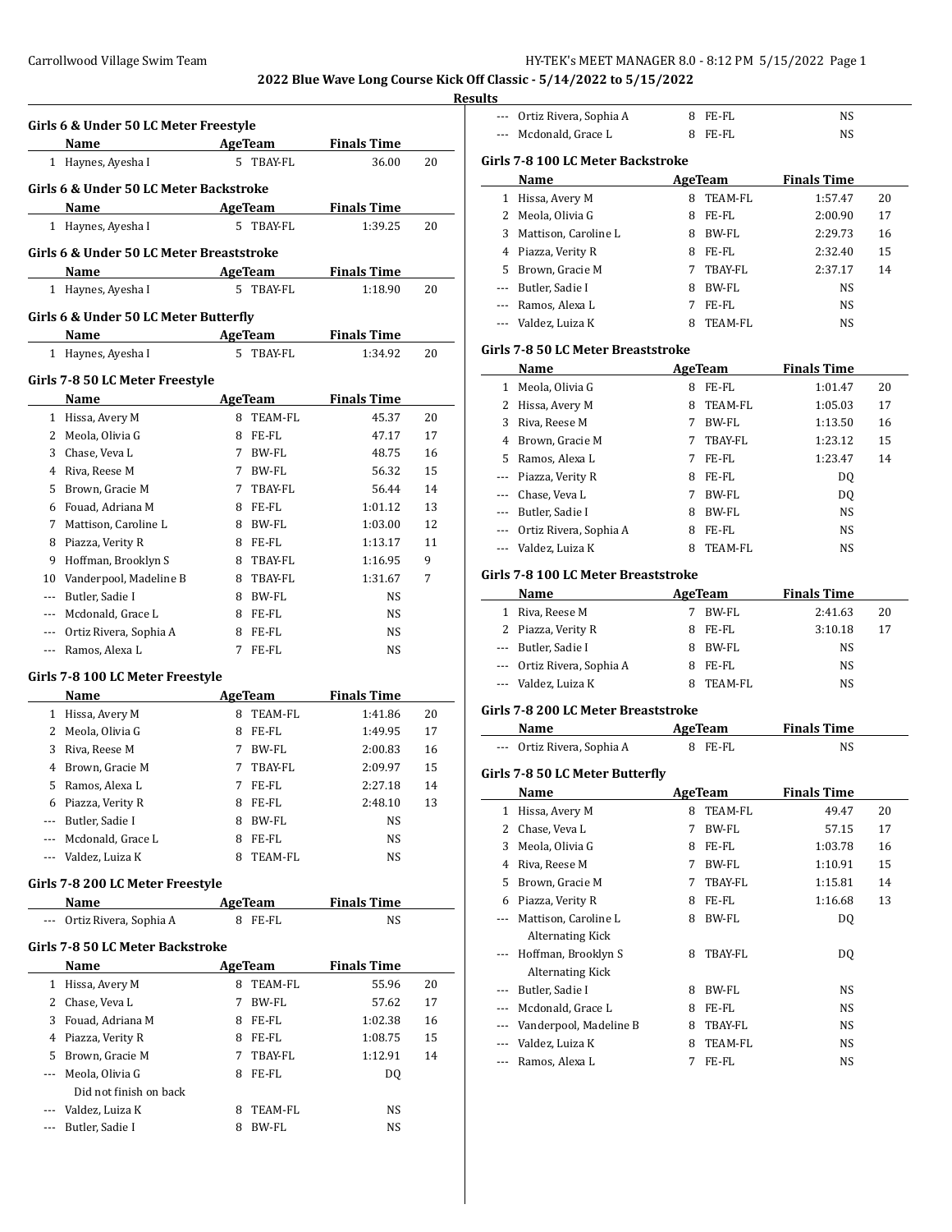# 2022 Blue Wave Long Course Kick Off Classic - 5/14/2022 to 5/15/2022

## Results

### Girls 6 & Under 50 LC Meter Freestyle

| | Name | Age | Team | Finals Time | |
|---|---|---|---|---|---|
| 1 | Haynes, Ayesha I | 5 | TBAY-FL | 36.00 | 20 |

### Girls 6 & Under 50 LC Meter Backstroke

| | Name | Age | Team | Finals Time | |
|---|---|---|---|---|---|
| 1 | Haynes, Ayesha I | 5 | TBAY-FL | 1:39.25 | 20 |

### Girls 6 & Under 50 LC Meter Breaststroke

| | Name | Age | Team | Finals Time | |
|---|---|---|---|---|---|
| 1 | Haynes, Ayesha I | 5 | TBAY-FL | 1:18.90 | 20 |

### Girls 6 & Under 50 LC Meter Butterfly

| | Name | Age | Team | Finals Time | |
|---|---|---|---|---|---|
| 1 | Haynes, Ayesha I | 5 | TBAY-FL | 1:34.92 | 20 |

### Girls 7-8 50 LC Meter Freestyle

| | Name | Age | Team | Finals Time | |
|---|---|---|---|---|---|
| 1 | Hissa, Avery M | 8 | TEAM-FL | 45.37 | 20 |
| 2 | Meola, Olivia G | 8 | FE-FL | 47.17 | 17 |
| 3 | Chase, Veva L | 7 | BW-FL | 48.75 | 16 |
| 4 | Riva, Reese M | 7 | BW-FL | 56.32 | 15 |
| 5 | Brown, Gracie M | 7 | TBAY-FL | 56.44 | 14 |
| 6 | Fouad, Adriana M | 8 | FE-FL | 1:01.12 | 13 |
| 7 | Mattison, Caroline L | 8 | BW-FL | 1:03.00 | 12 |
| 8 | Piazza, Verity R | 8 | FE-FL | 1:13.17 | 11 |
| 9 | Hoffman, Brooklyn S | 8 | TBAY-FL | 1:16.95 | 9 |
| 10 | Vanderpool, Madeline B | 8 | TBAY-FL | 1:31.67 | 7 |
| --- | Butler, Sadie I | 8 | BW-FL | NS | |
| --- | Mcdonald, Grace L | 8 | FE-FL | NS | |
| --- | Ortiz Rivera, Sophia A | 8 | FE-FL | NS | |
| --- | Ramos, Alexa L | 7 | FE-FL | NS | |

### Girls 7-8 100 LC Meter Freestyle

| | Name | Age | Team | Finals Time | |
|---|---|---|---|---|---|
| 1 | Hissa, Avery M | 8 | TEAM-FL | 1:41.86 | 20 |
| 2 | Meola, Olivia G | 8 | FE-FL | 1:49.95 | 17 |
| 3 | Riva, Reese M | 7 | BW-FL | 2:00.83 | 16 |
| 4 | Brown, Gracie M | 7 | TBAY-FL | 2:09.97 | 15 |
| 5 | Ramos, Alexa L | 7 | FE-FL | 2:27.18 | 14 |
| 6 | Piazza, Verity R | 8 | FE-FL | 2:48.10 | 13 |
| --- | Butler, Sadie I | 8 | BW-FL | NS | |
| --- | Mcdonald, Grace L | 8 | FE-FL | NS | |
| --- | Valdez, Luiza K | 8 | TEAM-FL | NS | |

### Girls 7-8 200 LC Meter Freestyle

| | Name | Age | Team | Finals Time | |
|---|---|---|---|---|---|
| --- | Ortiz Rivera, Sophia A | 8 | FE-FL | NS | |

### Girls 7-8 50 LC Meter Backstroke

| | Name | Age | Team | Finals Time | |
|---|---|---|---|---|---|
| 1 | Hissa, Avery M | 8 | TEAM-FL | 55.96 | 20 |
| 2 | Chase, Veva L | 7 | BW-FL | 57.62 | 17 |
| 3 | Fouad, Adriana M | 8 | FE-FL | 1:02.38 | 16 |
| 4 | Piazza, Verity R | 8 | FE-FL | 1:08.75 | 15 |
| 5 | Brown, Gracie M | 7 | TBAY-FL | 1:12.91 | 14 |
| --- | Meola, Olivia G | 8 | FE-FL | DQ | |
| | Did not finish on back | | | | |
| --- | Valdez, Luiza K | 8 | TEAM-FL | NS | |
| --- | Butler, Sadie I | 8 | BW-FL | NS | |
| --- | Ortiz Rivera, Sophia A | 8 | FE-FL | NS | |
| --- | Mcdonald, Grace L | 8 | FE-FL | NS | |

### Girls 7-8 100 LC Meter Backstroke

| | Name | Age | Team | Finals Time | |
|---|---|---|---|---|---|
| 1 | Hissa, Avery M | 8 | TEAM-FL | 1:57.47 | 20 |
| 2 | Meola, Olivia G | 8 | FE-FL | 2:00.90 | 17 |
| 3 | Mattison, Caroline L | 8 | BW-FL | 2:29.73 | 16 |
| 4 | Piazza, Verity R | 8 | FE-FL | 2:32.40 | 15 |
| 5 | Brown, Gracie M | 7 | TBAY-FL | 2:37.17 | 14 |
| --- | Butler, Sadie I | 8 | BW-FL | NS | |
| --- | Ramos, Alexa L | 7 | FE-FL | NS | |
| --- | Valdez, Luiza K | 8 | TEAM-FL | NS | |

### Girls 7-8 50 LC Meter Breaststroke

| | Name | Age | Team | Finals Time | |
|---|---|---|---|---|---|
| 1 | Meola, Olivia G | 8 | FE-FL | 1:01.47 | 20 |
| 2 | Hissa, Avery M | 8 | TEAM-FL | 1:05.03 | 17 |
| 3 | Riva, Reese M | 7 | BW-FL | 1:13.50 | 16 |
| 4 | Brown, Gracie M | 7 | TBAY-FL | 1:23.12 | 15 |
| 5 | Ramos, Alexa L | 7 | FE-FL | 1:23.47 | 14 |
| --- | Piazza, Verity R | 8 | FE-FL | DQ | |
| --- | Chase, Veva L | 7 | BW-FL | DQ | |
| --- | Butler, Sadie I | 8 | BW-FL | NS | |
| --- | Ortiz Rivera, Sophia A | 8 | FE-FL | NS | |
| --- | Valdez, Luiza K | 8 | TEAM-FL | NS | |

### Girls 7-8 100 LC Meter Breaststroke

| | Name | Age | Team | Finals Time | |
|---|---|---|---|---|---|
| 1 | Riva, Reese M | 7 | BW-FL | 2:41.63 | 20 |
| 2 | Piazza, Verity R | 8 | FE-FL | 3:10.18 | 17 |
| --- | Butler, Sadie I | 8 | BW-FL | NS | |
| --- | Ortiz Rivera, Sophia A | 8 | FE-FL | NS | |
| --- | Valdez, Luiza K | 8 | TEAM-FL | NS | |

### Girls 7-8 200 LC Meter Breaststroke

| | Name | Age | Team | Finals Time | |
|---|---|---|---|---|---|
| --- | Ortiz Rivera, Sophia A | 8 | FE-FL | NS | |

### Girls 7-8 50 LC Meter Butterfly

| | Name | Age | Team | Finals Time | |
|---|---|---|---|---|---|
| 1 | Hissa, Avery M | 8 | TEAM-FL | 49.47 | 20 |
| 2 | Chase, Veva L | 7 | BW-FL | 57.15 | 17 |
| 3 | Meola, Olivia G | 8 | FE-FL | 1:03.78 | 16 |
| 4 | Riva, Reese M | 7 | BW-FL | 1:10.91 | 15 |
| 5 | Brown, Gracie M | 7 | TBAY-FL | 1:15.81 | 14 |
| 6 | Piazza, Verity R | 8 | FE-FL | 1:16.68 | 13 |
| --- | Mattison, Caroline L | 8 | BW-FL | DQ | |
| | Alternating Kick | | | | |
| --- | Hoffman, Brooklyn S | 8 | TBAY-FL | DQ | |
| | Alternating Kick | | | | |
| --- | Butler, Sadie I | 8 | BW-FL | NS | |
| --- | Mcdonald, Grace L | 8 | FE-FL | NS | |
| --- | Vanderpool, Madeline B | 8 | TBAY-FL | NS | |
| --- | Valdez, Luiza K | 8 | TEAM-FL | NS | |
| --- | Ramos, Alexa L | 7 | FE-FL | NS | |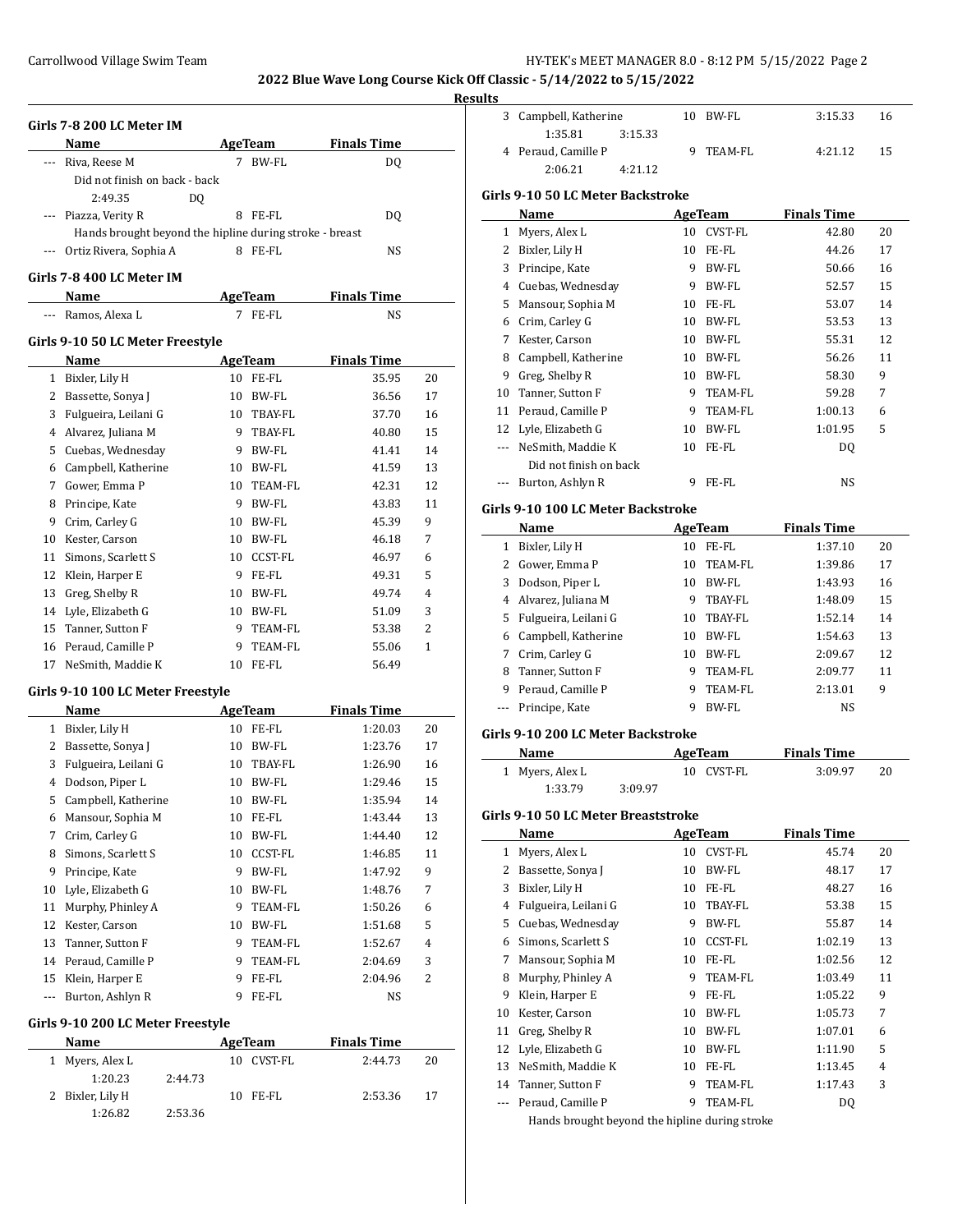## 2022 Blue Wave Long Course Kick Off Classic - 5/14/2022 to 5/15/2022

### Results

### Girls 7-8 200 LC Meter IM

| | Name | Age | Team | Finals Time | |
|---|---|---|---|---|---|
| --- | Riva, Reese M | 7 | BW-FL | DQ | |
| | Did not finish on back - back | | | | |
| | 2:49.35 | | | DQ | |
| --- | Piazza, Verity R | 8 | FE-FL | DQ | |
| | Hands brought beyond the hipline during stroke - breast | | | | |
| --- | Ortiz Rivera, Sophia A | 8 | FE-FL | NS | |

### Girls 7-8 400 LC Meter IM

| | Name | Age | Team | Finals Time | |
|---|---|---|---|---|---|
| --- | Ramos, Alexa L | 7 | FE-FL | NS | |

### Girls 9-10 50 LC Meter Freestyle

| | Name | Age | Team | Finals Time | |
|---|---|---|---|---|---|
| 1 | Bixler, Lily H | 10 | FE-FL | 35.95 | 20 |
| 2 | Bassette, Sonya J | 10 | BW-FL | 36.56 | 17 |
| 3 | Fulgueira, Leilani G | 10 | TBAY-FL | 37.70 | 16 |
| 4 | Alvarez, Juliana M | 9 | TBAY-FL | 40.80 | 15 |
| 5 | Cuebas, Wednesday | 9 | BW-FL | 41.41 | 14 |
| 6 | Campbell, Katherine | 10 | BW-FL | 41.59 | 13 |
| 7 | Gower, Emma P | 10 | TEAM-FL | 42.31 | 12 |
| 8 | Principe, Kate | 9 | BW-FL | 43.83 | 11 |
| 9 | Crim, Carley G | 10 | BW-FL | 45.39 | 9 |
| 10 | Kester, Carson | 10 | BW-FL | 46.18 | 7 |
| 11 | Simons, Scarlett S | 10 | CCST-FL | 46.97 | 6 |
| 12 | Klein, Harper E | 9 | FE-FL | 49.31 | 5 |
| 13 | Greg, Shelby R | 10 | BW-FL | 49.74 | 4 |
| 14 | Lyle, Elizabeth G | 10 | BW-FL | 51.09 | 3 |
| 15 | Tanner, Sutton F | 9 | TEAM-FL | 53.38 | 2 |
| 16 | Peraud, Camille P | 9 | TEAM-FL | 55.06 | 1 |
| 17 | NeSmith, Maddie K | 10 | FE-FL | 56.49 | |

### Girls 9-10 100 LC Meter Freestyle

| | Name | Age | Team | Finals Time | |
|---|---|---|---|---|---|
| 1 | Bixler, Lily H | 10 | FE-FL | 1:20.03 | 20 |
| 2 | Bassette, Sonya J | 10 | BW-FL | 1:23.76 | 17 |
| 3 | Fulgueira, Leilani G | 10 | TBAY-FL | 1:26.90 | 16 |
| 4 | Dodson, Piper L | 10 | BW-FL | 1:29.46 | 15 |
| 5 | Campbell, Katherine | 10 | BW-FL | 1:35.94 | 14 |
| 6 | Mansour, Sophia M | 10 | FE-FL | 1:43.44 | 13 |
| 7 | Crim, Carley G | 10 | BW-FL | 1:44.40 | 12 |
| 8 | Simons, Scarlett S | 10 | CCST-FL | 1:46.85 | 11 |
| 9 | Principe, Kate | 9 | BW-FL | 1:47.92 | 9 |
| 10 | Lyle, Elizabeth G | 10 | BW-FL | 1:48.76 | 7 |
| 11 | Murphy, Phinley A | 9 | TEAM-FL | 1:50.26 | 6 |
| 12 | Kester, Carson | 10 | BW-FL | 1:51.68 | 5 |
| 13 | Tanner, Sutton F | 9 | TEAM-FL | 1:52.67 | 4 |
| 14 | Peraud, Camille P | 9 | TEAM-FL | 2:04.69 | 3 |
| 15 | Klein, Harper E | 9 | FE-FL | 2:04.96 | 2 |
| --- | Burton, Ashlyn R | 9 | FE-FL | NS | |

### Girls 9-10 200 LC Meter Freestyle

| | Name | Age | Team | Finals Time | |
|---|---|---|---|---|---|
| 1 | Myers, Alex L | 10 | CVST-FL | 2:44.73 | 20 |
| | 1:20.23 2:44.73 | | | | |
| 2 | Bixler, Lily H | 10 | FE-FL | 2:53.36 | 17 |
| | 1:26.82 2:53.36 | | | | |
| 3 | Campbell, Katherine | 10 | BW-FL | 3:15.33 | 16 |
| | 1:35.81 3:15.33 | | | | |
| 4 | Peraud, Camille P | 9 | TEAM-FL | 4:21.12 | 15 |
| | 2:06.21 4:21.12 | | | | |

### Girls 9-10 50 LC Meter Backstroke

| | Name | Age | Team | Finals Time | |
|---|---|---|---|---|---|
| 1 | Myers, Alex L | 10 | CVST-FL | 42.80 | 20 |
| 2 | Bixler, Lily H | 10 | FE-FL | 44.26 | 17 |
| 3 | Principe, Kate | 9 | BW-FL | 50.66 | 16 |
| 4 | Cuebas, Wednesday | 9 | BW-FL | 52.57 | 15 |
| 5 | Mansour, Sophia M | 10 | FE-FL | 53.07 | 14 |
| 6 | Crim, Carley G | 10 | BW-FL | 53.53 | 13 |
| 7 | Kester, Carson | 10 | BW-FL | 55.31 | 12 |
| 8 | Campbell, Katherine | 10 | BW-FL | 56.26 | 11 |
| 9 | Greg, Shelby R | 10 | BW-FL | 58.30 | 9 |
| 10 | Tanner, Sutton F | 9 | TEAM-FL | 59.28 | 7 |
| 11 | Peraud, Camille P | 9 | TEAM-FL | 1:00.13 | 6 |
| 12 | Lyle, Elizabeth G | 10 | BW-FL | 1:01.95 | 5 |
| --- | NeSmith, Maddie K | 10 | FE-FL | DQ | |
| | Did not finish on back | | | | |
| --- | Burton, Ashlyn R | 9 | FE-FL | NS | |

### Girls 9-10 100 LC Meter Backstroke

| | Name | Age | Team | Finals Time | |
|---|---|---|---|---|---|
| 1 | Bixler, Lily H | 10 | FE-FL | 1:37.10 | 20 |
| 2 | Gower, Emma P | 10 | TEAM-FL | 1:39.86 | 17 |
| 3 | Dodson, Piper L | 10 | BW-FL | 1:43.93 | 16 |
| 4 | Alvarez, Juliana M | 9 | TBAY-FL | 1:48.09 | 15 |
| 5 | Fulgueira, Leilani G | 10 | TBAY-FL | 1:52.14 | 14 |
| 6 | Campbell, Katherine | 10 | BW-FL | 1:54.63 | 13 |
| 7 | Crim, Carley G | 10 | BW-FL | 2:09.67 | 12 |
| 8 | Tanner, Sutton F | 9 | TEAM-FL | 2:09.77 | 11 |
| 9 | Peraud, Camille P | 9 | TEAM-FL | 2:13.01 | 9 |
| --- | Principe, Kate | 9 | BW-FL | NS | |

### Girls 9-10 200 LC Meter Backstroke

| | Name | Age | Team | Finals Time | |
|---|---|---|---|---|---|
| 1 | Myers, Alex L | 10 | CVST-FL | 3:09.97 | 20 |
| | 1:33.79 3:09.97 | | | | |

### Girls 9-10 50 LC Meter Breaststroke

| | Name | Age | Team | Finals Time | |
|---|---|---|---|---|---|
| 1 | Myers, Alex L | 10 | CVST-FL | 45.74 | 20 |
| 2 | Bassette, Sonya J | 10 | BW-FL | 48.17 | 17 |
| 3 | Bixler, Lily H | 10 | FE-FL | 48.27 | 16 |
| 4 | Fulgueira, Leilani G | 10 | TBAY-FL | 53.38 | 15 |
| 5 | Cuebas, Wednesday | 9 | BW-FL | 55.87 | 14 |
| 6 | Simons, Scarlett S | 10 | CCST-FL | 1:02.19 | 13 |
| 7 | Mansour, Sophia M | 10 | FE-FL | 1:02.56 | 12 |
| 8 | Murphy, Phinley A | 9 | TEAM-FL | 1:03.49 | 11 |
| 9 | Klein, Harper E | 9 | FE-FL | 1:05.22 | 9 |
| 10 | Kester, Carson | 10 | BW-FL | 1:05.73 | 7 |
| 11 | Greg, Shelby R | 10 | BW-FL | 1:07.01 | 6 |
| 12 | Lyle, Elizabeth G | 10 | BW-FL | 1:11.90 | 5 |
| 13 | NeSmith, Maddie K | 10 | FE-FL | 1:13.45 | 4 |
| 14 | Tanner, Sutton F | 9 | TEAM-FL | 1:17.43 | 3 |
| --- | Peraud, Camille P | 9 | TEAM-FL | DQ | |
| | Hands brought beyond the hipline during stroke | | | | |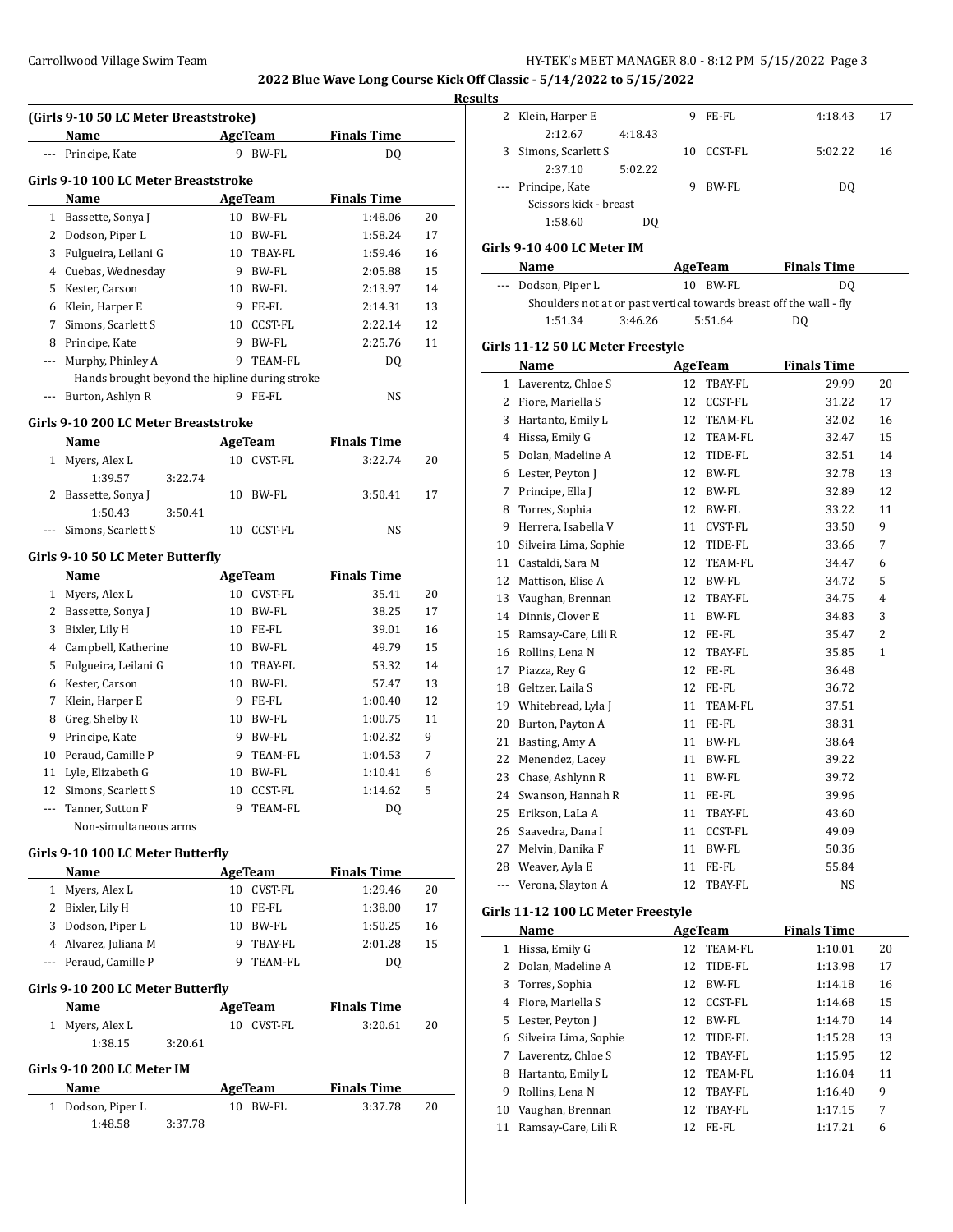2022 Blue Wave Long Course Kick Off Classic - 5/14/2022 to 5/15/2022

Results

### (Girls 9-10 50 LC Meter Breaststroke)

| | Name | Age | Team | Finals Time | |
|---|---|---|---|---|---|
| --- | Principe, Kate | 9 | BW-FL | DQ | |

### Girls 9-10 100 LC Meter Breaststroke

| | Name | Age | Team | Finals Time | |
|---|---|---|---|---|---|
| 1 | Bassette, Sonya J | 10 | BW-FL | 1:48.06 | 20 |
| 2 | Dodson, Piper L | 10 | BW-FL | 1:58.24 | 17 |
| 3 | Fulgueira, Leilani G | 10 | TBAY-FL | 1:59.46 | 16 |
| 4 | Cuebas, Wednesday | 9 | BW-FL | 2:05.88 | 15 |
| 5 | Kester, Carson | 10 | BW-FL | 2:13.97 | 14 |
| 6 | Klein, Harper E | 9 | FE-FL | 2:14.31 | 13 |
| 7 | Simons, Scarlett S | 10 | CCST-FL | 2:22.14 | 12 |
| 8 | Principe, Kate | 9 | BW-FL | 2:25.76 | 11 |
| --- | Murphy, Phinley A | 9 | TEAM-FL | DQ | |
| | Hands brought beyond the hipline during stroke | | | | |
| --- | Burton, Ashlyn R | 9 | FE-FL | NS | |

### Girls 9-10 200 LC Meter Breaststroke

| | Name | Age | Team | Finals Time | |
|---|---|---|---|---|---|
| 1 | Myers, Alex L | 10 | CVST-FL | 3:22.74 | 20 |
| | 1:39.57 3:22.74 | | | | |
| 2 | Bassette, Sonya J | 10 | BW-FL | 3:50.41 | 17 |
| | 1:50.43 3:50.41 | | | | |
| --- | Simons, Scarlett S | 10 | CCST-FL | NS | |

### Girls 9-10 50 LC Meter Butterfly

| | Name | Age | Team | Finals Time | |
|---|---|---|---|---|---|
| 1 | Myers, Alex L | 10 | CVST-FL | 35.41 | 20 |
| 2 | Bassette, Sonya J | 10 | BW-FL | 38.25 | 17 |
| 3 | Bixler, Lily H | 10 | FE-FL | 39.01 | 16 |
| 4 | Campbell, Katherine | 10 | BW-FL | 49.79 | 15 |
| 5 | Fulgueira, Leilani G | 10 | TBAY-FL | 53.32 | 14 |
| 6 | Kester, Carson | 10 | BW-FL | 57.47 | 13 |
| 7 | Klein, Harper E | 9 | FE-FL | 1:00.40 | 12 |
| 8 | Greg, Shelby R | 10 | BW-FL | 1:00.75 | 11 |
| 9 | Principe, Kate | 9 | BW-FL | 1:02.32 | 9 |
| 10 | Peraud, Camille P | 9 | TEAM-FL | 1:04.53 | 7 |
| 11 | Lyle, Elizabeth G | 10 | BW-FL | 1:10.41 | 6 |
| 12 | Simons, Scarlett S | 10 | CCST-FL | 1:14.62 | 5 |
| --- | Tanner, Sutton F | 9 | TEAM-FL | DQ | |
| | Non-simultaneous arms | | | | |

### Girls 9-10 100 LC Meter Butterfly

| | Name | Age | Team | Finals Time | |
|---|---|---|---|---|---|
| 1 | Myers, Alex L | 10 | CVST-FL | 1:29.46 | 20 |
| 2 | Bixler, Lily H | 10 | FE-FL | 1:38.00 | 17 |
| 3 | Dodson, Piper L | 10 | BW-FL | 1:50.25 | 16 |
| 4 | Alvarez, Juliana M | 9 | TBAY-FL | 2:01.28 | 15 |
| --- | Peraud, Camille P | 9 | TEAM-FL | DQ | |

### Girls 9-10 200 LC Meter Butterfly

| | Name | Age | Team | Finals Time | |
|---|---|---|---|---|---|
| 1 | Myers, Alex L | 10 | CVST-FL | 3:20.61 | 20 |
| | 1:38.15 3:20.61 | | | | |

### Girls 9-10 200 LC Meter IM

| | Name | Age | Team | Finals Time | |
|---|---|---|---|---|---|
| 1 | Dodson, Piper L | 10 | BW-FL | 3:37.78 | 20 |
| | 1:48.58 3:37.78 | | | | |
| 2 | Klein, Harper E | 9 | FE-FL | 4:18.43 | 17 |
| | 2:12.67 4:18.43 | | | | |
| 3 | Simons, Scarlett S | 10 | CCST-FL | 5:02.22 | 16 |
| | 2:37.10 5:02.22 | | | | |
| --- | Principe, Kate | 9 | BW-FL | DQ | |
| | Scissors kick - breast | | | | |
| | 1:58.60 DQ | | | | |

### Girls 9-10 400 LC Meter IM

| | Name | Age | Team | Finals Time |
|---|---|---|---|---|
| --- | Dodson, Piper L | 10 | BW-FL | DQ |
| | Shoulders not at or past vertical towards breast off the wall - fly | | | |
| | 1:51.34 3:46.26 5:51.64 DQ | | | |

### Girls 11-12 50 LC Meter Freestyle

| | Name | Age | Team | Finals Time | |
|---|---|---|---|---|---|
| 1 | Laverentz, Chloe S | 12 | TBAY-FL | 29.99 | 20 |
| 2 | Fiore, Mariella S | 12 | CCST-FL | 31.22 | 17 |
| 3 | Hartanto, Emily L | 12 | TEAM-FL | 32.02 | 16 |
| 4 | Hissa, Emily G | 12 | TEAM-FL | 32.47 | 15 |
| 5 | Dolan, Madeline A | 12 | TIDE-FL | 32.51 | 14 |
| 6 | Lester, Peyton J | 12 | BW-FL | 32.78 | 13 |
| 7 | Principe, Ella J | 12 | BW-FL | 32.89 | 12 |
| 8 | Torres, Sophia | 12 | BW-FL | 33.22 | 11 |
| 9 | Herrera, Isabella V | 11 | CVST-FL | 33.50 | 9 |
| 10 | Silveira Lima, Sophie | 12 | TIDE-FL | 33.66 | 7 |
| 11 | Castaldi, Sara M | 12 | TEAM-FL | 34.47 | 6 |
| 12 | Mattison, Elise A | 12 | BW-FL | 34.72 | 5 |
| 13 | Vaughan, Brennan | 12 | TBAY-FL | 34.75 | 4 |
| 14 | Dinnis, Clover E | 11 | BW-FL | 34.83 | 3 |
| 15 | Ramsay-Care, Lili R | 12 | FE-FL | 35.47 | 2 |
| 16 | Rollins, Lena N | 12 | TBAY-FL | 35.85 | 1 |
| 17 | Piazza, Rey G | 12 | FE-FL | 36.48 | |
| 18 | Geltzer, Laila S | 12 | FE-FL | 36.72 | |
| 19 | Whitebread, Lyla J | 11 | TEAM-FL | 37.51 | |
| 20 | Burton, Payton A | 11 | FE-FL | 38.31 | |
| 21 | Basting, Amy A | 11 | BW-FL | 38.64 | |
| 22 | Menendez, Lacey | 11 | BW-FL | 39.22 | |
| 23 | Chase, Ashlynn R | 11 | BW-FL | 39.72 | |
| 24 | Swanson, Hannah R | 11 | FE-FL | 39.96 | |
| 25 | Erikson, LaLa A | 11 | TBAY-FL | 43.60 | |
| 26 | Saavedra, Dana I | 11 | CCST-FL | 49.09 | |
| 27 | Melvin, Danika F | 11 | BW-FL | 50.36 | |
| 28 | Weaver, Ayla E | 11 | FE-FL | 55.84 | |
| --- | Verona, Slayton A | 12 | TBAY-FL | NS | |

### Girls 11-12 100 LC Meter Freestyle

| | Name | Age | Team | Finals Time | |
|---|---|---|---|---|---|
| 1 | Hissa, Emily G | 12 | TEAM-FL | 1:10.01 | 20 |
| 2 | Dolan, Madeline A | 12 | TIDE-FL | 1:13.98 | 17 |
| 3 | Torres, Sophia | 12 | BW-FL | 1:14.18 | 16 |
| 4 | Fiore, Mariella S | 12 | CCST-FL | 1:14.68 | 15 |
| 5 | Lester, Peyton J | 12 | BW-FL | 1:14.70 | 14 |
| 6 | Silveira Lima, Sophie | 12 | TIDE-FL | 1:15.28 | 13 |
| 7 | Laverentz, Chloe S | 12 | TBAY-FL | 1:15.95 | 12 |
| 8 | Hartanto, Emily L | 12 | TEAM-FL | 1:16.04 | 11 |
| 9 | Rollins, Lena N | 12 | TBAY-FL | 1:16.40 | 9 |
| 10 | Vaughan, Brennan | 12 | TBAY-FL | 1:17.15 | 7 |
| 11 | Ramsay-Care, Lili R | 12 | FE-FL | 1:17.21 | 6 |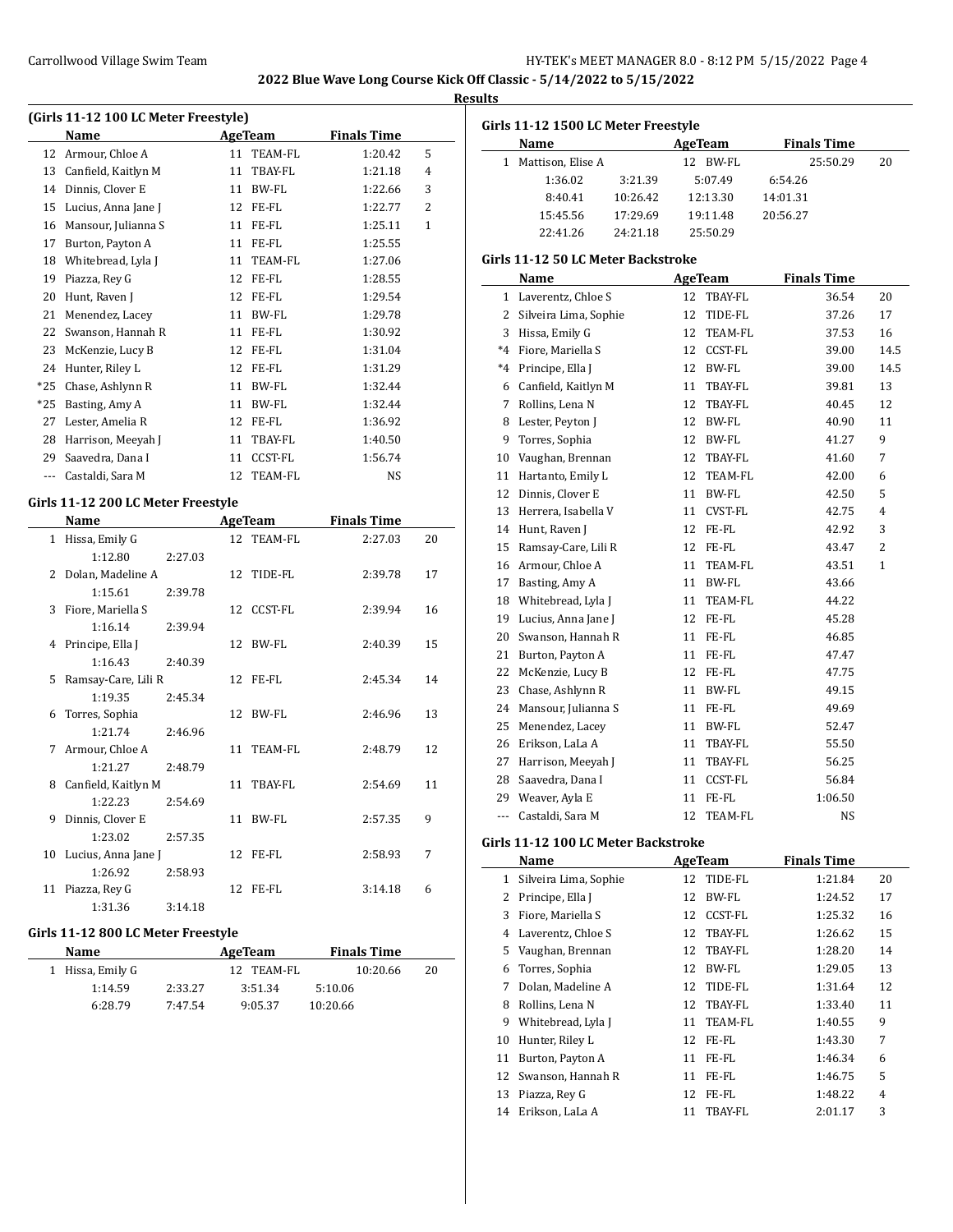## 2022 Blue Wave Long Course Kick Off Classic - 5/14/2022 to 5/15/2022

### Results

#### (Girls 11-12 100 LC Meter Freestyle)

| | Name | Age | Team | Finals Time | |
|---|---|---|---|---|---|
| 12 | Armour, Chloe A | 11 | TEAM-FL | 1:20.42 | 5 |
| 13 | Canfield, Kaitlyn M | 11 | TBAY-FL | 1:21.18 | 4 |
| 14 | Dinnis, Clover E | 11 | BW-FL | 1:22.66 | 3 |
| 15 | Lucius, Anna Jane J | 12 | FE-FL | 1:22.77 | 2 |
| 16 | Mansour, Julianna S | 11 | FE-FL | 1:25.11 | 1 |
| 17 | Burton, Payton A | 11 | FE-FL | 1:25.55 | |
| 18 | Whitebread, Lyla J | 11 | TEAM-FL | 1:27.06 | |
| 19 | Piazza, Rey G | 12 | FE-FL | 1:28.55 | |
| 20 | Hunt, Raven J | 12 | FE-FL | 1:29.54 | |
| 21 | Menendez, Lacey | 11 | BW-FL | 1:29.78 | |
| 22 | Swanson, Hannah R | 11 | FE-FL | 1:30.92 | |
| 23 | McKenzie, Lucy B | 12 | FE-FL | 1:31.04 | |
| 24 | Hunter, Riley L | 12 | FE-FL | 1:31.29 | |
| *25 | Chase, Ashlynn R | 11 | BW-FL | 1:32.44 | |
| *25 | Basting, Amy A | 11 | BW-FL | 1:32.44 | |
| 27 | Lester, Amelia R | 12 | FE-FL | 1:36.92 | |
| 28 | Harrison, Meeyah J | 11 | TBAY-FL | 1:40.50 | |
| 29 | Saavedra, Dana I | 11 | CCST-FL | 1:56.74 | |
| --- | Castaldi, Sara M | 12 | TEAM-FL | NS | |

#### Girls 11-12 200 LC Meter Freestyle

| | Name | Age | Team | Finals Time | |
|---|---|---|---|---|---|
| 1 | Hissa, Emily G | 12 | TEAM-FL | 2:27.03 | 20 |
| | 1:12.80 2:27.03 | | | | |
| 2 | Dolan, Madeline A | 12 | TIDE-FL | 2:39.78 | 17 |
| | 1:15.61 2:39.78 | | | | |
| 3 | Fiore, Mariella S | 12 | CCST-FL | 2:39.94 | 16 |
| | 1:16.14 2:39.94 | | | | |
| 4 | Principe, Ella J | 12 | BW-FL | 2:40.39 | 15 |
| | 1:16.43 2:40.39 | | | | |
| 5 | Ramsay-Care, Lili R | 12 | FE-FL | 2:45.34 | 14 |
| | 1:19.35 2:45.34 | | | | |
| 6 | Torres, Sophia | 12 | BW-FL | 2:46.96 | 13 |
| | 1:21.74 2:46.96 | | | | |
| 7 | Armour, Chloe A | 11 | TEAM-FL | 2:48.79 | 12 |
| | 1:21.27 2:48.79 | | | | |
| 8 | Canfield, Kaitlyn M | 11 | TBAY-FL | 2:54.69 | 11 |
| | 1:22.23 2:54.69 | | | | |
| 9 | Dinnis, Clover E | 11 | BW-FL | 2:57.35 | 9 |
| | 1:23.02 2:57.35 | | | | |
| 10 | Lucius, Anna Jane J | 12 | FE-FL | 2:58.93 | 7 |
| | 1:26.92 2:58.93 | | | | |
| 11 | Piazza, Rey G | 12 | FE-FL | 3:14.18 | 6 |
| | 1:31.36 3:14.18 | | | | |

#### Girls 11-12 800 LC Meter Freestyle

| | Name | Age | Team | Finals Time | |
|---|---|---|---|---|---|
| 1 | Hissa, Emily G | 12 | TEAM-FL | 10:20.66 | 20 |
| | 1:14.59 2:33.27 3:51.34 5:10.06 | | | | |
| | 6:28.79 7:47.54 9:05.37 10:20.66 | | | | |

#### Girls 11-12 1500 LC Meter Freestyle

| | Name | Age | Team | Finals Time | |
|---|---|---|---|---|---|
| 1 | Mattison, Elise A | 12 | BW-FL | 25:50.29 | 20 |
| | 1:36.02 3:21.39 5:07.49 6:54.26 | | | | |
| | 8:40.41 10:26.42 12:13.30 14:01.31 | | | | |
| | 15:45.56 17:29.69 19:11.48 20:56.27 | | | | |
| | 22:41.26 24:21.18 25:50.29 | | | | |

#### Girls 11-12 50 LC Meter Backstroke

| | Name | Age | Team | Finals Time | |
|---|---|---|---|---|---|
| 1 | Laverentz, Chloe S | 12 | TBAY-FL | 36.54 | 20 |
| 2 | Silveira Lima, Sophie | 12 | TIDE-FL | 37.26 | 17 |
| 3 | Hissa, Emily G | 12 | TEAM-FL | 37.53 | 16 |
| *4 | Fiore, Mariella S | 12 | CCST-FL | 39.00 | 14.5 |
| *4 | Principe, Ella J | 12 | BW-FL | 39.00 | 14.5 |
| 6 | Canfield, Kaitlyn M | 11 | TBAY-FL | 39.81 | 13 |
| 7 | Rollins, Lena N | 12 | TBAY-FL | 40.45 | 12 |
| 8 | Lester, Peyton J | 12 | BW-FL | 40.90 | 11 |
| 9 | Torres, Sophia | 12 | BW-FL | 41.27 | 9 |
| 10 | Vaughan, Brennan | 12 | TBAY-FL | 41.60 | 7 |
| 11 | Hartanto, Emily L | 12 | TEAM-FL | 42.00 | 6 |
| 12 | Dinnis, Clover E | 11 | BW-FL | 42.50 | 5 |
| 13 | Herrera, Isabella V | 11 | CVST-FL | 42.75 | 4 |
| 14 | Hunt, Raven J | 12 | FE-FL | 42.92 | 3 |
| 15 | Ramsay-Care, Lili R | 12 | FE-FL | 43.47 | 2 |
| 16 | Armour, Chloe A | 11 | TEAM-FL | 43.51 | 1 |
| 17 | Basting, Amy A | 11 | BW-FL | 43.66 | |
| 18 | Whitebread, Lyla J | 11 | TEAM-FL | 44.22 | |
| 19 | Lucius, Anna Jane J | 12 | FE-FL | 45.28 | |
| 20 | Swanson, Hannah R | 11 | FE-FL | 46.85 | |
| 21 | Burton, Payton A | 11 | FE-FL | 47.47 | |
| 22 | McKenzie, Lucy B | 12 | FE-FL | 47.75 | |
| 23 | Chase, Ashlynn R | 11 | BW-FL | 49.15 | |
| 24 | Mansour, Julianna S | 11 | FE-FL | 49.69 | |
| 25 | Menendez, Lacey | 11 | BW-FL | 52.47 | |
| 26 | Erikson, LaLa A | 11 | TBAY-FL | 55.50 | |
| 27 | Harrison, Meeyah J | 11 | TBAY-FL | 56.25 | |
| 28 | Saavedra, Dana I | 11 | CCST-FL | 56.84 | |
| 29 | Weaver, Ayla E | 11 | FE-FL | 1:06.50 | |
| --- | Castaldi, Sara M | 12 | TEAM-FL | NS | |

#### Girls 11-12 100 LC Meter Backstroke

| | Name | Age | Team | Finals Time | |
|---|---|---|---|---|---|
| 1 | Silveira Lima, Sophie | 12 | TIDE-FL | 1:21.84 | 20 |
| 2 | Principe, Ella J | 12 | BW-FL | 1:24.52 | 17 |
| 3 | Fiore, Mariella S | 12 | CCST-FL | 1:25.32 | 16 |
| 4 | Laverentz, Chloe S | 12 | TBAY-FL | 1:26.62 | 15 |
| 5 | Vaughan, Brennan | 12 | TBAY-FL | 1:28.20 | 14 |
| 6 | Torres, Sophia | 12 | BW-FL | 1:29.05 | 13 |
| 7 | Dolan, Madeline A | 12 | TIDE-FL | 1:31.64 | 12 |
| 8 | Rollins, Lena N | 12 | TBAY-FL | 1:33.40 | 11 |
| 9 | Whitebread, Lyla J | 11 | TEAM-FL | 1:40.55 | 9 |
| 10 | Hunter, Riley L | 12 | FE-FL | 1:43.30 | 7 |
| 11 | Burton, Payton A | 11 | FE-FL | 1:46.34 | 6 |
| 12 | Swanson, Hannah R | 11 | FE-FL | 1:46.75 | 5 |
| 13 | Piazza, Rey G | 12 | FE-FL | 1:48.22 | 4 |
| 14 | Erikson, LaLa A | 11 | TBAY-FL | 2:01.17 | 3 |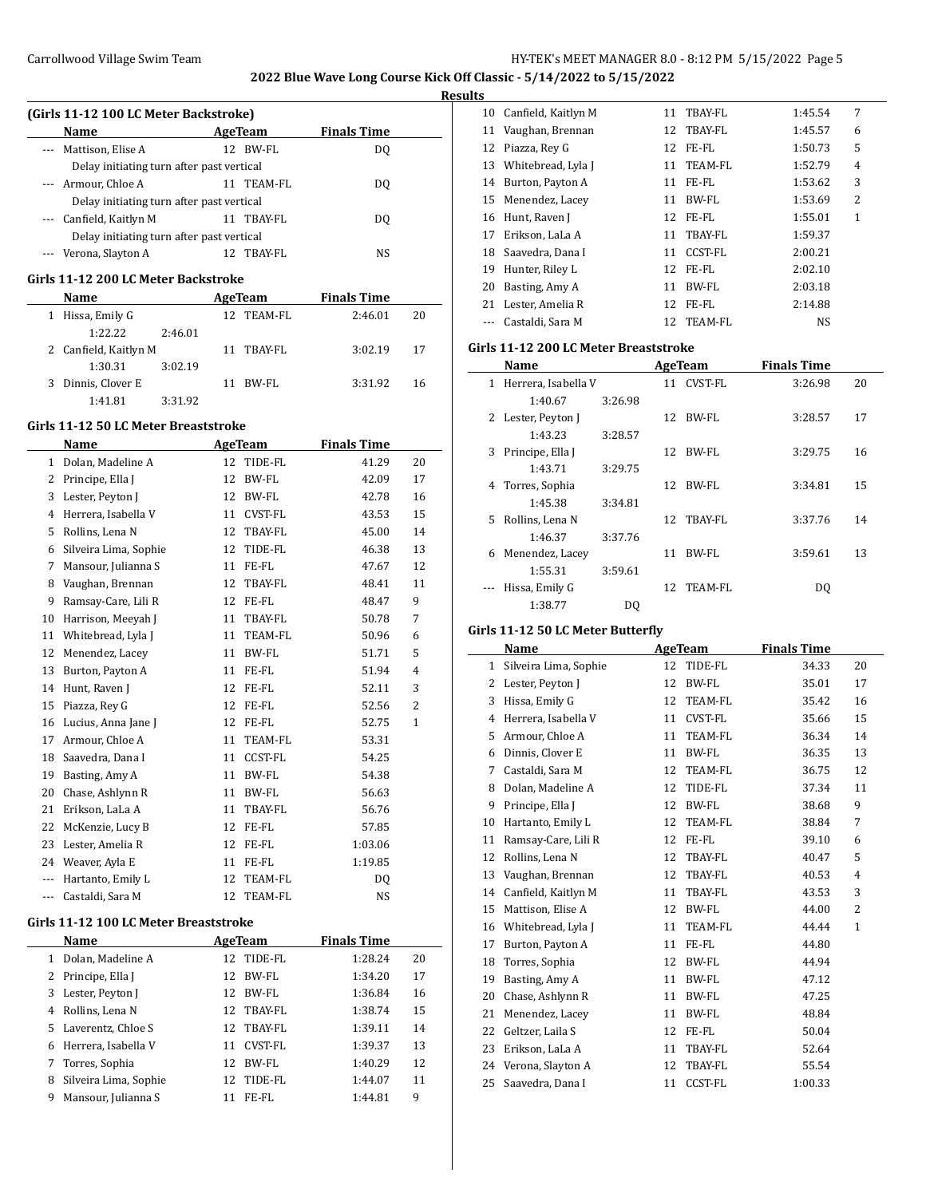**2022 Blue Wave Long Course Kick Off Classic - 5/14/2022 to 5/15/2022**

**Results**

### (Girls 11-12 100 LC Meter Backstroke)

| | Name | Age | Team | Finals Time | |
|---|---|---|---|---|---|
| --- | Mattison, Elise A | 12 | BW-FL | DQ | |
| | Delay initiating turn after past vertical | | | | |
| --- | Armour, Chloe A | 11 | TEAM-FL | DQ | |
| | Delay initiating turn after past vertical | | | | |
| --- | Canfield, Kaitlyn M | 11 | TBAY-FL | DQ | |
| | Delay initiating turn after past vertical | | | | |
| --- | Verona, Slayton A | 12 | TBAY-FL | NS | |

### Girls 11-12 200 LC Meter Backstroke

| | Name | Age | Team | Finals Time | |
|---|---|---|---|---|---|
| 1 | Hissa, Emily G | 12 | TEAM-FL | 2:46.01 | 20 |
| | 1:22.22 2:46.01 | | | | |
| 2 | Canfield, Kaitlyn M | 11 | TBAY-FL | 3:02.19 | 17 |
| | 1:30.31 3:02.19 | | | | |
| 3 | Dinnis, Clover E | 11 | BW-FL | 3:31.92 | 16 |
| | 1:41.81 3:31.92 | | | | |

### Girls 11-12 50 LC Meter Breaststroke

| | Name | Age | Team | Finals Time | |
|---|---|---|---|---|---|
| 1 | Dolan, Madeline A | 12 | TIDE-FL | 41.29 | 20 |
| 2 | Principe, Ella J | 12 | BW-FL | 42.09 | 17 |
| 3 | Lester, Peyton J | 12 | BW-FL | 42.78 | 16 |
| 4 | Herrera, Isabella V | 11 | CVST-FL | 43.53 | 15 |
| 5 | Rollins, Lena N | 12 | TBAY-FL | 45.00 | 14 |
| 6 | Silveira Lima, Sophie | 12 | TIDE-FL | 46.38 | 13 |
| 7 | Mansour, Julianna S | 11 | FE-FL | 47.67 | 12 |
| 8 | Vaughan, Brennan | 12 | TBAY-FL | 48.41 | 11 |
| 9 | Ramsay-Care, Lili R | 12 | FE-FL | 48.47 | 9 |
| 10 | Harrison, Meeyah J | 11 | TBAY-FL | 50.78 | 7 |
| 11 | Whitebread, Lyla J | 11 | TEAM-FL | 50.96 | 6 |
| 12 | Menendez, Lacey | 11 | BW-FL | 51.71 | 5 |
| 13 | Burton, Payton A | 11 | FE-FL | 51.94 | 4 |
| 14 | Hunt, Raven J | 12 | FE-FL | 52.11 | 3 |
| 15 | Piazza, Rey G | 12 | FE-FL | 52.56 | 2 |
| 16 | Lucius, Anna Jane J | 12 | FE-FL | 52.75 | 1 |
| 17 | Armour, Chloe A | 11 | TEAM-FL | 53.31 | |
| 18 | Saavedra, Dana I | 11 | CCST-FL | 54.25 | |
| 19 | Basting, Amy A | 11 | BW-FL | 54.38 | |
| 20 | Chase, Ashlynn R | 11 | BW-FL | 56.63 | |
| 21 | Erikson, LaLa A | 11 | TBAY-FL | 56.76 | |
| 22 | McKenzie, Lucy B | 12 | FE-FL | 57.85 | |
| 23 | Lester, Amelia R | 12 | FE-FL | 1:03.06 | |
| 24 | Weaver, Ayla E | 11 | FE-FL | 1:19.85 | |
| --- | Hartanto, Emily L | 12 | TEAM-FL | DQ | |
| --- | Castaldi, Sara M | 12 | TEAM-FL | NS | |

### Girls 11-12 100 LC Meter Breaststroke

| | Name | Age | Team | Finals Time | |
|---|---|---|---|---|---|
| 1 | Dolan, Madeline A | 12 | TIDE-FL | 1:28.24 | 20 |
| 2 | Principe, Ella J | 12 | BW-FL | 1:34.20 | 17 |
| 3 | Lester, Peyton J | 12 | BW-FL | 1:36.84 | 16 |
| 4 | Rollins, Lena N | 12 | TBAY-FL | 1:38.74 | 15 |
| 5 | Laverentz, Chloe S | 12 | TBAY-FL | 1:39.11 | 14 |
| 6 | Herrera, Isabella V | 11 | CVST-FL | 1:39.37 | 13 |
| 7 | Torres, Sophia | 12 | BW-FL | 1:40.29 | 12 |
| 8 | Silveira Lima, Sophie | 12 | TIDE-FL | 1:44.07 | 11 |
| 9 | Mansour, Julianna S | 11 | FE-FL | 1:44.81 | 9 |
| 10 | Canfield, Kaitlyn M | 11 | TBAY-FL | 1:45.54 | 7 |
| 11 | Vaughan, Brennan | 12 | TBAY-FL | 1:45.57 | 6 |
| 12 | Piazza, Rey G | 12 | FE-FL | 1:50.73 | 5 |
| 13 | Whitebread, Lyla J | 11 | TEAM-FL | 1:52.79 | 4 |
| 14 | Burton, Payton A | 11 | FE-FL | 1:53.62 | 3 |
| 15 | Menendez, Lacey | 11 | BW-FL | 1:53.69 | 2 |
| 16 | Hunt, Raven J | 12 | FE-FL | 1:55.01 | 1 |
| 17 | Erikson, LaLa A | 11 | TBAY-FL | 1:59.37 | |
| 18 | Saavedra, Dana I | 11 | CCST-FL | 2:00.21 | |
| 19 | Hunter, Riley L | 12 | FE-FL | 2:02.10 | |
| 20 | Basting, Amy A | 11 | BW-FL | 2:03.18 | |
| 21 | Lester, Amelia R | 12 | FE-FL | 2:14.88 | |
| --- | Castaldi, Sara M | 12 | TEAM-FL | NS | |

### Girls 11-12 200 LC Meter Breaststroke

| | Name | Age | Team | Finals Time | |
|---|---|---|---|---|---|
| 1 | Herrera, Isabella V | 11 | CVST-FL | 3:26.98 | 20 |
| | 1:40.67 3:26.98 | | | | |
| 2 | Lester, Peyton J | 12 | BW-FL | 3:28.57 | 17 |
| | 1:43.23 3:28.57 | | | | |
| 3 | Principe, Ella J | 12 | BW-FL | 3:29.75 | 16 |
| | 1:43.71 3:29.75 | | | | |
| 4 | Torres, Sophia | 12 | BW-FL | 3:34.81 | 15 |
| | 1:45.38 3:34.81 | | | | |
| 5 | Rollins, Lena N | 12 | TBAY-FL | 3:37.76 | 14 |
| | 1:46.37 3:37.76 | | | | |
| 6 | Menendez, Lacey | 11 | BW-FL | 3:59.61 | 13 |
| | 1:55.31 3:59.61 | | | | |
| --- | Hissa, Emily G | 12 | TEAM-FL | DQ | |
| | 1:38.77 DQ | | | | |

### Girls 11-12 50 LC Meter Butterfly

| | Name | Age | Team | Finals Time | |
|---|---|---|---|---|---|
| 1 | Silveira Lima, Sophie | 12 | TIDE-FL | 34.33 | 20 |
| 2 | Lester, Peyton J | 12 | BW-FL | 35.01 | 17 |
| 3 | Hissa, Emily G | 12 | TEAM-FL | 35.42 | 16 |
| 4 | Herrera, Isabella V | 11 | CVST-FL | 35.66 | 15 |
| 5 | Armour, Chloe A | 11 | TEAM-FL | 36.34 | 14 |
| 6 | Dinnis, Clover E | 11 | BW-FL | 36.35 | 13 |
| 7 | Castaldi, Sara M | 12 | TEAM-FL | 36.75 | 12 |
| 8 | Dolan, Madeline A | 12 | TIDE-FL | 37.34 | 11 |
| 9 | Principe, Ella J | 12 | BW-FL | 38.68 | 9 |
| 10 | Hartanto, Emily L | 12 | TEAM-FL | 38.84 | 7 |
| 11 | Ramsay-Care, Lili R | 12 | FE-FL | 39.10 | 6 |
| 12 | Rollins, Lena N | 12 | TBAY-FL | 40.47 | 5 |
| 13 | Vaughan, Brennan | 12 | TBAY-FL | 40.53 | 4 |
| 14 | Canfield, Kaitlyn M | 11 | TBAY-FL | 43.53 | 3 |
| 15 | Mattison, Elise A | 12 | BW-FL | 44.00 | 2 |
| 16 | Whitebread, Lyla J | 11 | TEAM-FL | 44.44 | 1 |
| 17 | Burton, Payton A | 11 | FE-FL | 44.80 | |
| 18 | Torres, Sophia | 12 | BW-FL | 44.94 | |
| 19 | Basting, Amy A | 11 | BW-FL | 47.12 | |
| 20 | Chase, Ashlynn R | 11 | BW-FL | 47.25 | |
| 21 | Menendez, Lacey | 11 | BW-FL | 48.84 | |
| 22 | Geltzer, Laila S | 12 | FE-FL | 50.04 | |
| 23 | Erikson, LaLa A | 11 | TBAY-FL | 52.64 | |
| 24 | Verona, Slayton A | 12 | TBAY-FL | 55.54 | |
| 25 | Saavedra, Dana I | 11 | CCST-FL | 1:00.33 | |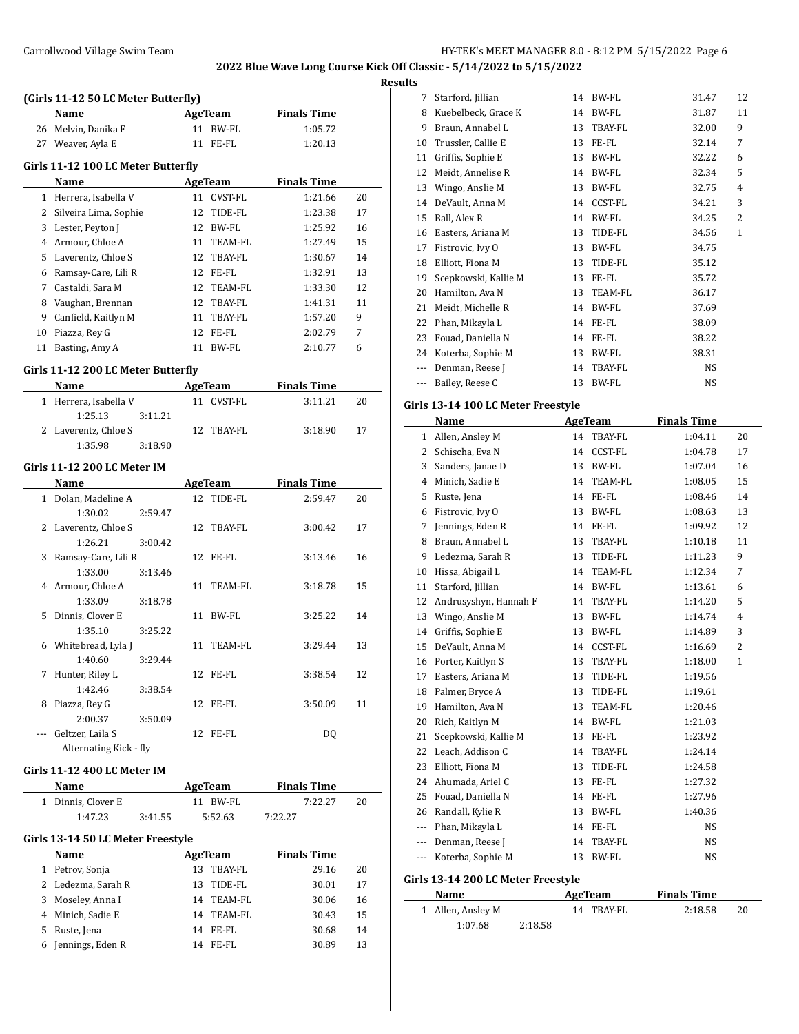## Results

### (Girls 11-12 50 LC Meter Butterfly)

| | Name | Age | Team | Finals Time | |
|---|---|---|---|---|---|
| 26 | Melvin, Danika F | 11 | BW-FL | 1:05.72 | |
| 27 | Weaver, Ayla E | 11 | FE-FL | 1:20.13 | |

### Girls 11-12 100 LC Meter Butterfly

| | Name | Age | Team | Finals Time | |
|---|---|---|---|---|---|
| 1 | Herrera, Isabella V | 11 | CVST-FL | 1:21.66 | 20 |
| 2 | Silveira Lima, Sophie | 12 | TIDE-FL | 1:23.38 | 17 |
| 3 | Lester, Peyton J | 12 | BW-FL | 1:25.92 | 16 |
| 4 | Armour, Chloe A | 11 | TEAM-FL | 1:27.49 | 15 |
| 5 | Laverentz, Chloe S | 12 | TBAY-FL | 1:30.67 | 14 |
| 6 | Ramsay-Care, Lili R | 12 | FE-FL | 1:32.91 | 13 |
| 7 | Castaldi, Sara M | 12 | TEAM-FL | 1:33.30 | 12 |
| 8 | Vaughan, Brennan | 12 | TBAY-FL | 1:41.31 | 11 |
| 9 | Canfield, Kaitlyn M | 11 | TBAY-FL | 1:57.20 | 9 |
| 10 | Piazza, Rey G | 12 | FE-FL | 2:02.79 | 7 |
| 11 | Basting, Amy A | 11 | BW-FL | 2:10.77 | 6 |

### Girls 11-12 200 LC Meter Butterfly

| | Name | Age | Team | Finals Time | |
|---|---|---|---|---|---|
| 1 | Herrera, Isabella V | 11 | CVST-FL | 3:11.21 | 20 |
| | 1:25.13 | 3:11.21 | | | |
| 2 | Laverentz, Chloe S | 12 | TBAY-FL | 3:18.90 | 17 |
| | 1:35.98 | 3:18.90 | | | |

### Girls 11-12 200 LC Meter IM

| | Name | Age | Team | Finals Time | |
|---|---|---|---|---|---|
| 1 | Dolan, Madeline A | 12 | TIDE-FL | 2:59.47 | 20 |
| | 1:30.02 | 2:59.47 | | | |
| 2 | Laverentz, Chloe S | 12 | TBAY-FL | 3:00.42 | 17 |
| | 1:26.21 | 3:00.42 | | | |
| 3 | Ramsay-Care, Lili R | 12 | FE-FL | 3:13.46 | 16 |
| | 1:33.00 | 3:13.46 | | | |
| 4 | Armour, Chloe A | 11 | TEAM-FL | 3:18.78 | 15 |
| | 1:33.09 | 3:18.78 | | | |
| 5 | Dinnis, Clover E | 11 | BW-FL | 3:25.22 | 14 |
| | 1:35.10 | 3:25.22 | | | |
| 6 | Whitebread, Lyla J | 11 | TEAM-FL | 3:29.44 | 13 |
| | 1:40.60 | 3:29.44 | | | |
| 7 | Hunter, Riley L | 12 | FE-FL | 3:38.54 | 12 |
| | 1:42.46 | 3:38.54 | | | |
| 8 | Piazza, Rey G | 12 | FE-FL | 3:50.09 | 11 |
| | 2:00.37 | 3:50.09 | | | |
| --- | Geltzer, Laila S | 12 | FE-FL | DQ | |
| | Alternating Kick - fly | | | | |

### Girls 11-12 400 LC Meter IM

| | Name | Age | Team | Finals Time | |
|---|---|---|---|---|---|
| 1 | Dinnis, Clover E | 11 | BW-FL | 7:22.27 | 20 |
| | 1:47.23 | 3:41.55 | 5:52.63 | 7:22.27 | |

### Girls 13-14 50 LC Meter Freestyle

| | Name | Age | Team | Finals Time | |
|---|---|---|---|---|---|
| 1 | Petrov, Sonja | 13 | TBAY-FL | 29.16 | 20 |
| 2 | Ledezma, Sarah R | 13 | TIDE-FL | 30.01 | 17 |
| 3 | Moseley, Anna I | 14 | TEAM-FL | 30.06 | 16 |
| 4 | Minich, Sadie E | 14 | TEAM-FL | 30.43 | 15 |
| 5 | Ruste, Jena | 14 | FE-FL | 30.68 | 14 |
| 6 | Jennings, Eden R | 14 | FE-FL | 30.89 | 13 |
| 7 | Starford, Jillian | 14 | BW-FL | 31.47 | 12 |
| 8 | Kuebelbeck, Grace K | 14 | BW-FL | 31.87 | 11 |
| 9 | Braun, Annabel L | 13 | TBAY-FL | 32.00 | 9 |
| 10 | Trussler, Callie E | 13 | FE-FL | 32.14 | 7 |
| 11 | Griffis, Sophie E | 13 | BW-FL | 32.22 | 6 |
| 12 | Meidt, Annelise R | 14 | BW-FL | 32.34 | 5 |
| 13 | Wingo, Anslie M | 13 | BW-FL | 32.75 | 4 |
| 14 | DeVault, Anna M | 14 | CCST-FL | 34.21 | 3 |
| 15 | Ball, Alex R | 14 | BW-FL | 34.25 | 2 |
| 16 | Easters, Ariana M | 13 | TIDE-FL | 34.56 | 1 |
| 17 | Fistrovic, Ivy O | 13 | BW-FL | 34.75 | |
| 18 | Elliott, Fiona M | 13 | TIDE-FL | 35.12 | |
| 19 | Scepkowski, Kallie M | 13 | FE-FL | 35.72 | |
| 20 | Hamilton, Ava N | 13 | TEAM-FL | 36.17 | |
| 21 | Meidt, Michelle R | 14 | BW-FL | 37.69 | |
| 22 | Phan, Mikayla L | 14 | FE-FL | 38.09 | |
| 23 | Fouad, Daniella N | 14 | FE-FL | 38.22 | |
| 24 | Koterba, Sophie M | 13 | BW-FL | 38.31 | |
| --- | Denman, Reese J | 14 | TBAY-FL | NS | |
| --- | Bailey, Reese C | 13 | BW-FL | NS | |

### Girls 13-14 100 LC Meter Freestyle

| | Name | Age | Team | Finals Time | |
|---|---|---|---|---|---|
| 1 | Allen, Ansley M | 14 | TBAY-FL | 1:04.11 | 20 |
| 2 | Schischa, Eva N | 14 | CCST-FL | 1:04.78 | 17 |
| 3 | Sanders, Janae D | 13 | BW-FL | 1:07.04 | 16 |
| 4 | Minich, Sadie E | 14 | TEAM-FL | 1:08.05 | 15 |
| 5 | Ruste, Jena | 14 | FE-FL | 1:08.46 | 14 |
| 6 | Fistrovic, Ivy O | 13 | BW-FL | 1:08.63 | 13 |
| 7 | Jennings, Eden R | 14 | FE-FL | 1:09.92 | 12 |
| 8 | Braun, Annabel L | 13 | TBAY-FL | 1:10.18 | 11 |
| 9 | Ledezma, Sarah R | 13 | TIDE-FL | 1:11.23 | 9 |
| 10 | Hissa, Abigail L | 14 | TEAM-FL | 1:12.34 | 7 |
| 11 | Starford, Jillian | 14 | BW-FL | 1:13.61 | 6 |
| 12 | Andrusyshyn, Hannah F | 14 | TBAY-FL | 1:14.20 | 5 |
| 13 | Wingo, Anslie M | 13 | BW-FL | 1:14.74 | 4 |
| 14 | Griffis, Sophie E | 13 | BW-FL | 1:14.89 | 3 |
| 15 | DeVault, Anna M | 14 | CCST-FL | 1:16.69 | 2 |
| 16 | Porter, Kaitlyn S | 13 | TBAY-FL | 1:18.00 | 1 |
| 17 | Easters, Ariana M | 13 | TIDE-FL | 1:19.56 | |
| 18 | Palmer, Bryce A | 13 | TIDE-FL | 1:19.61 | |
| 19 | Hamilton, Ava N | 13 | TEAM-FL | 1:20.46 | |
| 20 | Rich, Kaitlyn M | 14 | BW-FL | 1:21.03 | |
| 21 | Scepkowski, Kallie M | 13 | FE-FL | 1:23.92 | |
| 22 | Leach, Addison C | 14 | TBAY-FL | 1:24.14 | |
| 23 | Elliott, Fiona M | 13 | TIDE-FL | 1:24.58 | |
| 24 | Ahumada, Ariel C | 13 | FE-FL | 1:27.32 | |
| 25 | Fouad, Daniella N | 14 | FE-FL | 1:27.96 | |
| 26 | Randall, Kylie R | 13 | BW-FL | 1:40.36 | |
| --- | Phan, Mikayla L | 14 | FE-FL | NS | |
| --- | Denman, Reese J | 14 | TBAY-FL | NS | |
| --- | Koterba, Sophie M | 13 | BW-FL | NS | |

### Girls 13-14 200 LC Meter Freestyle

| | Name | Age | Team | Finals Time | |
|---|---|---|---|---|---|
| 1 | Allen, Ansley M | 14 | TBAY-FL | 2:18.58 | 20 |
| | 1:07.68 | 2:18.58 | | | |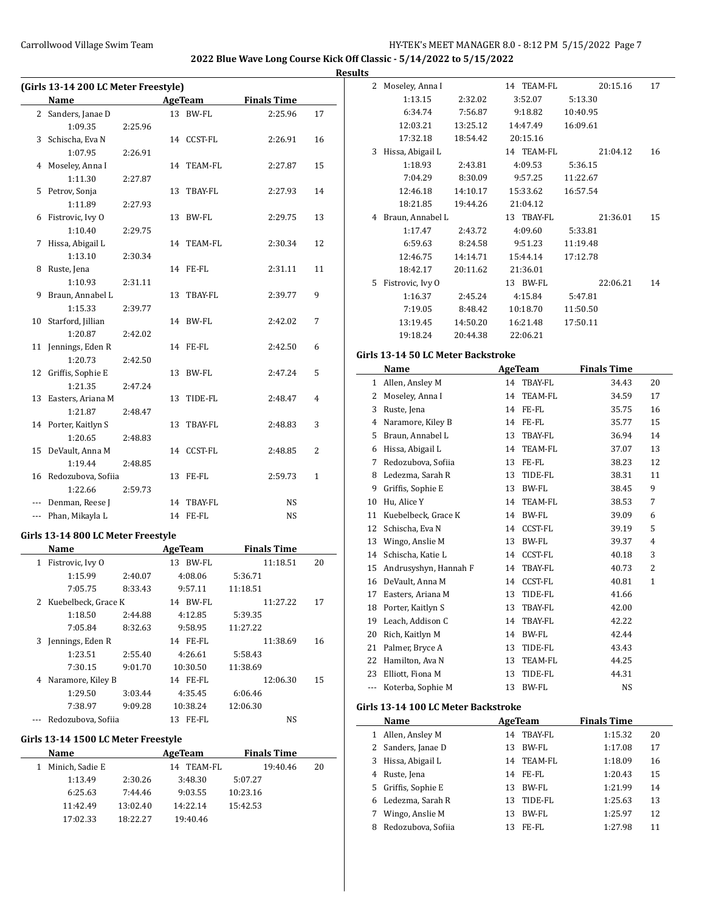## 2022 Blue Wave Long Course Kick Off Classic - 5/14/2022 to 5/15/2022

### Results

### (Girls 13-14 200 LC Meter Freestyle)

| | Name | Age | Team | Finals Time | Points |
|---|---|---|---|---|---|
| 2 | Sanders, Janae D | 13 | BW-FL | 2:25.96 | 17 |
| | 1:09.35 | 2:25.96 | | | |
| 3 | Schischa, Eva N | 14 | CCST-FL | 2:26.91 | 16 |
| | 1:07.95 | 2:26.91 | | | |
| 4 | Moseley, Anna I | 14 | TEAM-FL | 2:27.87 | 15 |
| | 1:11.30 | 2:27.87 | | | |
| 5 | Petrov, Sonja | 13 | TBAY-FL | 2:27.93 | 14 |
| | 1:11.89 | 2:27.93 | | | |
| 6 | Fistrovic, Ivy O | 13 | BW-FL | 2:29.75 | 13 |
| | 1:10.40 | 2:29.75 | | | |
| 7 | Hissa, Abigail L | 14 | TEAM-FL | 2:30.34 | 12 |
| | 1:13.10 | 2:30.34 | | | |
| 8 | Ruste, Jena | 14 | FE-FL | 2:31.11 | 11 |
| | 1:10.93 | 2:31.11 | | | |
| 9 | Braun, Annabel L | 13 | TBAY-FL | 2:39.77 | 9 |
| | 1:15.33 | 2:39.77 | | | |
| 10 | Starford, Jillian | 14 | BW-FL | 2:42.02 | 7 |
| | 1:20.87 | 2:42.02 | | | |
| 11 | Jennings, Eden R | 14 | FE-FL | 2:42.50 | 6 |
| | 1:20.73 | 2:42.50 | | | |
| 12 | Griffis, Sophie E | 13 | BW-FL | 2:47.24 | 5 |
| | 1:21.35 | 2:47.24 | | | |
| 13 | Easters, Ariana M | 13 | TIDE-FL | 2:48.47 | 4 |
| | 1:21.87 | 2:48.47 | | | |
| 14 | Porter, Kaitlyn S | 13 | TBAY-FL | 2:48.83 | 3 |
| | 1:20.65 | 2:48.83 | | | |
| 15 | DeVault, Anna M | 14 | CCST-FL | 2:48.85 | 2 |
| | 1:19.44 | 2:48.85 | | | |
| 16 | Redozubova, Sofiia | 13 | FE-FL | 2:59.73 | 1 |
| | 1:22.66 | 2:59.73 | | | |
| --- | Denman, Reese J | 14 | TBAY-FL | NS | |
| --- | Phan, Mikayla L | 14 | FE-FL | NS | |

### Girls 13-14 800 LC Meter Freestyle

| | Name | Age | Team | Finals Time | Points |
|---|---|---|---|---|---|
| 1 | Fistrovic, Ivy O | 13 | BW-FL | 11:18.51 | 20 |
| | 1:15.99 | 2:40.07 | 4:08.06 | 5:36.71 | |
| | 7:05.75 | 8:33.43 | 9:57.11 | 11:18.51 | |
| 2 | Kuebelbeck, Grace K | 14 | BW-FL | 11:27.22 | 17 |
| | 1:18.50 | 2:44.88 | 4:12.85 | 5:39.35 | |
| | 7:05.84 | 8:32.63 | 9:58.95 | 11:27.22 | |
| 3 | Jennings, Eden R | 14 | FE-FL | 11:38.69 | 16 |
| | 1:23.51 | 2:55.40 | 4:26.61 | 5:58.43 | |
| | 7:30.15 | 9:01.70 | 10:30.50 | 11:38.69 | |
| 4 | Naramore, Kiley B | 14 | FE-FL | 12:06.30 | 15 |
| | 1:29.50 | 3:03.44 | 4:35.45 | 6:06.46 | |
| | 7:38.97 | 9:09.28 | 10:38.24 | 12:06.30 | |
| --- | Redozubova, Sofiia | 13 | FE-FL | NS | |

### Girls 13-14 1500 LC Meter Freestyle

| | Name | Age | Team | Finals Time | Points |
|---|---|---|---|---|---|
| 1 | Minich, Sadie E | 14 | TEAM-FL | 19:40.46 | 20 |
| | 1:13.49 | 2:30.26 | 3:48.30 | 5:07.27 | |
| | 6:25.63 | 7:44.46 | 9:03.55 | 10:23.16 | |
| | 11:42.49 | 13:02.40 | 14:22.14 | 15:42.53 | |
| | 17:02.33 | 18:22.27 | 19:40.46 | | |
| 2 | Moseley, Anna I | 14 | TEAM-FL | 20:15.16 | 17 |
| | 1:13.15 | 2:32.02 | 3:52.07 | 5:13.30 | |
| | 6:34.74 | 7:56.87 | 9:18.82 | 10:40.95 | |
| | 12:03.21 | 13:25.12 | 14:47.49 | 16:09.61 | |
| | 17:32.18 | 18:54.42 | 20:15.16 | | |
| 3 | Hissa, Abigail L | 14 | TEAM-FL | 21:04.12 | 16 |
| | 1:18.93 | 2:43.81 | 4:09.53 | 5:36.15 | |
| | 7:04.29 | 8:30.09 | 9:57.25 | 11:22.67 | |
| | 12:46.18 | 14:10.17 | 15:33.62 | 16:57.54 | |
| | 18:21.85 | 19:44.26 | 21:04.12 | | |
| 4 | Braun, Annabel L | 13 | TBAY-FL | 21:36.01 | 15 |
| | 1:17.47 | 2:43.72 | 4:09.60 | 5:33.81 | |
| | 6:59.63 | 8:24.58 | 9:51.23 | 11:19.48 | |
| | 12:46.75 | 14:14.71 | 15:44.14 | 17:12.78 | |
| | 18:42.17 | 20:11.62 | 21:36.01 | | |
| 5 | Fistrovic, Ivy O | 13 | BW-FL | 22:06.21 | 14 |
| | 1:16.37 | 2:45.24 | 4:15.84 | 5:47.81 | |
| | 7:19.05 | 8:48.42 | 10:18.70 | 11:50.50 | |
| | 13:19.45 | 14:50.20 | 16:21.48 | 17:50.11 | |
| | 19:18.24 | 20:44.38 | 22:06.21 | | |

### Girls 13-14 50 LC Meter Backstroke

| | Name | Age | Team | Finals Time | Points |
|---|---|---|---|---|---|
| 1 | Allen, Ansley M | 14 | TBAY-FL | 34.43 | 20 |
| 2 | Moseley, Anna I | 14 | TEAM-FL | 34.59 | 17 |
| 3 | Ruste, Jena | 14 | FE-FL | 35.75 | 16 |
| 4 | Naramore, Kiley B | 14 | FE-FL | 35.77 | 15 |
| 5 | Braun, Annabel L | 13 | TBAY-FL | 36.94 | 14 |
| 6 | Hissa, Abigail L | 14 | TEAM-FL | 37.07 | 13 |
| 7 | Redozubova, Sofiia | 13 | FE-FL | 38.23 | 12 |
| 8 | Ledezma, Sarah R | 13 | TIDE-FL | 38.31 | 11 |
| 9 | Griffis, Sophie E | 13 | BW-FL | 38.45 | 9 |
| 10 | Hu, Alice Y | 14 | TEAM-FL | 38.53 | 7 |
| 11 | Kuebelbeck, Grace K | 14 | BW-FL | 39.09 | 6 |
| 12 | Schischa, Eva N | 14 | CCST-FL | 39.19 | 5 |
| 13 | Wingo, Anslie M | 13 | BW-FL | 39.37 | 4 |
| 14 | Schischa, Katie L | 14 | CCST-FL | 40.18 | 3 |
| 15 | Andrusyshyn, Hannah F | 14 | TBAY-FL | 40.73 | 2 |
| 16 | DeVault, Anna M | 14 | CCST-FL | 40.81 | 1 |
| 17 | Easters, Ariana M | 13 | TIDE-FL | 41.66 | |
| 18 | Porter, Kaitlyn S | 13 | TBAY-FL | 42.00 | |
| 19 | Leach, Addison C | 14 | TBAY-FL | 42.22 | |
| 20 | Rich, Kaitlyn M | 14 | BW-FL | 42.44 | |
| 21 | Palmer, Bryce A | 13 | TIDE-FL | 43.43 | |
| 22 | Hamilton, Ava N | 13 | TEAM-FL | 44.25 | |
| 23 | Elliott, Fiona M | 13 | TIDE-FL | 44.31 | |
| --- | Koterba, Sophie M | 13 | BW-FL | NS | |

### Girls 13-14 100 LC Meter Backstroke

| | Name | Age | Team | Finals Time | Points |
|---|---|---|---|---|---|
| 1 | Allen, Ansley M | 14 | TBAY-FL | 1:15.32 | 20 |
| 2 | Sanders, Janae D | 13 | BW-FL | 1:17.08 | 17 |
| 3 | Hissa, Abigail L | 14 | TEAM-FL | 1:18.09 | 16 |
| 4 | Ruste, Jena | 14 | FE-FL | 1:20.43 | 15 |
| 5 | Griffis, Sophie E | 13 | BW-FL | 1:21.99 | 14 |
| 6 | Ledezma, Sarah R | 13 | TIDE-FL | 1:25.63 | 13 |
| 7 | Wingo, Anslie M | 13 | BW-FL | 1:25.97 | 12 |
| 8 | Redozubova, Sofiia | 13 | FE-FL | 1:27.98 | 11 |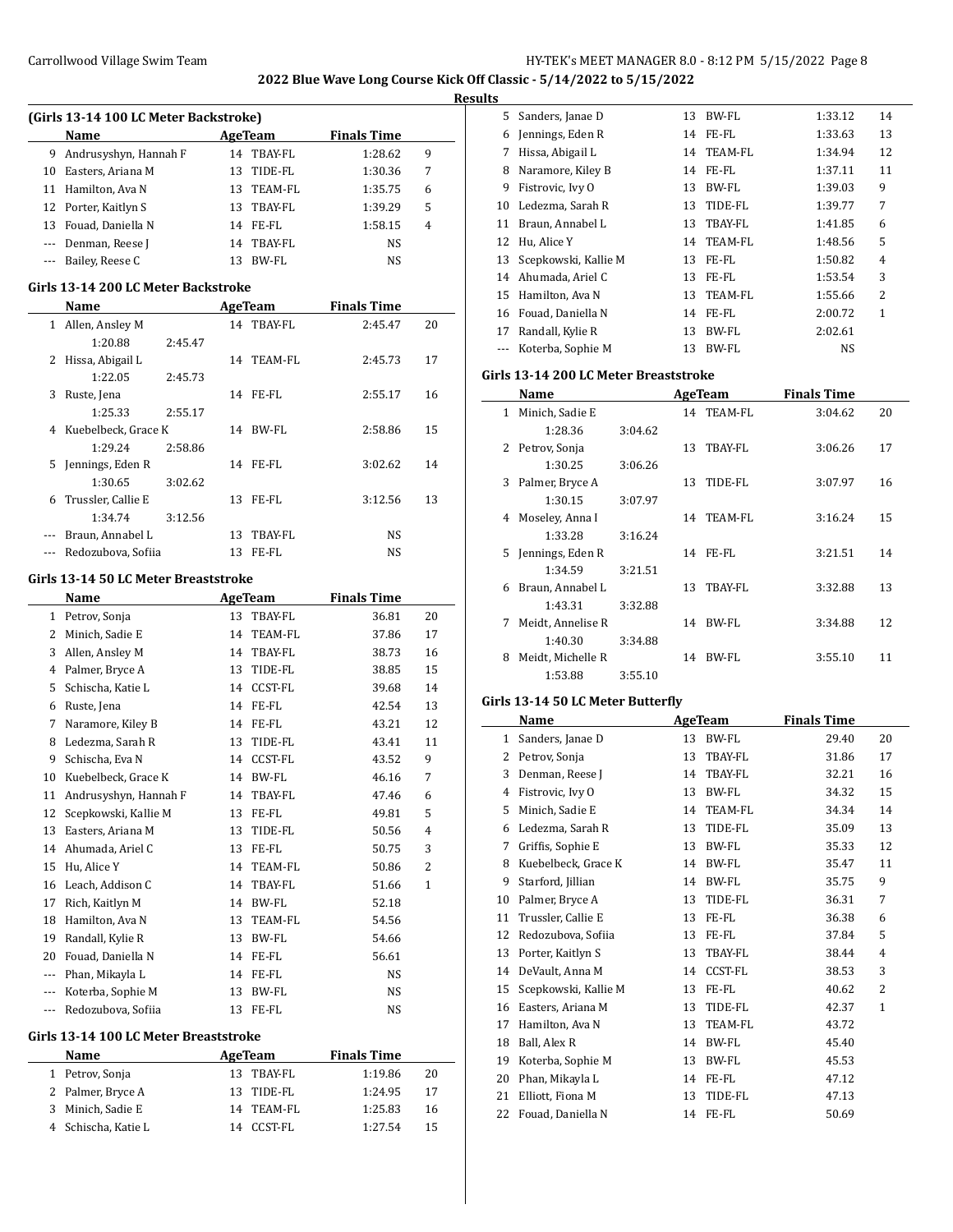**2022 Blue Wave Long Course Kick Off Classic - 5/14/2022 to 5/15/2022**

**Results**

### (Girls 13-14 100 LC Meter Backstroke)

| | Name | Age | Team | Finals Time | |
|---|---|---|---|---|---|
| 9 | Andrusyshyn, Hannah F | 14 | TBAY-FL | 1:28.62 | 9 |
| 10 | Easters, Ariana M | 13 | TIDE-FL | 1:30.36 | 7 |
| 11 | Hamilton, Ava N | 13 | TEAM-FL | 1:35.75 | 6 |
| 12 | Porter, Kaitlyn S | 13 | TBAY-FL | 1:39.29 | 5 |
| 13 | Fouad, Daniella N | 14 | FE-FL | 1:58.15 | 4 |
| --- | Denman, Reese J | 14 | TBAY-FL | NS | |
| --- | Bailey, Reese C | 13 | BW-FL | NS | |

### Girls 13-14 200 LC Meter Backstroke

| | Name | Age | Team | Finals Time | |
|---|---|---|---|---|---|
| 1 | Allen, Ansley M | 14 | TBAY-FL | 2:45.47 | 20 |
| | 1:20.88 2:45.47 | | | | |
| 2 | Hissa, Abigail L | 14 | TEAM-FL | 2:45.73 | 17 |
| | 1:22.05 2:45.73 | | | | |
| 3 | Ruste, Jena | 14 | FE-FL | 2:55.17 | 16 |
| | 1:25.33 2:55.17 | | | | |
| 4 | Kuebelbeck, Grace K | 14 | BW-FL | 2:58.86 | 15 |
| | 1:29.24 2:58.86 | | | | |
| 5 | Jennings, Eden R | 14 | FE-FL | 3:02.62 | 14 |
| | 1:30.65 3:02.62 | | | | |
| 6 | Trussler, Callie E | 13 | FE-FL | 3:12.56 | 13 |
| | 1:34.74 3:12.56 | | | | |
| --- | Braun, Annabel L | 13 | TBAY-FL | NS | |
| --- | Redozubova, Sofiia | 13 | FE-FL | NS | |

### Girls 13-14 50 LC Meter Breaststroke

| | Name | Age | Team | Finals Time | |
|---|---|---|---|---|---|
| 1 | Petrov, Sonja | 13 | TBAY-FL | 36.81 | 20 |
| 2 | Minich, Sadie E | 14 | TEAM-FL | 37.86 | 17 |
| 3 | Allen, Ansley M | 14 | TBAY-FL | 38.73 | 16 |
| 4 | Palmer, Bryce A | 13 | TIDE-FL | 38.85 | 15 |
| 5 | Schischa, Katie L | 14 | CCST-FL | 39.68 | 14 |
| 6 | Ruste, Jena | 14 | FE-FL | 42.54 | 13 |
| 7 | Naramore, Kiley B | 14 | FE-FL | 43.21 | 12 |
| 8 | Ledezma, Sarah R | 13 | TIDE-FL | 43.41 | 11 |
| 9 | Schischa, Eva N | 14 | CCST-FL | 43.52 | 9 |
| 10 | Kuebelbeck, Grace K | 14 | BW-FL | 46.16 | 7 |
| 11 | Andrusyshyn, Hannah F | 14 | TBAY-FL | 47.46 | 6 |
| 12 | Scepkowski, Kallie M | 13 | FE-FL | 49.81 | 5 |
| 13 | Easters, Ariana M | 13 | TIDE-FL | 50.56 | 4 |
| 14 | Ahumada, Ariel C | 13 | FE-FL | 50.75 | 3 |
| 15 | Hu, Alice Y | 14 | TEAM-FL | 50.86 | 2 |
| 16 | Leach, Addison C | 14 | TBAY-FL | 51.66 | 1 |
| 17 | Rich, Kaitlyn M | 14 | BW-FL | 52.18 | |
| 18 | Hamilton, Ava N | 13 | TEAM-FL | 54.56 | |
| 19 | Randall, Kylie R | 13 | BW-FL | 54.66 | |
| 20 | Fouad, Daniella N | 14 | FE-FL | 56.61 | |
| --- | Phan, Mikayla L | 14 | FE-FL | NS | |
| --- | Koterba, Sophie M | 13 | BW-FL | NS | |
| --- | Redozubova, Sofiia | 13 | FE-FL | NS | |

### Girls 13-14 100 LC Meter Breaststroke

| | Name | Age | Team | Finals Time | |
|---|---|---|---|---|---|
| 1 | Petrov, Sonja | 13 | TBAY-FL | 1:19.86 | 20 |
| 2 | Palmer, Bryce A | 13 | TIDE-FL | 1:24.95 | 17 |
| 3 | Minich, Sadie E | 14 | TEAM-FL | 1:25.83 | 16 |
| 4 | Schischa, Katie L | 14 | CCST-FL | 1:27.54 | 15 |
| 5 | Sanders, Janae D | 13 | BW-FL | 1:33.12 | 14 |
| 6 | Jennings, Eden R | 14 | FE-FL | 1:33.63 | 13 |
| 7 | Hissa, Abigail L | 14 | TEAM-FL | 1:34.94 | 12 |
| 8 | Naramore, Kiley B | 14 | FE-FL | 1:37.11 | 11 |
| 9 | Fistrovic, Ivy O | 13 | BW-FL | 1:39.03 | 9 |
| 10 | Ledezma, Sarah R | 13 | TIDE-FL | 1:39.77 | 7 |
| 11 | Braun, Annabel L | 13 | TBAY-FL | 1:41.85 | 6 |
| 12 | Hu, Alice Y | 14 | TEAM-FL | 1:48.56 | 5 |
| 13 | Scepkowski, Kallie M | 13 | FE-FL | 1:50.82 | 4 |
| 14 | Ahumada, Ariel C | 13 | FE-FL | 1:53.54 | 3 |
| 15 | Hamilton, Ava N | 13 | TEAM-FL | 1:55.66 | 2 |
| 16 | Fouad, Daniella N | 14 | FE-FL | 2:00.72 | 1 |
| 17 | Randall, Kylie R | 13 | BW-FL | 2:02.61 | |
| --- | Koterba, Sophie M | 13 | BW-FL | NS | |

### Girls 13-14 200 LC Meter Breaststroke

| | Name | Age | Team | Finals Time | |
|---|---|---|---|---|---|
| 1 | Minich, Sadie E | 14 | TEAM-FL | 3:04.62 | 20 |
| | 1:28.36 3:04.62 | | | | |
| 2 | Petrov, Sonja | 13 | TBAY-FL | 3:06.26 | 17 |
| | 1:30.25 3:06.26 | | | | |
| 3 | Palmer, Bryce A | 13 | TIDE-FL | 3:07.97 | 16 |
| | 1:30.15 3:07.97 | | | | |
| 4 | Moseley, Anna I | 14 | TEAM-FL | 3:16.24 | 15 |
| | 1:33.28 3:16.24 | | | | |
| 5 | Jennings, Eden R | 14 | FE-FL | 3:21.51 | 14 |
| | 1:34.59 3:21.51 | | | | |
| 6 | Braun, Annabel L | 13 | TBAY-FL | 3:32.88 | 13 |
| | 1:43.31 3:32.88 | | | | |
| 7 | Meidt, Annelise R | 14 | BW-FL | 3:34.88 | 12 |
| | 1:40.30 3:34.88 | | | | |
| 8 | Meidt, Michelle R | 14 | BW-FL | 3:55.10 | 11 |
| | 1:53.88 3:55.10 | | | | |

### Girls 13-14 50 LC Meter Butterfly

| | Name | Age | Team | Finals Time | |
|---|---|---|---|---|---|
| 1 | Sanders, Janae D | 13 | BW-FL | 29.40 | 20 |
| 2 | Petrov, Sonja | 13 | TBAY-FL | 31.86 | 17 |
| 3 | Denman, Reese J | 14 | TBAY-FL | 32.21 | 16 |
| 4 | Fistrovic, Ivy O | 13 | BW-FL | 34.32 | 15 |
| 5 | Minich, Sadie E | 14 | TEAM-FL | 34.34 | 14 |
| 6 | Ledezma, Sarah R | 13 | TIDE-FL | 35.09 | 13 |
| 7 | Griffis, Sophie E | 13 | BW-FL | 35.33 | 12 |
| 8 | Kuebelbeck, Grace K | 14 | BW-FL | 35.47 | 11 |
| 9 | Starford, Jillian | 14 | BW-FL | 35.75 | 9 |
| 10 | Palmer, Bryce A | 13 | TIDE-FL | 36.31 | 7 |
| 11 | Trussler, Callie E | 13 | FE-FL | 36.38 | 6 |
| 12 | Redozubova, Sofiia | 13 | FE-FL | 37.84 | 5 |
| 13 | Porter, Kaitlyn S | 13 | TBAY-FL | 38.44 | 4 |
| 14 | DeVault, Anna M | 14 | CCST-FL | 38.53 | 3 |
| 15 | Scepkowski, Kallie M | 13 | FE-FL | 40.62 | 2 |
| 16 | Easters, Ariana M | 13 | TIDE-FL | 42.37 | 1 |
| 17 | Hamilton, Ava N | 13 | TEAM-FL | 43.72 | |
| 18 | Ball, Alex R | 14 | BW-FL | 45.40 | |
| 19 | Koterba, Sophie M | 13 | BW-FL | 45.53 | |
| 20 | Phan, Mikayla L | 14 | FE-FL | 47.12 | |
| 21 | Elliott, Fiona M | 13 | TIDE-FL | 47.13 | |
| 22 | Fouad, Daniella N | 14 | FE-FL | 50.69 | |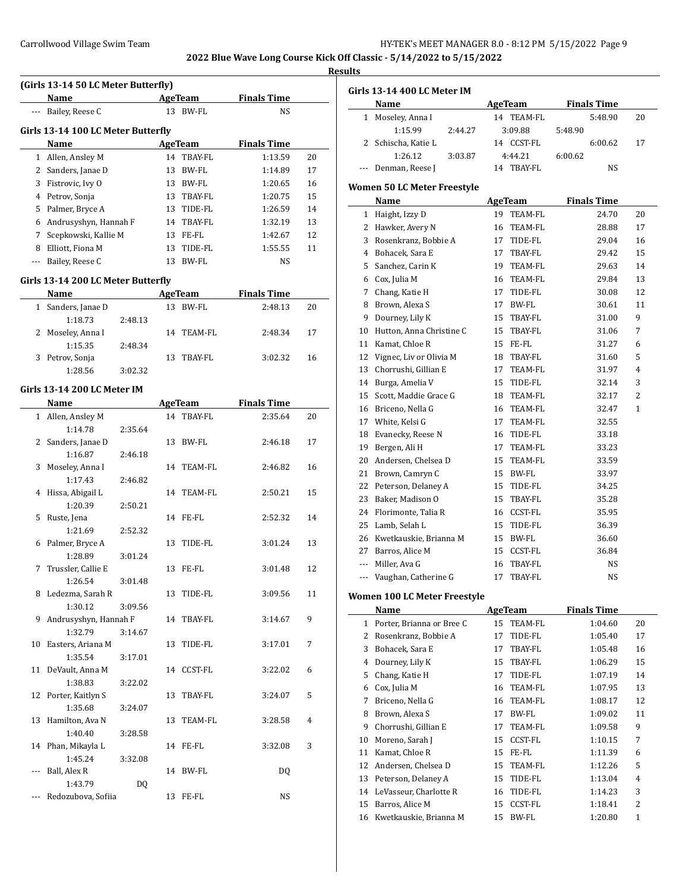**2022 Blue Wave Long Course Kick Off Classic - 5/14/2022 to 5/15/2022**

**Results**

### (Girls 13-14 50 LC Meter Butterfly)

| | Name | Age | Team | Finals Time | |
|---|---|---|---|---|---|
| --- | Bailey, Reese C | 13 | BW-FL | NS | |

### Girls 13-14 100 LC Meter Butterfly

| | Name | Age | Team | Finals Time | |
|---|---|---|---|---|---|
| 1 | Allen, Ansley M | 14 | TBAY-FL | 1:13.59 | 20 |
| 2 | Sanders, Janae D | 13 | BW-FL | 1:14.89 | 17 |
| 3 | Fistrovic, Ivy O | 13 | BW-FL | 1:20.65 | 16 |
| 4 | Petrov, Sonja | 13 | TBAY-FL | 1:20.75 | 15 |
| 5 | Palmer, Bryce A | 13 | TIDE-FL | 1:26.59 | 14 |
| 6 | Andrusyshyn, Hannah F | 14 | TBAY-FL | 1:32.19 | 13 |
| 7 | Scepkowski, Kallie M | 13 | FE-FL | 1:42.67 | 12 |
| 8 | Elliott, Fiona M | 13 | TIDE-FL | 1:55.55 | 11 |
| --- | Bailey, Reese C | 13 | BW-FL | NS | |

### Girls 13-14 200 LC Meter Butterfly

| | Name | Age | Team | Finals Time | |
|---|---|---|---|---|---|
| 1 | Sanders, Janae D | 13 | BW-FL | 2:48.13 | 20 |
| | 1:18.73 2:48.13 | | | | |
| 2 | Moseley, Anna I | 14 | TEAM-FL | 2:48.34 | 17 |
| | 1:15.35 2:48.34 | | | | |
| 3 | Petrov, Sonja | 13 | TBAY-FL | 3:02.32 | 16 |
| | 1:28.56 3:02.32 | | | | |

### Girls 13-14 200 LC Meter IM

| | Name | Age | Team | Finals Time | |
|---|---|---|---|---|---|
| 1 | Allen, Ansley M | 14 | TBAY-FL | 2:35.64 | 20 |
| | 1:14.78 2:35.64 | | | | |
| 2 | Sanders, Janae D | 13 | BW-FL | 2:46.18 | 17 |
| | 1:16.87 2:46.18 | | | | |
| 3 | Moseley, Anna I | 14 | TEAM-FL | 2:46.82 | 16 |
| | 1:17.43 2:46.82 | | | | |
| 4 | Hissa, Abigail L | 14 | TEAM-FL | 2:50.21 | 15 |
| | 1:20.39 2:50.21 | | | | |
| 5 | Ruste, Jena | 14 | FE-FL | 2:52.32 | 14 |
| | 1:21.69 2:52.32 | | | | |
| 6 | Palmer, Bryce A | 13 | TIDE-FL | 3:01.24 | 13 |
| | 1:28.89 3:01.24 | | | | |
| 7 | Trussler, Callie E | 13 | FE-FL | 3:01.48 | 12 |
| | 1:26.54 3:01.48 | | | | |
| 8 | Ledezma, Sarah R | 13 | TIDE-FL | 3:09.56 | 11 |
| | 1:30.12 3:09.56 | | | | |
| 9 | Andrusyshyn, Hannah F | 14 | TBAY-FL | 3:14.67 | 9 |
| | 1:32.79 3:14.67 | | | | |
| 10 | Easters, Ariana M | 13 | TIDE-FL | 3:17.01 | 7 |
| | 1:35.54 3:17.01 | | | | |
| 11 | DeVault, Anna M | 14 | CCST-FL | 3:22.02 | 6 |
| | 1:38.83 3:22.02 | | | | |
| 12 | Porter, Kaitlyn S | 13 | TBAY-FL | 3:24.07 | 5 |
| | 1:35.68 3:24.07 | | | | |
| 13 | Hamilton, Ava N | 13 | TEAM-FL | 3:28.58 | 4 |
| | 1:40.40 3:28.58 | | | | |
| 14 | Phan, Mikayla L | 14 | FE-FL | 3:32.08 | 3 |
| | 1:45.24 3:32.08 | | | | |
| --- | Ball, Alex R | 14 | BW-FL | DQ | |
| | 1:43.79 DQ | | | | |
| --- | Redozubova, Sofiia | 13 | FE-FL | NS | |

### Girls 13-14 400 LC Meter IM

| | Name | Age | Team | Finals Time | |
|---|---|---|---|---|---|
| 1 | Moseley, Anna I | 14 | TEAM-FL | 5:48.90 | 20 |
| | 1:15.99 2:44.27 3:09.88 5:48.90 | | | | |
| 2 | Schischa, Katie L | 14 | CCST-FL | 6:00.62 | 17 |
| | 1:26.12 3:03.87 4:44.21 6:00.62 | | | | |
| --- | Denman, Reese J | 14 | TBAY-FL | NS | |

### Women 50 LC Meter Freestyle

| | Name | Age | Team | Finals Time | |
|---|---|---|---|---|---|
| 1 | Haight, Izzy D | 19 | TEAM-FL | 24.70 | 20 |
| 2 | Hawker, Avery N | 16 | TEAM-FL | 28.88 | 17 |
| 3 | Rosenkranz, Bobbie A | 17 | TIDE-FL | 29.04 | 16 |
| 4 | Bohacek, Sara E | 17 | TBAY-FL | 29.42 | 15 |
| 5 | Sanchez, Carin K | 19 | TEAM-FL | 29.63 | 14 |
| 6 | Cox, Julia M | 16 | TEAM-FL | 29.84 | 13 |
| 7 | Chang, Katie H | 17 | TIDE-FL | 30.08 | 12 |
| 8 | Brown, Alexa S | 17 | BW-FL | 30.61 | 11 |
| 9 | Dourney, Lily K | 15 | TBAY-FL | 31.00 | 9 |
| 10 | Hutton, Anna Christine C | 15 | TBAY-FL | 31.06 | 7 |
| 11 | Kamat, Chloe R | 15 | FE-FL | 31.27 | 6 |
| 12 | Vignec, Liv or Olivia M | 18 | TBAY-FL | 31.60 | 5 |
| 13 | Chorrushi, Gillian E | 17 | TEAM-FL | 31.97 | 4 |
| 14 | Burga, Amelia V | 15 | TIDE-FL | 32.14 | 3 |
| 15 | Scott, Maddie Grace G | 18 | TEAM-FL | 32.17 | 2 |
| 16 | Briceno, Nella G | 16 | TEAM-FL | 32.47 | 1 |
| 17 | White, Kelsi G | 17 | TEAM-FL | 32.55 | |
| 18 | Evanecky, Reese N | 16 | TIDE-FL | 33.18 | |
| 19 | Bergen, Ali H | 17 | TEAM-FL | 33.23 | |
| 20 | Andersen, Chelsea D | 15 | TEAM-FL | 33.59 | |
| 21 | Brown, Camryn C | 15 | BW-FL | 33.97 | |
| 22 | Peterson, Delaney A | 15 | TIDE-FL | 34.25 | |
| 23 | Baker, Madison O | 15 | TBAY-FL | 35.28 | |
| 24 | Florimonte, Talia R | 16 | CCST-FL | 35.95 | |
| 25 | Lamb, Selah L | 15 | TIDE-FL | 36.39 | |
| 26 | Kwetkauskie, Brianna M | 15 | BW-FL | 36.60 | |
| 27 | Barros, Alice M | 15 | CCST-FL | 36.84 | |
| --- | Miller, Ava G | 16 | TBAY-FL | NS | |
| --- | Vaughan, Catherine G | 17 | TBAY-FL | NS | |

### Women 100 LC Meter Freestyle

| | Name | Age | Team | Finals Time | |
|---|---|---|---|---|---|
| 1 | Porter, Brianna or Bree C | 15 | TEAM-FL | 1:04.60 | 20 |
| 2 | Rosenkranz, Bobbie A | 17 | TIDE-FL | 1:05.40 | 17 |
| 3 | Bohacek, Sara E | 17 | TBAY-FL | 1:05.48 | 16 |
| 4 | Dourney, Lily K | 15 | TBAY-FL | 1:06.29 | 15 |
| 5 | Chang, Katie H | 17 | TIDE-FL | 1:07.19 | 14 |
| 6 | Cox, Julia M | 16 | TEAM-FL | 1:07.95 | 13 |
| 7 | Briceno, Nella G | 16 | TEAM-FL | 1:08.17 | 12 |
| 8 | Brown, Alexa S | 17 | BW-FL | 1:09.02 | 11 |
| 9 | Chorrushi, Gillian E | 17 | TEAM-FL | 1:09.58 | 9 |
| 10 | Moreno, Sarah J | 15 | CCST-FL | 1:10.15 | 7 |
| 11 | Kamat, Chloe R | 15 | FE-FL | 1:11.39 | 6 |
| 12 | Andersen, Chelsea D | 15 | TEAM-FL | 1:12.26 | 5 |
| 13 | Peterson, Delaney A | 15 | TIDE-FL | 1:13.04 | 4 |
| 14 | LeVasseur, Charlotte R | 16 | TIDE-FL | 1:14.23 | 3 |
| 15 | Barros, Alice M | 15 | CCST-FL | 1:18.41 | 2 |
| 16 | Kwetkauskie, Brianna M | 15 | BW-FL | 1:20.80 | 1 |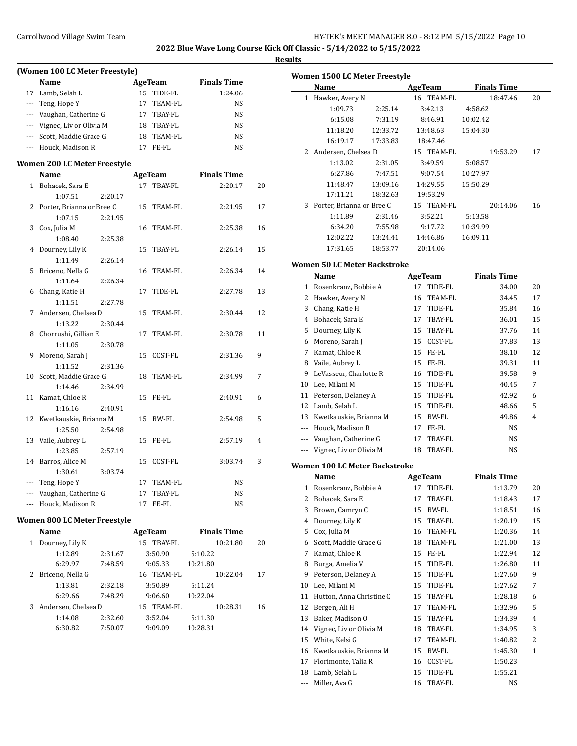## 2022 Blue Wave Long Course Kick Off Classic - 5/14/2022 to 5/15/2022

### Results

#### (Women 100 LC Meter Freestyle)

| | Name | Age | Team | Finals Time | |
|---|---|---|---|---|---|
| 17 | Lamb, Selah L | 15 | TIDE-FL | 1:24.06 | |
| --- | Teng, Hope Y | 17 | TEAM-FL | NS | |
| --- | Vaughan, Catherine G | 17 | TBAY-FL | NS | |
| --- | Vignec, Liv or Olivia M | 18 | TBAY-FL | NS | |
| --- | Scott, Maddie Grace G | 18 | TEAM-FL | NS | |
| --- | Houck, Madison R | 17 | FE-FL | NS | |

#### Women 200 LC Meter Freestyle

| | Name | Age | Team | Finals Time | |
|---|---|---|---|---|---|
| 1 | Bohacek, Sara E | 17 | TBAY-FL | 2:20.17 | 20 |
| | 1:07.51 2:20.17 | | | | |
| 2 | Porter, Brianna or Bree C | 15 | TEAM-FL | 2:21.95 | 17 |
| | 1:07.15 2:21.95 | | | | |
| 3 | Cox, Julia M | 16 | TEAM-FL | 2:25.38 | 16 |
| | 1:08.40 2:25.38 | | | | |
| 4 | Dourney, Lily K | 15 | TBAY-FL | 2:26.14 | 15 |
| | 1:11.49 2:26.14 | | | | |
| 5 | Briceno, Nella G | 16 | TEAM-FL | 2:26.34 | 14 |
| | 1:11.64 2:26.34 | | | | |
| 6 | Chang, Katie H | 17 | TIDE-FL | 2:27.78 | 13 |
| | 1:11.51 2:27.78 | | | | |
| 7 | Andersen, Chelsea D | 15 | TEAM-FL | 2:30.44 | 12 |
| | 1:13.22 2:30.44 | | | | |
| 8 | Chorrushi, Gillian E | 17 | TEAM-FL | 2:30.78 | 11 |
| | 1:11.05 2:30.78 | | | | |
| 9 | Moreno, Sarah J | 15 | CCST-FL | 2:31.36 | 9 |
| | 1:11.52 2:31.36 | | | | |
| 10 | Scott, Maddie Grace G | 18 | TEAM-FL | 2:34.99 | 7 |
| | 1:14.46 2:34.99 | | | | |
| 11 | Kamat, Chloe R | 15 | FE-FL | 2:40.91 | 6 |
| | 1:16.16 2:40.91 | | | | |
| 12 | Kwetkauskie, Brianna M | 15 | BW-FL | 2:54.98 | 5 |
| | 1:25.50 2:54.98 | | | | |
| 13 | Vaile, Aubrey L | 15 | FE-FL | 2:57.19 | 4 |
| | 1:23.85 2:57.19 | | | | |
| 14 | Barros, Alice M | 15 | CCST-FL | 3:03.74 | 3 |
| | 1:30.61 3:03.74 | | | | |
| --- | Teng, Hope Y | 17 | TEAM-FL | NS | |
| --- | Vaughan, Catherine G | 17 | TBAY-FL | NS | |
| --- | Houck, Madison R | 17 | FE-FL | NS | |

#### Women 800 LC Meter Freestyle

| | Name | Age | Team | Finals Time | |
|---|---|---|---|---|---|
| 1 | Dourney, Lily K | 15 | TBAY-FL | 10:21.80 | 20 |
| | 1:12.89 2:31.67 3:50.90 5:10.22 | | | | |
| | 6:29.97 7:48.59 9:05.33 10:21.80 | | | | |
| 2 | Briceno, Nella G | 16 | TEAM-FL | 10:22.04 | 17 |
| | 1:13.81 2:32.18 3:50.89 5:11.24 | | | | |
| | 6:29.66 7:48.29 9:06.60 10:22.04 | | | | |
| 3 | Andersen, Chelsea D | 15 | TEAM-FL | 10:28.31 | 16 |
| | 1:14.08 2:32.60 3:52.04 5:11.30 | | | | |
| | 6:30.82 7:50.07 9:09.09 10:28.31 | | | | |

#### Women 1500 LC Meter Freestyle

| | Name | Age | Team | Finals Time | |
|---|---|---|---|---|---|
| 1 | Hawker, Avery N | 16 | TEAM-FL | 18:47.46 | 20 |
| | 1:09.73 2:25.14 3:42.13 4:58.62 | | | | |
| | 6:15.08 7:31.19 8:46.91 10:02.42 | | | | |
| | 11:18.20 12:33.72 13:48.63 15:04.30 | | | | |
| | 16:19.17 17:33.83 18:47.46 | | | | |
| 2 | Andersen, Chelsea D | 15 | TEAM-FL | 19:53.29 | 17 |
| | 1:13.02 2:31.05 3:49.59 5:08.57 | | | | |
| | 6:27.86 7:47.51 9:07.54 10:27.97 | | | | |
| | 11:48.47 13:09.16 14:29.55 15:50.29 | | | | |
| | 17:11.21 18:32.63 19:53.29 | | | | |
| 3 | Porter, Brianna or Bree C | 15 | TEAM-FL | 20:14.06 | 16 |
| | 1:11.89 2:31.46 3:52.21 5:13.58 | | | | |
| | 6:34.20 7:55.98 9:17.72 10:39.99 | | | | |
| | 12:02.22 13:24.41 14:46.86 16:09.11 | | | | |
| | 17:31.65 18:53.77 20:14.06 | | | | |

#### Women 50 LC Meter Backstroke

| | Name | Age | Team | Finals Time | |
|---|---|---|---|---|---|
| 1 | Rosenkranz, Bobbie A | 17 | TIDE-FL | 34.00 | 20 |
| 2 | Hawker, Avery N | 16 | TEAM-FL | 34.45 | 17 |
| 3 | Chang, Katie H | 17 | TIDE-FL | 35.84 | 16 |
| 4 | Bohacek, Sara E | 17 | TBAY-FL | 36.01 | 15 |
| 5 | Dourney, Lily K | 15 | TBAY-FL | 37.76 | 14 |
| 6 | Moreno, Sarah J | 15 | CCST-FL | 37.83 | 13 |
| 7 | Kamat, Chloe R | 15 | FE-FL | 38.10 | 12 |
| 8 | Vaile, Aubrey L | 15 | FE-FL | 39.31 | 11 |
| 9 | LeVasseur, Charlotte R | 16 | TIDE-FL | 39.58 | 9 |
| 10 | Lee, Milani M | 15 | TIDE-FL | 40.45 | 7 |
| 11 | Peterson, Delaney A | 15 | TIDE-FL | 42.92 | 6 |
| 12 | Lamb, Selah L | 15 | TIDE-FL | 48.66 | 5 |
| 13 | Kwetkauskie, Brianna M | 15 | BW-FL | 49.86 | 4 |
| --- | Houck, Madison R | 17 | FE-FL | NS | |
| --- | Vaughan, Catherine G | 17 | TBAY-FL | NS | |
| --- | Vignec, Liv or Olivia M | 18 | TBAY-FL | NS | |

#### Women 100 LC Meter Backstroke

| | Name | Age | Team | Finals Time | |
|---|---|---|---|---|---|
| 1 | Rosenkranz, Bobbie A | 17 | TIDE-FL | 1:13.79 | 20 |
| 2 | Bohacek, Sara E | 17 | TBAY-FL | 1:18.43 | 17 |
| 3 | Brown, Camryn C | 15 | BW-FL | 1:18.51 | 16 |
| 4 | Dourney, Lily K | 15 | TBAY-FL | 1:20.19 | 15 |
| 5 | Cox, Julia M | 16 | TEAM-FL | 1:20.36 | 14 |
| 6 | Scott, Maddie Grace G | 18 | TEAM-FL | 1:21.00 | 13 |
| 7 | Kamat, Chloe R | 15 | FE-FL | 1:22.94 | 12 |
| 8 | Burga, Amelia V | 15 | TIDE-FL | 1:26.80 | 11 |
| 9 | Peterson, Delaney A | 15 | TIDE-FL | 1:27.60 | 9 |
| 10 | Lee, Milani M | 15 | TIDE-FL | 1:27.62 | 7 |
| 11 | Hutton, Anna Christine C | 15 | TBAY-FL | 1:28.18 | 6 |
| 12 | Bergen, Ali H | 17 | TEAM-FL | 1:32.96 | 5 |
| 13 | Baker, Madison O | 15 | TBAY-FL | 1:34.39 | 4 |
| 14 | Vignec, Liv or Olivia M | 18 | TBAY-FL | 1:34.95 | 3 |
| 15 | White, Kelsi G | 17 | TEAM-FL | 1:40.82 | 2 |
| 16 | Kwetkauskie, Brianna M | 15 | BW-FL | 1:45.30 | 1 |
| 17 | Florimonte, Talia R | 16 | CCST-FL | 1:50.23 | |
| 18 | Lamb, Selah L | 15 | TIDE-FL | 1:55.21 | |
| --- | Miller, Ava G | 16 | TBAY-FL | NS | |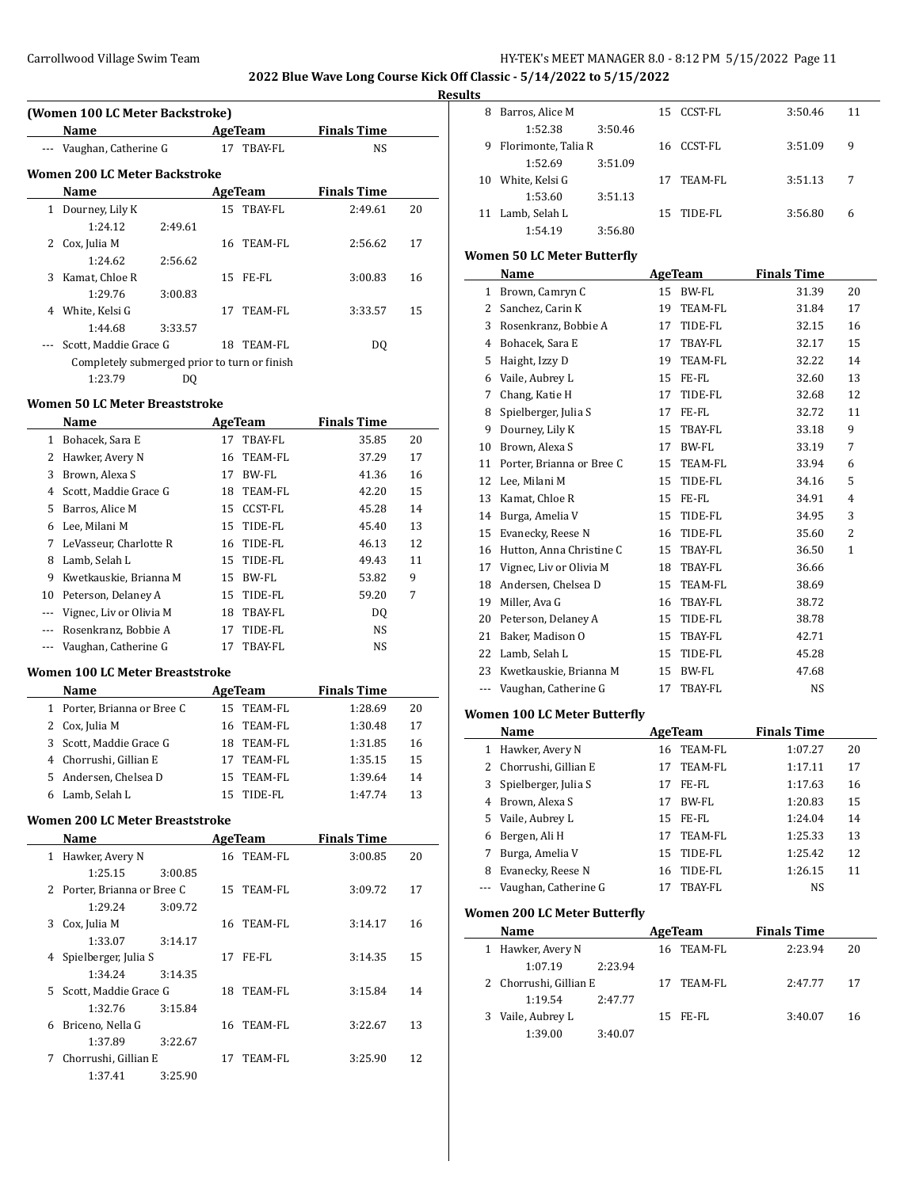## 2022 Blue Wave Long Course Kick Off Classic - 5/14/2022 to 5/15/2022

### Results

**(Women 100 LC Meter Backstroke)**

| | Name | Age | Team | Finals Time | |
|---|---|---|---|---|---|
| --- | Vaughan, Catherine G | 17 | TBAY-FL | NS | |

**Women 200 LC Meter Backstroke**

| | Name | Age | Team | Finals Time | |
|---|---|---|---|---|---|
| 1 | Dourney, Lily K | 15 | TBAY-FL | 2:49.61 | 20 |
| | 1:24.12 2:49.61 | | | | |
| 2 | Cox, Julia M | 16 | TEAM-FL | 2:56.62 | 17 |
| | 1:24.62 2:56.62 | | | | |
| 3 | Kamat, Chloe R | 15 | FE-FL | 3:00.83 | 16 |
| | 1:29.76 3:00.83 | | | | |
| 4 | White, Kelsi G | 17 | TEAM-FL | 3:33.57 | 15 |
| | 1:44.68 3:33.57 | | | | |
| --- | Scott, Maddie Grace G | 18 | TEAM-FL | DQ | |
| | Completely submerged prior to turn or finish | | | | |
| | 1:23.79 DQ | | | | |

**Women 50 LC Meter Breaststroke**

| | Name | Age | Team | Finals Time | |
|---|---|---|---|---|---|
| 1 | Bohacek, Sara E | 17 | TBAY-FL | 35.85 | 20 |
| 2 | Hawker, Avery N | 16 | TEAM-FL | 37.29 | 17 |
| 3 | Brown, Alexa S | 17 | BW-FL | 41.36 | 16 |
| 4 | Scott, Maddie Grace G | 18 | TEAM-FL | 42.20 | 15 |
| 5 | Barros, Alice M | 15 | CCST-FL | 45.28 | 14 |
| 6 | Lee, Milani M | 15 | TIDE-FL | 45.40 | 13 |
| 7 | LeVasseur, Charlotte R | 16 | TIDE-FL | 46.13 | 12 |
| 8 | Lamb, Selah L | 15 | TIDE-FL | 49.43 | 11 |
| 9 | Kwetkauskie, Brianna M | 15 | BW-FL | 53.82 | 9 |
| 10 | Peterson, Delaney A | 15 | TIDE-FL | 59.20 | 7 |
| --- | Vignec, Liv or Olivia M | 18 | TBAY-FL | DQ | |
| --- | Rosenkranz, Bobbie A | 17 | TIDE-FL | NS | |
| --- | Vaughan, Catherine G | 17 | TBAY-FL | NS | |

**Women 100 LC Meter Breaststroke**

| | Name | Age | Team | Finals Time | |
|---|---|---|---|---|---|
| 1 | Porter, Brianna or Bree C | 15 | TEAM-FL | 1:28.69 | 20 |
| 2 | Cox, Julia M | 16 | TEAM-FL | 1:30.48 | 17 |
| 3 | Scott, Maddie Grace G | 18 | TEAM-FL | 1:31.85 | 16 |
| 4 | Chorrushi, Gillian E | 17 | TEAM-FL | 1:35.15 | 15 |
| 5 | Andersen, Chelsea D | 15 | TEAM-FL | 1:39.64 | 14 |
| 6 | Lamb, Selah L | 15 | TIDE-FL | 1:47.74 | 13 |

**Women 200 LC Meter Breaststroke**

| | Name | Age | Team | Finals Time | |
|---|---|---|---|---|---|
| 1 | Hawker, Avery N | 16 | TEAM-FL | 3:00.85 | 20 |
| | 1:25.15 3:00.85 | | | | |
| 2 | Porter, Brianna or Bree C | 15 | TEAM-FL | 3:09.72 | 17 |
| | 1:29.24 3:09.72 | | | | |
| 3 | Cox, Julia M | 16 | TEAM-FL | 3:14.17 | 16 |
| | 1:33.07 3:14.17 | | | | |
| 4 | Spielberger, Julia S | 17 | FE-FL | 3:14.35 | 15 |
| | 1:34.24 3:14.35 | | | | |
| 5 | Scott, Maddie Grace G | 18 | TEAM-FL | 3:15.84 | 14 |
| | 1:32.76 3:15.84 | | | | |
| 6 | Briceno, Nella G | 16 | TEAM-FL | 3:22.67 | 13 |
| | 1:37.89 3:22.67 | | | | |
| 7 | Chorrushi, Gillian E | 17 | TEAM-FL | 3:25.90 | 12 |
| | 1:37.41 3:25.90 | | | | |
| 8 | Barros, Alice M | 15 | CCST-FL | 3:50.46 | 11 |
| | 1:52.38 3:50.46 | | | | |
| 9 | Florimonte, Talia R | 16 | CCST-FL | 3:51.09 | 9 |
| | 1:52.69 3:51.09 | | | | |
| 10 | White, Kelsi G | 17 | TEAM-FL | 3:51.13 | 7 |
| | 1:53.60 3:51.13 | | | | |
| 11 | Lamb, Selah L | 15 | TIDE-FL | 3:56.80 | 6 |
| | 1:54.19 3:56.80 | | | | |

**Women 50 LC Meter Butterfly**

| | Name | Age | Team | Finals Time | |
|---|---|---|---|---|---|
| 1 | Brown, Camryn C | 15 | BW-FL | 31.39 | 20 |
| 2 | Sanchez, Carin K | 19 | TEAM-FL | 31.84 | 17 |
| 3 | Rosenkranz, Bobbie A | 17 | TIDE-FL | 32.15 | 16 |
| 4 | Bohacek, Sara E | 17 | TBAY-FL | 32.17 | 15 |
| 5 | Haight, Izzy D | 19 | TEAM-FL | 32.22 | 14 |
| 6 | Vaile, Aubrey L | 15 | FE-FL | 32.60 | 13 |
| 7 | Chang, Katie H | 17 | TIDE-FL | 32.68 | 12 |
| 8 | Spielberger, Julia S | 17 | FE-FL | 32.72 | 11 |
| 9 | Dourney, Lily K | 15 | TBAY-FL | 33.18 | 9 |
| 10 | Brown, Alexa S | 17 | BW-FL | 33.19 | 7 |
| 11 | Porter, Brianna or Bree C | 15 | TEAM-FL | 33.94 | 6 |
| 12 | Lee, Milani M | 15 | TIDE-FL | 34.16 | 5 |
| 13 | Kamat, Chloe R | 15 | FE-FL | 34.91 | 4 |
| 14 | Burga, Amelia V | 15 | TIDE-FL | 34.95 | 3 |
| 15 | Evanecky, Reese N | 16 | TIDE-FL | 35.60 | 2 |
| 16 | Hutton, Anna Christine C | 15 | TBAY-FL | 36.50 | 1 |
| 17 | Vignec, Liv or Olivia M | 18 | TBAY-FL | 36.66 | |
| 18 | Andersen, Chelsea D | 15 | TEAM-FL | 38.69 | |
| 19 | Miller, Ava G | 16 | TBAY-FL | 38.72 | |
| 20 | Peterson, Delaney A | 15 | TIDE-FL | 38.78 | |
| 21 | Baker, Madison O | 15 | TBAY-FL | 42.71 | |
| 22 | Lamb, Selah L | 15 | TIDE-FL | 45.28 | |
| 23 | Kwetkauskie, Brianna M | 15 | BW-FL | 47.68 | |
| --- | Vaughan, Catherine G | 17 | TBAY-FL | NS | |

**Women 100 LC Meter Butterfly**

| | Name | Age | Team | Finals Time | |
|---|---|---|---|---|---|
| 1 | Hawker, Avery N | 16 | TEAM-FL | 1:07.27 | 20 |
| 2 | Chorrushi, Gillian E | 17 | TEAM-FL | 1:17.11 | 17 |
| 3 | Spielberger, Julia S | 17 | FE-FL | 1:17.63 | 16 |
| 4 | Brown, Alexa S | 17 | BW-FL | 1:20.83 | 15 |
| 5 | Vaile, Aubrey L | 15 | FE-FL | 1:24.04 | 14 |
| 6 | Bergen, Ali H | 17 | TEAM-FL | 1:25.33 | 13 |
| 7 | Burga, Amelia V | 15 | TIDE-FL | 1:25.42 | 12 |
| 8 | Evanecky, Reese N | 16 | TIDE-FL | 1:26.15 | 11 |
| --- | Vaughan, Catherine G | 17 | TBAY-FL | NS | |

**Women 200 LC Meter Butterfly**

| | Name | Age | Team | Finals Time | |
|---|---|---|---|---|---|
| 1 | Hawker, Avery N | 16 | TEAM-FL | 2:23.94 | 20 |
| | 1:07.19 2:23.94 | | | | |
| 2 | Chorrushi, Gillian E | 17 | TEAM-FL | 2:47.77 | 17 |
| | 1:19.54 2:47.77 | | | | |
| 3 | Vaile, Aubrey L | 15 | FE-FL | 3:40.07 | 16 |
| | 1:39.00 3:40.07 | | | | |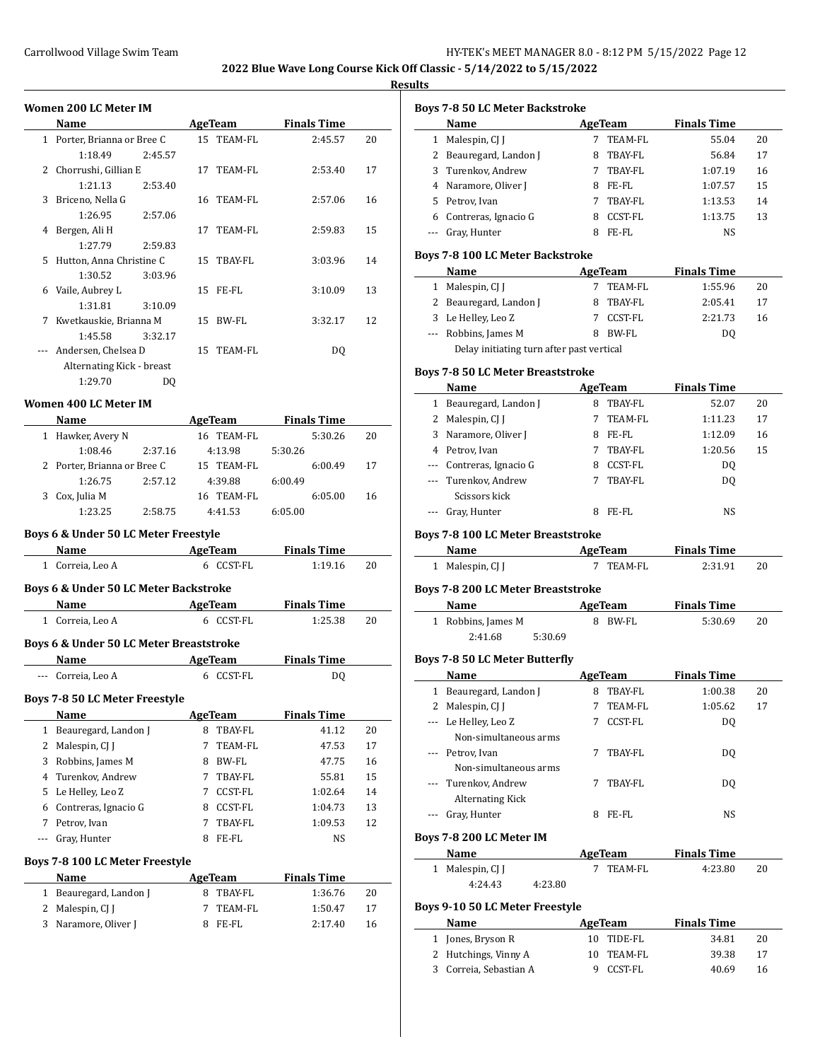**2022 Blue Wave Long Course Kick Off Classic - 5/14/2022 to 5/15/2022**

**Results**

### Women 200 LC Meter IM

| | Name | Age | Team | Finals Time | Points |
|---|---|---|---|---|---|
| 1 | Porter, Brianna or Bree C | 15 | TEAM-FL | 2:45.57 | 20 |
| | 1:18.49 2:45.57 | | | | |
| 2 | Chorrushi, Gillian E | 17 | TEAM-FL | 2:53.40 | 17 |
| | 1:21.13 2:53.40 | | | | |
| 3 | Briceno, Nella G | 16 | TEAM-FL | 2:57.06 | 16 |
| | 1:26.95 2:57.06 | | | | |
| 4 | Bergen, Ali H | 17 | TEAM-FL | 2:59.83 | 15 |
| | 1:27.79 2:59.83 | | | | |
| 5 | Hutton, Anna Christine C | 15 | TBAY-FL | 3:03.96 | 14 |
| | 1:30.52 3:03.96 | | | | |
| 6 | Vaile, Aubrey L | 15 | FE-FL | 3:10.09 | 13 |
| | 1:31.81 3:10.09 | | | | |
| 7 | Kwetkauskie, Brianna M | 15 | BW-FL | 3:32.17 | 12 |
| | 1:45.58 3:32.17 | | | | |
| --- | Andersen, Chelsea D | 15 | TEAM-FL | DQ | |
| | Alternating Kick - breast | | | | |
| | 1:29.70 DQ | | | | |

### Women 400 LC Meter IM

| | Name | Age | Team | Finals Time | Points |
|---|---|---|---|---|---|
| 1 | Hawker, Avery N | 16 | TEAM-FL | 5:30.26 | 20 |
| | 1:08.46 2:37.16 4:13.98 5:30.26 | | | | |
| 2 | Porter, Brianna or Bree C | 15 | TEAM-FL | 6:00.49 | 17 |
| | 1:26.75 2:57.12 4:39.88 6:00.49 | | | | |
| 3 | Cox, Julia M | 16 | TEAM-FL | 6:05.00 | 16 |
| | 1:23.25 2:58.75 4:41.53 6:05.00 | | | | |

### Boys 6 & Under 50 LC Meter Freestyle

| | Name | Age | Team | Finals Time | Points |
|---|---|---|---|---|---|
| 1 | Correia, Leo A | 6 | CCST-FL | 1:19.16 | 20 |

### Boys 6 & Under 50 LC Meter Backstroke

| | Name | Age | Team | Finals Time | Points |
|---|---|---|---|---|---|
| 1 | Correia, Leo A | 6 | CCST-FL | 1:25.38 | 20 |

### Boys 6 & Under 50 LC Meter Breaststroke

| | Name | Age | Team | Finals Time | Points |
|---|---|---|---|---|---|
| --- | Correia, Leo A | 6 | CCST-FL | DQ | |

### Boys 7-8 50 LC Meter Freestyle

| | Name | Age | Team | Finals Time | Points |
|---|---|---|---|---|---|
| 1 | Beauregard, Landon J | 8 | TBAY-FL | 41.12 | 20 |
| 2 | Malespin, CJ J | 7 | TEAM-FL | 47.53 | 17 |
| 3 | Robbins, James M | 8 | BW-FL | 47.75 | 16 |
| 4 | Turenkov, Andrew | 7 | TBAY-FL | 55.81 | 15 |
| 5 | Le Helley, Leo Z | 7 | CCST-FL | 1:02.64 | 14 |
| 6 | Contreras, Ignacio G | 8 | CCST-FL | 1:04.73 | 13 |
| 7 | Petrov, Ivan | 7 | TBAY-FL | 1:09.53 | 12 |
| --- | Gray, Hunter | 8 | FE-FL | NS | |

### Boys 7-8 100 LC Meter Freestyle

| | Name | Age | Team | Finals Time | Points |
|---|---|---|---|---|---|
| 1 | Beauregard, Landon J | 8 | TBAY-FL | 1:36.76 | 20 |
| 2 | Malespin, CJ J | 7 | TEAM-FL | 1:50.47 | 17 |
| 3 | Naramore, Oliver J | 8 | FE-FL | 2:17.40 | 16 |

### Boys 7-8 50 LC Meter Backstroke

| | Name | Age | Team | Finals Time | Points |
|---|---|---|---|---|---|
| 1 | Malespin, CJ J | 7 | TEAM-FL | 55.04 | 20 |
| 2 | Beauregard, Landon J | 8 | TBAY-FL | 56.84 | 17 |
| 3 | Turenkov, Andrew | 7 | TBAY-FL | 1:07.19 | 16 |
| 4 | Naramore, Oliver J | 8 | FE-FL | 1:07.57 | 15 |
| 5 | Petrov, Ivan | 7 | TBAY-FL | 1:13.53 | 14 |
| 6 | Contreras, Ignacio G | 8 | CCST-FL | 1:13.75 | 13 |
| --- | Gray, Hunter | 8 | FE-FL | NS | |

### Boys 7-8 100 LC Meter Backstroke

| | Name | Age | Team | Finals Time | Points |
|---|---|---|---|---|---|
| 1 | Malespin, CJ J | 7 | TEAM-FL | 1:55.96 | 20 |
| 2 | Beauregard, Landon J | 8 | TBAY-FL | 2:05.41 | 17 |
| 3 | Le Helley, Leo Z | 7 | CCST-FL | 2:21.73 | 16 |
| --- | Robbins, James M | 8 | BW-FL | DQ | |
| | Delay initiating turn after past vertical | | | | |

### Boys 7-8 50 LC Meter Breaststroke

| | Name | Age | Team | Finals Time | Points |
|---|---|---|---|---|---|
| 1 | Beauregard, Landon J | 8 | TBAY-FL | 52.07 | 20 |
| 2 | Malespin, CJ J | 7 | TEAM-FL | 1:11.23 | 17 |
| 3 | Naramore, Oliver J | 8 | FE-FL | 1:12.09 | 16 |
| 4 | Petrov, Ivan | 7 | TBAY-FL | 1:20.56 | 15 |
| --- | Contreras, Ignacio G | 8 | CCST-FL | DQ | |
| --- | Turenkov, Andrew | 7 | TBAY-FL | DQ | |
| | Scissors kick | | | | |
| --- | Gray, Hunter | 8 | FE-FL | NS | |

### Boys 7-8 100 LC Meter Breaststroke

| | Name | Age | Team | Finals Time | Points |
|---|---|---|---|---|---|
| 1 | Malespin, CJ J | 7 | TEAM-FL | 2:31.91 | 20 |

### Boys 7-8 200 LC Meter Breaststroke

| | Name | Age | Team | Finals Time | Points |
|---|---|---|---|---|---|
| 1 | Robbins, James M | 8 | BW-FL | 5:30.69 | 20 |
| | 2:41.68 5:30.69 | | | | |

### Boys 7-8 50 LC Meter Butterfly

| | Name | Age | Team | Finals Time | Points |
|---|---|---|---|---|---|
| 1 | Beauregard, Landon J | 8 | TBAY-FL | 1:00.38 | 20 |
| 2 | Malespin, CJ J | 7 | TEAM-FL | 1:05.62 | 17 |
| --- | Le Helley, Leo Z | 7 | CCST-FL | DQ | |
| | Non-simultaneous arms | | | | |
| --- | Petrov, Ivan | 7 | TBAY-FL | DQ | |
| | Non-simultaneous arms | | | | |
| --- | Turenkov, Andrew | 7 | TBAY-FL | DQ | |
| | Alternating Kick | | | | |
| --- | Gray, Hunter | 8 | FE-FL | NS | |

### Boys 7-8 200 LC Meter IM

| | Name | Age | Team | Finals Time | Points |
|---|---|---|---|---|---|
| 1 | Malespin, CJ J | 7 | TEAM-FL | 4:23.80 | 20 |
| | 4:24.43 4:23.80 | | | | |

### Boys 9-10 50 LC Meter Freestyle

| | Name | Age | Team | Finals Time | Points |
|---|---|---|---|---|---|
| 1 | Jones, Bryson R | 10 | TIDE-FL | 34.81 | 20 |
| 2 | Hutchings, Vinny A | 10 | TEAM-FL | 39.38 | 17 |
| 3 | Correia, Sebastian A | 9 | CCST-FL | 40.69 | 16 |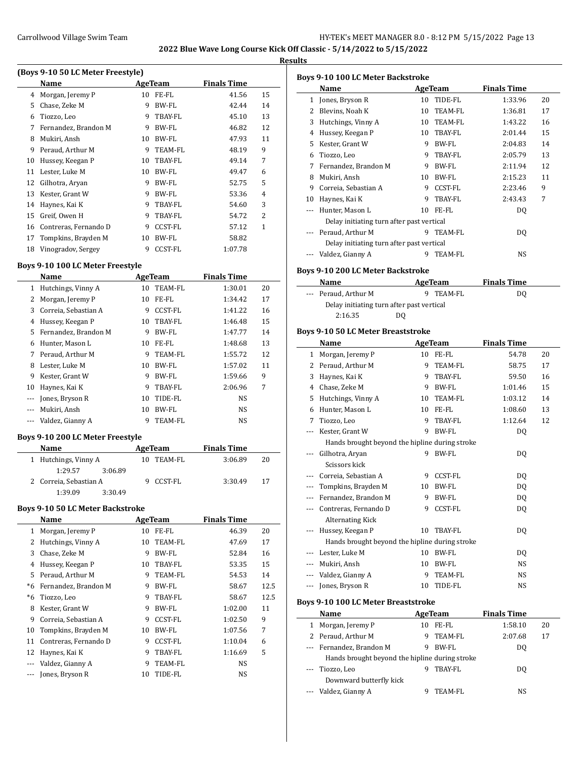**Results**

### (Boys 9-10 50 LC Meter Freestyle)

| | Name | Age | Team | Finals Time | |
|---|---|---|---|---|---|
| 4 | Morgan, Jeremy P | 10 | FE-FL | 41.56 | 15 |
| 5 | Chase, Zeke M | 9 | BW-FL | 42.44 | 14 |
| 6 | Tiozzo, Leo | 9 | TBAY-FL | 45.10 | 13 |
| 7 | Fernandez, Brandon M | 9 | BW-FL | 46.82 | 12 |
| 8 | Mukiri, Ansh | 10 | BW-FL | 47.93 | 11 |
| 9 | Peraud, Arthur M | 9 | TEAM-FL | 48.19 | 9 |
| 10 | Hussey, Keegan P | 10 | TBAY-FL | 49.14 | 7 |
| 11 | Lester, Luke M | 10 | BW-FL | 49.47 | 6 |
| 12 | Gilhotra, Aryan | 9 | BW-FL | 52.75 | 5 |
| 13 | Kester, Grant W | 9 | BW-FL | 53.36 | 4 |
| 14 | Haynes, Kai K | 9 | TBAY-FL | 54.60 | 3 |
| 15 | Greif, Owen H | 9 | TBAY-FL | 54.72 | 2 |
| 16 | Contreras, Fernando D | 9 | CCST-FL | 57.12 | 1 |
| 17 | Tompkins, Brayden M | 10 | BW-FL | 58.82 | |
| 18 | Vinogradov, Sergey | 9 | CCST-FL | 1:07.78 | |

### Boys 9-10 100 LC Meter Freestyle

| | Name | Age | Team | Finals Time | |
|---|---|---|---|---|---|
| 1 | Hutchings, Vinny A | 10 | TEAM-FL | 1:30.01 | 20 |
| 2 | Morgan, Jeremy P | 10 | FE-FL | 1:34.42 | 17 |
| 3 | Correia, Sebastian A | 9 | CCST-FL | 1:41.22 | 16 |
| 4 | Hussey, Keegan P | 10 | TBAY-FL | 1:46.48 | 15 |
| 5 | Fernandez, Brandon M | 9 | BW-FL | 1:47.77 | 14 |
| 6 | Hunter, Mason L | 10 | FE-FL | 1:48.68 | 13 |
| 7 | Peraud, Arthur M | 9 | TEAM-FL | 1:55.72 | 12 |
| 8 | Lester, Luke M | 10 | BW-FL | 1:57.02 | 11 |
| 9 | Kester, Grant W | 9 | BW-FL | 1:59.66 | 9 |
| 10 | Haynes, Kai K | 9 | TBAY-FL | 2:06.96 | 7 |
| --- | Jones, Bryson R | 10 | TIDE-FL | NS | |
| --- | Mukiri, Ansh | 10 | BW-FL | NS | |
| --- | Valdez, Gianny A | 9 | TEAM-FL | NS | |

### Boys 9-10 200 LC Meter Freestyle

| | Name | Age | Team | Finals Time | |
|---|---|---|---|---|---|
| 1 | Hutchings, Vinny A | 10 | TEAM-FL | 3:06.89 | 20 |
| | 1:29.57 3:06.89 | | | | |
| 2 | Correia, Sebastian A | 9 | CCST-FL | 3:30.49 | 17 |
| | 1:39.09 3:30.49 | | | | |

### Boys 9-10 50 LC Meter Backstroke

| | Name | Age | Team | Finals Time | |
|---|---|---|---|---|---|
| 1 | Morgan, Jeremy P | 10 | FE-FL | 46.39 | 20 |
| 2 | Hutchings, Vinny A | 10 | TEAM-FL | 47.69 | 17 |
| 3 | Chase, Zeke M | 9 | BW-FL | 52.84 | 16 |
| 4 | Hussey, Keegan P | 10 | TBAY-FL | 53.35 | 15 |
| 5 | Peraud, Arthur M | 9 | TEAM-FL | 54.53 | 14 |
| *6 | Fernandez, Brandon M | 9 | BW-FL | 58.67 | 12.5 |
| *6 | Tiozzo, Leo | 9 | TBAY-FL | 58.67 | 12.5 |
| 8 | Kester, Grant W | 9 | BW-FL | 1:02.00 | 11 |
| 9 | Correia, Sebastian A | 9 | CCST-FL | 1:02.50 | 9 |
| 10 | Tompkins, Brayden M | 10 | BW-FL | 1:07.56 | 7 |
| 11 | Contreras, Fernando D | 9 | CCST-FL | 1:10.04 | 6 |
| 12 | Haynes, Kai K | 9 | TBAY-FL | 1:16.69 | 5 |
| --- | Valdez, Gianny A | 9 | TEAM-FL | NS | |
| --- | Jones, Bryson R | 10 | TIDE-FL | NS | |

### Boys 9-10 100 LC Meter Backstroke

| | Name | Age | Team | Finals Time | |
|---|---|---|---|---|---|
| 1 | Jones, Bryson R | 10 | TIDE-FL | 1:33.96 | 20 |
| 2 | Blevins, Noah K | 10 | TEAM-FL | 1:36.81 | 17 |
| 3 | Hutchings, Vinny A | 10 | TEAM-FL | 1:43.22 | 16 |
| 4 | Hussey, Keegan P | 10 | TBAY-FL | 2:01.44 | 15 |
| 5 | Kester, Grant W | 9 | BW-FL | 2:04.83 | 14 |
| 6 | Tiozzo, Leo | 9 | TBAY-FL | 2:05.79 | 13 |
| 7 | Fernandez, Brandon M | 9 | BW-FL | 2:11.94 | 12 |
| 8 | Mukiri, Ansh | 10 | BW-FL | 2:15.23 | 11 |
| 9 | Correia, Sebastian A | 9 | CCST-FL | 2:23.46 | 9 |
| 10 | Haynes, Kai K | 9 | TBAY-FL | 2:43.43 | 7 |
| --- | Hunter, Mason L | 10 | FE-FL | DQ | |
| | Delay initiating turn after past vertical | | | | |
| --- | Peraud, Arthur M | 9 | TEAM-FL | DQ | |
| | Delay initiating turn after past vertical | | | | |
| --- | Valdez, Gianny A | 9 | TEAM-FL | NS | |

### Boys 9-10 200 LC Meter Backstroke

| | Name | Age | Team | Finals Time |
|---|---|---|---|---|
| --- | Peraud, Arthur M | 9 | TEAM-FL | DQ |
| | Delay initiating turn after past vertical | | | |
| | 2:16.35 DQ | | | |

### Boys 9-10 50 LC Meter Breaststroke

| | Name | Age | Team | Finals Time | |
|---|---|---|---|---|---|
| 1 | Morgan, Jeremy P | 10 | FE-FL | 54.78 | 20 |
| 2 | Peraud, Arthur M | 9 | TEAM-FL | 58.75 | 17 |
| 3 | Haynes, Kai K | 9 | TBAY-FL | 59.50 | 16 |
| 4 | Chase, Zeke M | 9 | BW-FL | 1:01.46 | 15 |
| 5 | Hutchings, Vinny A | 10 | TEAM-FL | 1:03.12 | 14 |
| 6 | Hunter, Mason L | 10 | FE-FL | 1:08.60 | 13 |
| 7 | Tiozzo, Leo | 9 | TBAY-FL | 1:12.64 | 12 |
| --- | Kester, Grant W | 9 | BW-FL | DQ | |
| | Hands brought beyond the hipline during stroke | | | | |
| --- | Gilhotra, Aryan | 9 | BW-FL | DQ | |
| | Scissors kick | | | | |
| --- | Correia, Sebastian A | 9 | CCST-FL | DQ | |
| --- | Tompkins, Brayden M | 10 | BW-FL | DQ | |
| --- | Fernandez, Brandon M | 9 | BW-FL | DQ | |
| --- | Contreras, Fernando D | 9 | CCST-FL | DQ | |
| | Alternating Kick | | | | |
| --- | Hussey, Keegan P | 10 | TBAY-FL | DQ | |
| | Hands brought beyond the hipline during stroke | | | | |
| --- | Lester, Luke M | 10 | BW-FL | DQ | |
| --- | Mukiri, Ansh | 10 | BW-FL | NS | |
| --- | Valdez, Gianny A | 9 | TEAM-FL | NS | |
| --- | Jones, Bryson R | 10 | TIDE-FL | NS | |

### Boys 9-10 100 LC Meter Breaststroke

| | Name | Age | Team | Finals Time | |
|---|---|---|---|---|---|
| 1 | Morgan, Jeremy P | 10 | FE-FL | 1:58.10 | 20 |
| 2 | Peraud, Arthur M | 9 | TEAM-FL | 2:07.68 | 17 |
| --- | Fernandez, Brandon M | 9 | BW-FL | DQ | |
| | Hands brought beyond the hipline during stroke | | | | |
| --- | Tiozzo, Leo | 9 | TBAY-FL | DQ | |
| | Downward butterfly kick | | | | |
| --- | Valdez, Gianny A | 9 | TEAM-FL | NS | |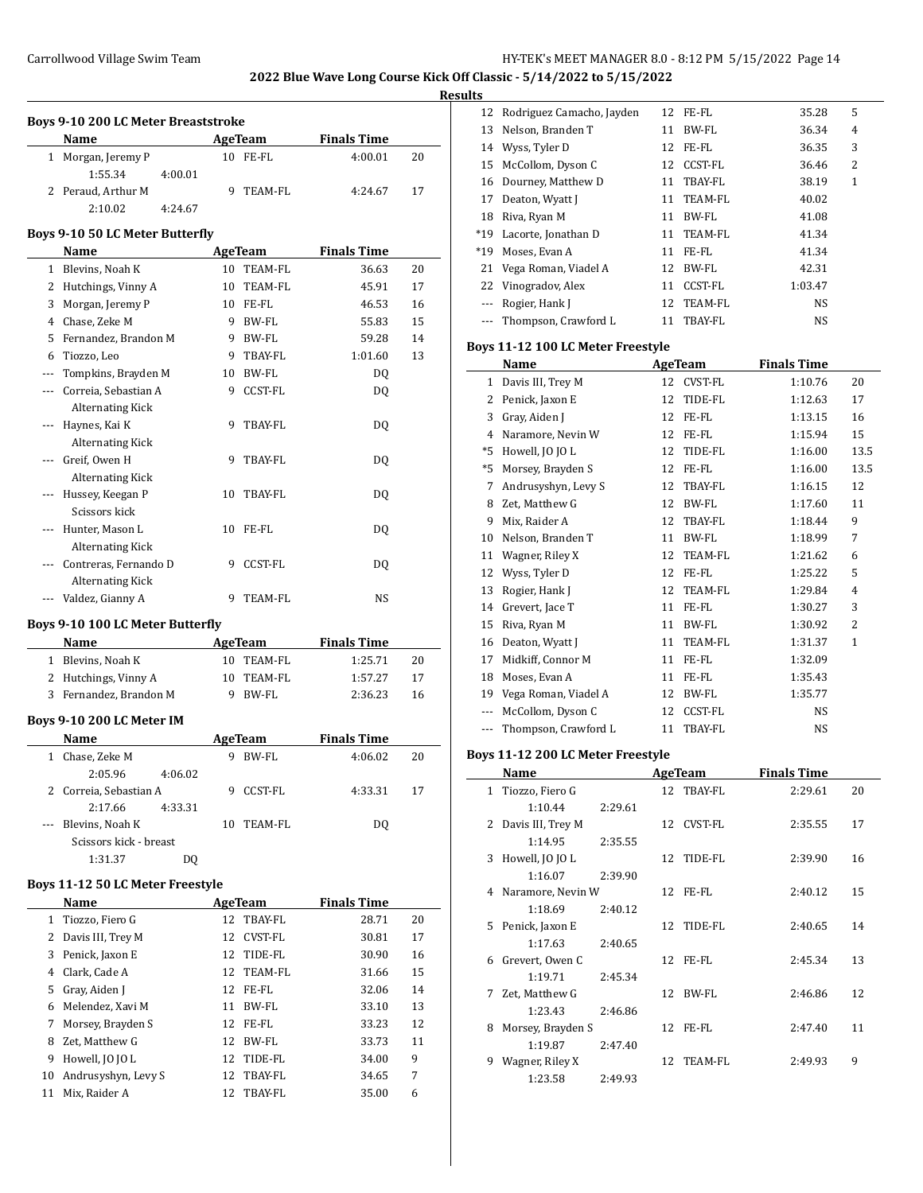# 2022 Blue Wave Long Course Kick Off Classic - 5/14/2022 to 5/15/2022

## Results

### Boys 9-10 200 LC Meter Breaststroke

| | Name | Age | Team | Finals Time | Points |
|---|---|---|---|---|---|
| 1 | Morgan, Jeremy P | 10 | FE-FL | 4:00.01 | 20 |
| | 1:55.34 | 4:00.01 | | | |
| 2 | Peraud, Arthur M | 9 | TEAM-FL | 4:24.67 | 17 |
| | 2:10.02 | 4:24.67 | | | |

### Boys 9-10 50 LC Meter Butterfly

| | Name | Age | Team | Finals Time | Points |
|---|---|---|---|---|---|
| 1 | Blevins, Noah K | 10 | TEAM-FL | 36.63 | 20 |
| 2 | Hutchings, Vinny A | 10 | TEAM-FL | 45.91 | 17 |
| 3 | Morgan, Jeremy P | 10 | FE-FL | 46.53 | 16 |
| 4 | Chase, Zeke M | 9 | BW-FL | 55.83 | 15 |
| 5 | Fernandez, Brandon M | 9 | BW-FL | 59.28 | 14 |
| 6 | Tiozzo, Leo | 9 | TBAY-FL | 1:01.60 | 13 |
| --- | Tompkins, Brayden M | 10 | BW-FL | DQ | |
| --- | Correia, Sebastian A | 9 | CCST-FL | DQ | |
| | Alternating Kick | | | | |
| --- | Haynes, Kai K | 9 | TBAY-FL | DQ | |
| | Alternating Kick | | | | |
| --- | Greif, Owen H | 9 | TBAY-FL | DQ | |
| | Alternating Kick | | | | |
| --- | Hussey, Keegan P | 10 | TBAY-FL | DQ | |
| | Scissors kick | | | | |
| --- | Hunter, Mason L | 10 | FE-FL | DQ | |
| | Alternating Kick | | | | |
| --- | Contreras, Fernando D | 9 | CCST-FL | DQ | |
| | Alternating Kick | | | | |
| --- | Valdez, Gianny A | 9 | TEAM-FL | NS | |

### Boys 9-10 100 LC Meter Butterfly

| | Name | Age | Team | Finals Time | Points |
|---|---|---|---|---|---|
| 1 | Blevins, Noah K | 10 | TEAM-FL | 1:25.71 | 20 |
| 2 | Hutchings, Vinny A | 10 | TEAM-FL | 1:57.27 | 17 |
| 3 | Fernandez, Brandon M | 9 | BW-FL | 2:36.23 | 16 |

### Boys 9-10 200 LC Meter IM

| | Name | Age | Team | Finals Time | Points |
|---|---|---|---|---|---|
| 1 | Chase, Zeke M | 9 | BW-FL | 4:06.02 | 20 |
| | 2:05.96 | 4:06.02 | | | |
| 2 | Correia, Sebastian A | 9 | CCST-FL | 4:33.31 | 17 |
| | 2:17.66 | 4:33.31 | | | |
| --- | Blevins, Noah K | 10 | TEAM-FL | DQ | |
| | Scissors kick - breast | | | | |
| | 1:31.37 | DQ | | | |

### Boys 11-12 50 LC Meter Freestyle

| | Name | Age | Team | Finals Time | Points |
|---|---|---|---|---|---|
| 1 | Tiozzo, Fiero G | 12 | TBAY-FL | 28.71 | 20 |
| 2 | Davis III, Trey M | 12 | CVST-FL | 30.81 | 17 |
| 3 | Penick, Jaxon E | 12 | TIDE-FL | 30.90 | 16 |
| 4 | Clark, Cade A | 12 | TEAM-FL | 31.66 | 15 |
| 5 | Gray, Aiden J | 12 | FE-FL | 32.06 | 14 |
| 6 | Melendez, Xavi M | 11 | BW-FL | 33.10 | 13 |
| 7 | Morsey, Brayden S | 12 | FE-FL | 33.23 | 12 |
| 8 | Zet, Matthew G | 12 | BW-FL | 33.73 | 11 |
| 9 | Howell, JO JO L | 12 | TIDE-FL | 34.00 | 9 |
| 10 | Andrusyshyn, Levy S | 12 | TBAY-FL | 34.65 | 7 |
| 11 | Mix, Raider A | 12 | TBAY-FL | 35.00 | 6 |
| 12 | Rodriguez Camacho, Jayden | 12 | FE-FL | 35.28 | 5 |
| 13 | Nelson, Branden T | 11 | BW-FL | 36.34 | 4 |
| 14 | Wyss, Tyler D | 12 | FE-FL | 36.35 | 3 |
| 15 | McCollom, Dyson C | 12 | CCST-FL | 36.46 | 2 |
| 16 | Dourney, Matthew D | 11 | TBAY-FL | 38.19 | 1 |
| 17 | Deaton, Wyatt J | 11 | TEAM-FL | 40.02 | |
| 18 | Riva, Ryan M | 11 | BW-FL | 41.08 | |
| *19 | Lacorte, Jonathan D | 11 | TEAM-FL | 41.34 | |
| *19 | Moses, Evan A | 11 | FE-FL | 41.34 | |
| 21 | Vega Roman, Viadel A | 12 | BW-FL | 42.31 | |
| 22 | Vinogradov, Alex | 11 | CCST-FL | 1:03.47 | |
| --- | Rogier, Hank J | 12 | TEAM-FL | NS | |
| --- | Thompson, Crawford L | 11 | TBAY-FL | NS | |

### Boys 11-12 100 LC Meter Freestyle

| | Name | Age | Team | Finals Time | Points |
|---|---|---|---|---|---|
| 1 | Davis III, Trey M | 12 | CVST-FL | 1:10.76 | 20 |
| 2 | Penick, Jaxon E | 12 | TIDE-FL | 1:12.63 | 17 |
| 3 | Gray, Aiden J | 12 | FE-FL | 1:13.15 | 16 |
| 4 | Naramore, Nevin W | 12 | FE-FL | 1:15.94 | 15 |
| *5 | Howell, JO JO L | 12 | TIDE-FL | 1:16.00 | 13.5 |
| *5 | Morsey, Brayden S | 12 | FE-FL | 1:16.00 | 13.5 |
| 7 | Andrusyshyn, Levy S | 12 | TBAY-FL | 1:16.15 | 12 |
| 8 | Zet, Matthew G | 12 | BW-FL | 1:17.60 | 11 |
| 9 | Mix, Raider A | 12 | TBAY-FL | 1:18.44 | 9 |
| 10 | Nelson, Branden T | 11 | BW-FL | 1:18.99 | 7 |
| 11 | Wagner, Riley X | 12 | TEAM-FL | 1:21.62 | 6 |
| 12 | Wyss, Tyler D | 12 | FE-FL | 1:25.22 | 5 |
| 13 | Rogier, Hank J | 12 | TEAM-FL | 1:29.84 | 4 |
| 14 | Grevert, Jace T | 11 | FE-FL | 1:30.27 | 3 |
| 15 | Riva, Ryan M | 11 | BW-FL | 1:30.92 | 2 |
| 16 | Deaton, Wyatt J | 11 | TEAM-FL | 1:31.37 | 1 |
| 17 | Midkiff, Connor M | 11 | FE-FL | 1:32.09 | |
| 18 | Moses, Evan A | 11 | FE-FL | 1:35.43 | |
| 19 | Vega Roman, Viadel A | 12 | BW-FL | 1:35.77 | |
| --- | McCollom, Dyson C | 12 | CCST-FL | NS | |
| --- | Thompson, Crawford L | 11 | TBAY-FL | NS | |

### Boys 11-12 200 LC Meter Freestyle

| | Name | Age | Team | Finals Time | Points |
|---|---|---|---|---|---|
| 1 | Tiozzo, Fiero G | 12 | TBAY-FL | 2:29.61 | 20 |
| | 1:10.44 | 2:29.61 | | | |
| 2 | Davis III, Trey M | 12 | CVST-FL | 2:35.55 | 17 |
| | 1:14.95 | 2:35.55 | | | |
| 3 | Howell, JO JO L | 12 | TIDE-FL | 2:39.90 | 16 |
| | 1:16.07 | 2:39.90 | | | |
| 4 | Naramore, Nevin W | 12 | FE-FL | 2:40.12 | 15 |
| | 1:18.69 | 2:40.12 | | | |
| 5 | Penick, Jaxon E | 12 | TIDE-FL | 2:40.65 | 14 |
| | 1:17.63 | 2:40.65 | | | |
| 6 | Grevert, Owen C | 12 | FE-FL | 2:45.34 | 13 |
| | 1:19.71 | 2:45.34 | | | |
| 7 | Zet, Matthew G | 12 | BW-FL | 2:46.86 | 12 |
| | 1:23.43 | 2:46.86 | | | |
| 8 | Morsey, Brayden S | 12 | FE-FL | 2:47.40 | 11 |
| | 1:19.87 | 2:47.40 | | | |
| 9 | Wagner, Riley X | 12 | TEAM-FL | 2:49.93 | 9 |
| | 1:23.58 | 2:49.93 | | | |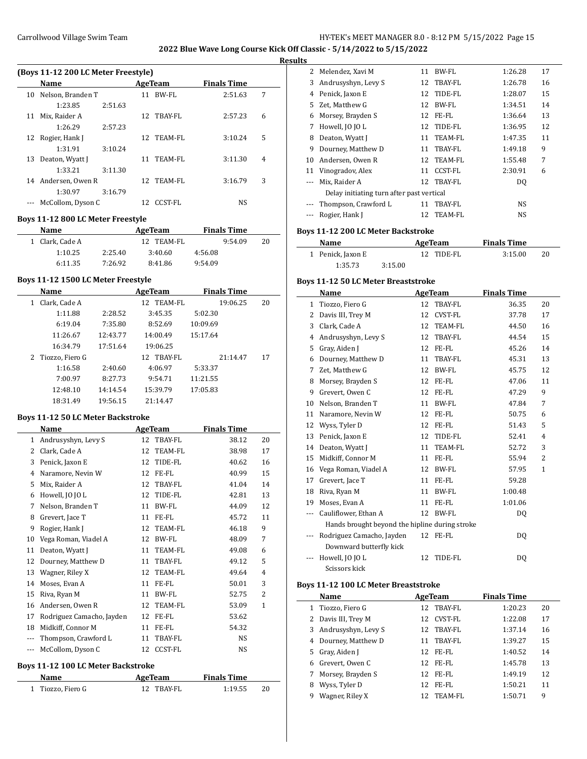## (Boys 11-12 200 LC Meter Freestyle)

| | Name | Age | Team | Finals Time | Points |
|---|---|---|---|---|---|
| 10 | Nelson, Branden T | 11 | BW-FL | 2:51.63 | 7 |
| | 1:23.85 2:51.63 | | | | |
| 11 | Mix, Raider A | 12 | TBAY-FL | 2:57.23 | 6 |
| | 1:26.29 2:57.23 | | | | |
| 12 | Rogier, Hank J | 12 | TEAM-FL | 3:10.24 | 5 |
| | 1:31.91 3:10.24 | | | | |
| 13 | Deaton, Wyatt J | 11 | TEAM-FL | 3:11.30 | 4 |
| | 1:33.21 3:11.30 | | | | |
| 14 | Andersen, Owen R | 12 | TEAM-FL | 3:16.79 | 3 |
| | 1:30.97 3:16.79 | | | | |
| --- | McCollom, Dyson C | 12 | CCST-FL | NS | |

## Boys 11-12 800 LC Meter Freestyle

| | Name | Age | Team | Finals Time | Points |
|---|---|---|---|---|---|
| 1 | Clark, Cade A | 12 | TEAM-FL | 9:54.09 | 20 |
| | 1:10.25 2:25.40 3:40.60 4:56.08 | | | | |
| | 6:11.35 7:26.92 8:41.86 9:54.09 | | | | |

## Boys 11-12 1500 LC Meter Freestyle

| | Name | Age | Team | Finals Time | Points |
|---|---|---|---|---|---|
| 1 | Clark, Cade A | 12 | TEAM-FL | 19:06.25 | 20 |
| | 1:11.88 2:28.52 3:45.35 5:02.30 | | | | |
| | 6:19.04 7:35.80 8:52.69 10:09.69 | | | | |
| | 11:26.67 12:43.77 14:00.49 15:17.64 | | | | |
| | 16:34.79 17:51.64 19:06.25 | | | | |
| 2 | Tiozzo, Fiero G | 12 | TBAY-FL | 21:14.47 | 17 |
| | 1:16.58 2:40.60 4:06.97 5:33.37 | | | | |
| | 7:00.97 8:27.73 9:54.71 11:21.55 | | | | |
| | 12:48.10 14:14.54 15:39.79 17:05.83 | | | | |
| | 18:31.49 19:56.15 21:14.47 | | | | |

## Boys 11-12 50 LC Meter Backstroke

| | Name | Age | Team | Finals Time | Points |
|---|---|---|---|---|---|
| 1 | Andrusyshyn, Levy S | 12 | TBAY-FL | 38.12 | 20 |
| 2 | Clark, Cade A | 12 | TEAM-FL | 38.98 | 17 |
| 3 | Penick, Jaxon E | 12 | TIDE-FL | 40.62 | 16 |
| 4 | Naramore, Nevin W | 12 | FE-FL | 40.99 | 15 |
| 5 | Mix, Raider A | 12 | TBAY-FL | 41.04 | 14 |
| 6 | Howell, JO JO L | 12 | TIDE-FL | 42.81 | 13 |
| 7 | Nelson, Branden T | 11 | BW-FL | 44.09 | 12 |
| 8 | Grevert, Jace T | 11 | FE-FL | 45.72 | 11 |
| 9 | Rogier, Hank J | 12 | TEAM-FL | 46.18 | 9 |
| 10 | Vega Roman, Viadel A | 12 | BW-FL | 48.09 | 7 |
| 11 | Deaton, Wyatt J | 11 | TEAM-FL | 49.08 | 6 |
| 12 | Dourney, Matthew D | 11 | TBAY-FL | 49.12 | 5 |
| 13 | Wagner, Riley X | 12 | TEAM-FL | 49.64 | 4 |
| 14 | Moses, Evan A | 11 | FE-FL | 50.01 | 3 |
| 15 | Riva, Ryan M | 11 | BW-FL | 52.75 | 2 |
| 16 | Andersen, Owen R | 12 | TEAM-FL | 53.09 | 1 |
| 17 | Rodriguez Camacho, Jayden | 12 | FE-FL | 53.62 | |
| 18 | Midkiff, Connor M | 11 | FE-FL | 54.32 | |
| --- | Thompson, Crawford L | 11 | TBAY-FL | NS | |
| --- | McCollom, Dyson C | 12 | CCST-FL | NS | |

## Boys 11-12 100 LC Meter Backstroke

| | Name | Age | Team | Finals Time | Points |
|---|---|---|---|---|---|
| 1 | Tiozzo, Fiero G | 12 | TBAY-FL | 1:19.55 | 20 |
| 2 | Melendez, Xavi M | 11 | BW-FL | 1:26.28 | 17 |
| 3 | Andrusyshyn, Levy S | 12 | TBAY-FL | 1:26.78 | 16 |
| 4 | Penick, Jaxon E | 12 | TIDE-FL | 1:28.07 | 15 |
| 5 | Zet, Matthew G | 12 | BW-FL | 1:34.51 | 14 |
| 6 | Morsey, Brayden S | 12 | FE-FL | 1:36.64 | 13 |
| 7 | Howell, JO JO L | 12 | TIDE-FL | 1:36.95 | 12 |
| 8 | Deaton, Wyatt J | 11 | TEAM-FL | 1:47.35 | 11 |
| 9 | Dourney, Matthew D | 11 | TBAY-FL | 1:49.18 | 9 |
| 10 | Andersen, Owen R | 12 | TEAM-FL | 1:55.48 | 7 |
| 11 | Vinogradov, Alex | 11 | CCST-FL | 2:30.91 | 6 |
| --- | Mix, Raider A | 12 | TBAY-FL | DQ | |
| | Delay initiating turn after past vertical | | | | |
| --- | Thompson, Crawford L | 11 | TBAY-FL | NS | |
| --- | Rogier, Hank J | 12 | TEAM-FL | NS | |

## Boys 11-12 200 LC Meter Backstroke

| | Name | Age | Team | Finals Time | Points |
|---|---|---|---|---|---|
| 1 | Penick, Jaxon E | 12 | TIDE-FL | 3:15.00 | 20 |
| | 1:35.73 3:15.00 | | | | |

## Boys 11-12 50 LC Meter Breaststroke

| | Name | Age | Team | Finals Time | Points |
|---|---|---|---|---|---|
| 1 | Tiozzo, Fiero G | 12 | TBAY-FL | 36.35 | 20 |
| 2 | Davis III, Trey M | 12 | CVST-FL | 37.78 | 17 |
| 3 | Clark, Cade A | 12 | TEAM-FL | 44.50 | 16 |
| 4 | Andrusyshyn, Levy S | 12 | TBAY-FL | 44.54 | 15 |
| 5 | Gray, Aiden J | 12 | FE-FL | 45.26 | 14 |
| 6 | Dourney, Matthew D | 11 | TBAY-FL | 45.31 | 13 |
| 7 | Zet, Matthew G | 12 | BW-FL | 45.75 | 12 |
| 8 | Morsey, Brayden S | 12 | FE-FL | 47.06 | 11 |
| 9 | Grevert, Owen C | 12 | FE-FL | 47.29 | 9 |
| 10 | Nelson, Branden T | 11 | BW-FL | 47.84 | 7 |
| 11 | Naramore, Nevin W | 12 | FE-FL | 50.75 | 6 |
| 12 | Wyss, Tyler D | 12 | FE-FL | 51.43 | 5 |
| 13 | Penick, Jaxon E | 12 | TIDE-FL | 52.41 | 4 |
| 14 | Deaton, Wyatt J | 11 | TEAM-FL | 52.72 | 3 |
| 15 | Midkiff, Connor M | 11 | FE-FL | 55.94 | 2 |
| 16 | Vega Roman, Viadel A | 12 | BW-FL | 57.95 | 1 |
| 17 | Grevert, Jace T | 11 | FE-FL | 59.28 | |
| 18 | Riva, Ryan M | 11 | BW-FL | 1:00.48 | |
| 19 | Moses, Evan A | 11 | FE-FL | 1:01.06 | |
| --- | Cauliflower, Ethan A | 12 | BW-FL | DQ | |
| | Hands brought beyond the hipline during stroke | | | | |
| --- | Rodriguez Camacho, Jayden | 12 | FE-FL | DQ | |
| | Downward butterfly kick | | | | |
| --- | Howell, JO JO L | 12 | TIDE-FL | DQ | |
| | Scissors kick | | | | |

## Boys 11-12 100 LC Meter Breaststroke

| | Name | Age | Team | Finals Time | Points |
|---|---|---|---|---|---|
| 1 | Tiozzo, Fiero G | 12 | TBAY-FL | 1:20.23 | 20 |
| 2 | Davis III, Trey M | 12 | CVST-FL | 1:22.08 | 17 |
| 3 | Andrusyshyn, Levy S | 12 | TBAY-FL | 1:37.14 | 16 |
| 4 | Dourney, Matthew D | 11 | TBAY-FL | 1:39.27 | 15 |
| 5 | Gray, Aiden J | 12 | FE-FL | 1:40.52 | 14 |
| 6 | Grevert, Owen C | 12 | FE-FL | 1:45.78 | 13 |
| 7 | Morsey, Brayden S | 12 | FE-FL | 1:49.19 | 12 |
| 8 | Wyss, Tyler D | 12 | FE-FL | 1:50.21 | 11 |
| 9 | Wagner, Riley X | 12 | TEAM-FL | 1:50.71 | 9 |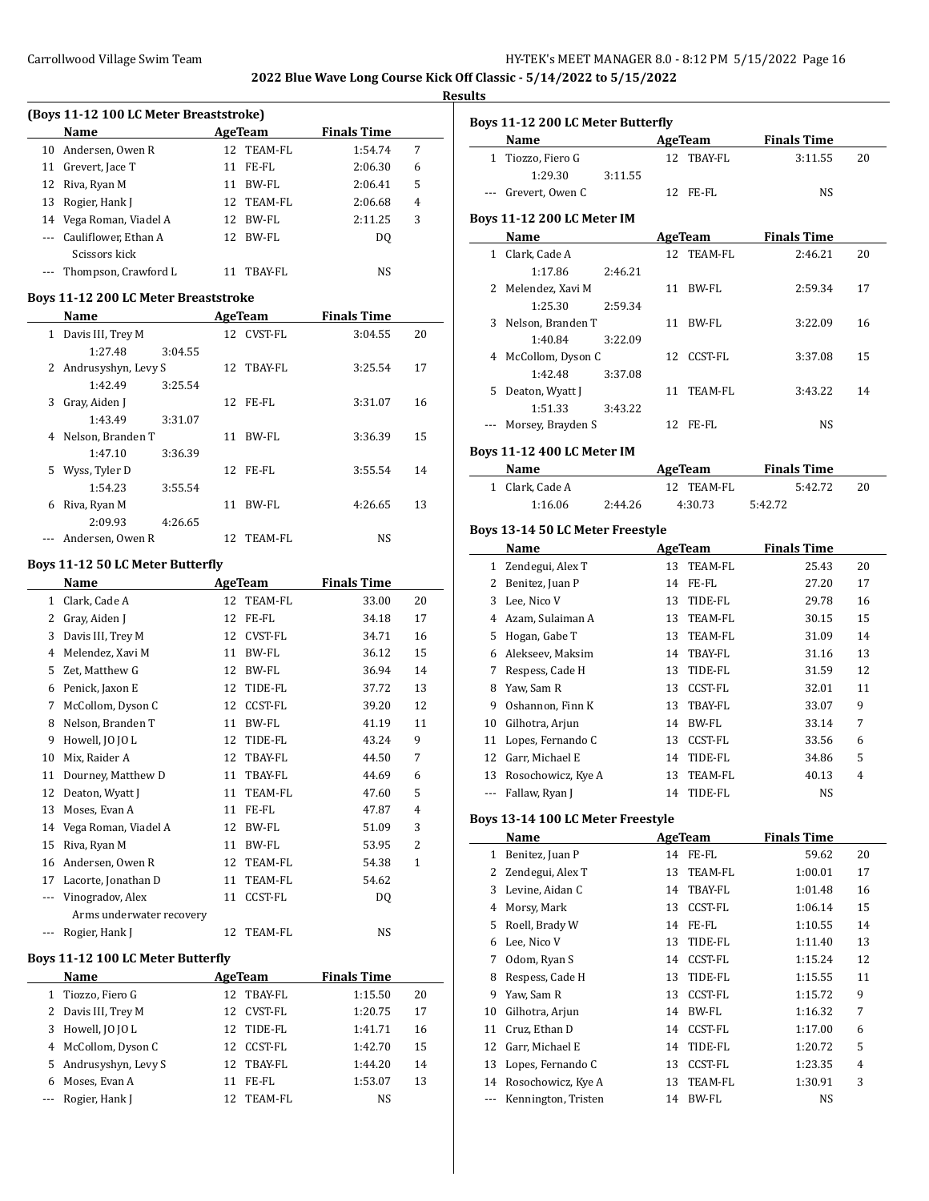## Results

### (Boys 11-12 100 LC Meter Breaststroke)

| | Name | Age | Team | Finals Time | |
|---|---|---|---|---|---|
| 10 | Andersen, Owen R | 12 | TEAM-FL | 1:54.74 | 7 |
| 11 | Grevert, Jace T | 11 | FE-FL | 2:06.30 | 6 |
| 12 | Riva, Ryan M | 11 | BW-FL | 2:06.41 | 5 |
| 13 | Rogier, Hank J | 12 | TEAM-FL | 2:06.68 | 4 |
| 14 | Vega Roman, Viadel A | 12 | BW-FL | 2:11.25 | 3 |
| --- | Cauliflower, Ethan A | 12 | BW-FL | DQ | |
| | Scissors kick | | | | |
| --- | Thompson, Crawford L | 11 | TBAY-FL | NS | |

### Boys 11-12 200 LC Meter Breaststroke

| | Name | Age | Team | Finals Time | |
|---|---|---|---|---|---|
| 1 | Davis III, Trey M | 12 | CVST-FL | 3:04.55 | 20 |
| | 1:27.48 3:04.55 | | | | |
| 2 | Andrusyshyn, Levy S | 12 | TBAY-FL | 3:25.54 | 17 |
| | 1:42.49 3:25.54 | | | | |
| 3 | Gray, Aiden J | 12 | FE-FL | 3:31.07 | 16 |
| | 1:43.49 3:31.07 | | | | |
| 4 | Nelson, Branden T | 11 | BW-FL | 3:36.39 | 15 |
| | 1:47.10 3:36.39 | | | | |
| 5 | Wyss, Tyler D | 12 | FE-FL | 3:55.54 | 14 |
| | 1:54.23 3:55.54 | | | | |
| 6 | Riva, Ryan M | 11 | BW-FL | 4:26.65 | 13 |
| | 2:09.93 4:26.65 | | | | |
| --- | Andersen, Owen R | 12 | TEAM-FL | NS | |

### Boys 11-12 50 LC Meter Butterfly

| | Name | Age | Team | Finals Time | |
|---|---|---|---|---|---|
| 1 | Clark, Cade A | 12 | TEAM-FL | 33.00 | 20 |
| 2 | Gray, Aiden J | 12 | FE-FL | 34.18 | 17 |
| 3 | Davis III, Trey M | 12 | CVST-FL | 34.71 | 16 |
| 4 | Melendez, Xavi M | 11 | BW-FL | 36.12 | 15 |
| 5 | Zet, Matthew G | 12 | BW-FL | 36.94 | 14 |
| 6 | Penick, Jaxon E | 12 | TIDE-FL | 37.72 | 13 |
| 7 | McCollom, Dyson C | 12 | CCST-FL | 39.20 | 12 |
| 8 | Nelson, Branden T | 11 | BW-FL | 41.19 | 11 |
| 9 | Howell, JO JO L | 12 | TIDE-FL | 43.24 | 9 |
| 10 | Mix, Raider A | 12 | TBAY-FL | 44.50 | 7 |
| 11 | Dourney, Matthew D | 11 | TBAY-FL | 44.69 | 6 |
| 12 | Deaton, Wyatt J | 11 | TEAM-FL | 47.60 | 5 |
| 13 | Moses, Evan A | 11 | FE-FL | 47.87 | 4 |
| 14 | Vega Roman, Viadel A | 12 | BW-FL | 51.09 | 3 |
| 15 | Riva, Ryan M | 11 | BW-FL | 53.95 | 2 |
| 16 | Andersen, Owen R | 12 | TEAM-FL | 54.38 | 1 |
| 17 | Lacorte, Jonathan D | 11 | TEAM-FL | 54.62 | |
| --- | Vinogradov, Alex | 11 | CCST-FL | DQ | |
| | Arms underwater recovery | | | | |
| --- | Rogier, Hank J | 12 | TEAM-FL | NS | |

### Boys 11-12 100 LC Meter Butterfly

| | Name | Age | Team | Finals Time | |
|---|---|---|---|---|---|
| 1 | Tiozzo, Fiero G | 12 | TBAY-FL | 1:15.50 | 20 |
| 2 | Davis III, Trey M | 12 | CVST-FL | 1:20.75 | 17 |
| 3 | Howell, JO JO L | 12 | TIDE-FL | 1:41.71 | 16 |
| 4 | McCollom, Dyson C | 12 | CCST-FL | 1:42.70 | 15 |
| 5 | Andrusyshyn, Levy S | 12 | TBAY-FL | 1:44.20 | 14 |
| 6 | Moses, Evan A | 11 | FE-FL | 1:53.07 | 13 |
| --- | Rogier, Hank J | 12 | TEAM-FL | NS | |

### Boys 11-12 200 LC Meter Butterfly

| | Name | Age | Team | Finals Time | |
|---|---|---|---|---|---|
| 1 | Tiozzo, Fiero G | 12 | TBAY-FL | 3:11.55 | 20 |
| | 1:29.30 3:11.55 | | | | |
| --- | Grevert, Owen C | 12 | FE-FL | NS | |

### Boys 11-12 200 LC Meter IM

| | Name | Age | Team | Finals Time | |
|---|---|---|---|---|---|
| 1 | Clark, Cade A | 12 | TEAM-FL | 2:46.21 | 20 |
| | 1:17.86 2:46.21 | | | | |
| 2 | Melendez, Xavi M | 11 | BW-FL | 2:59.34 | 17 |
| | 1:25.30 2:59.34 | | | | |
| 3 | Nelson, Branden T | 11 | BW-FL | 3:22.09 | 16 |
| | 1:40.84 3:22.09 | | | | |
| 4 | McCollom, Dyson C | 12 | CCST-FL | 3:37.08 | 15 |
| | 1:42.48 3:37.08 | | | | |
| 5 | Deaton, Wyatt J | 11 | TEAM-FL | 3:43.22 | 14 |
| | 1:51.33 3:43.22 | | | | |
| --- | Morsey, Brayden S | 12 | FE-FL | NS | |

### Boys 11-12 400 LC Meter IM

| | Name | Age | Team | Finals Time | |
|---|---|---|---|---|---|
| 1 | Clark, Cade A | 12 | TEAM-FL | 5:42.72 | 20 |
| | 1:16.06 2:44.26 4:30.73 5:42.72 | | | | |

### Boys 13-14 50 LC Meter Freestyle

| | Name | Age | Team | Finals Time | |
|---|---|---|---|---|---|
| 1 | Zendegui, Alex T | 13 | TEAM-FL | 25.43 | 20 |
| 2 | Benitez, Juan P | 14 | FE-FL | 27.20 | 17 |
| 3 | Lee, Nico V | 13 | TIDE-FL | 29.78 | 16 |
| 4 | Azam, Sulaiman A | 13 | TEAM-FL | 30.15 | 15 |
| 5 | Hogan, Gabe T | 13 | TEAM-FL | 31.09 | 14 |
| 6 | Alekseev, Maksim | 14 | TBAY-FL | 31.16 | 13 |
| 7 | Respess, Cade H | 13 | TIDE-FL | 31.59 | 12 |
| 8 | Yaw, Sam R | 13 | CCST-FL | 32.01 | 11 |
| 9 | Oshannon, Finn K | 13 | TBAY-FL | 33.07 | 9 |
| 10 | Gilhotra, Arjun | 14 | BW-FL | 33.14 | 7 |
| 11 | Lopes, Fernando C | 13 | CCST-FL | 33.56 | 6 |
| 12 | Garr, Michael E | 14 | TIDE-FL | 34.86 | 5 |
| 13 | Rosochowicz, Kye A | 13 | TEAM-FL | 40.13 | 4 |
| --- | Fallaw, Ryan J | 14 | TIDE-FL | NS | |

### Boys 13-14 100 LC Meter Freestyle

| | Name | Age | Team | Finals Time | |
|---|---|---|---|---|---|
| 1 | Benitez, Juan P | 14 | FE-FL | 59.62 | 20 |
| 2 | Zendegui, Alex T | 13 | TEAM-FL | 1:00.01 | 17 |
| 3 | Levine, Aidan C | 14 | TBAY-FL | 1:01.48 | 16 |
| 4 | Morsy, Mark | 13 | CCST-FL | 1:06.14 | 15 |
| 5 | Roell, Brady W | 14 | FE-FL | 1:10.55 | 14 |
| 6 | Lee, Nico V | 13 | TIDE-FL | 1:11.40 | 13 |
| 7 | Odom, Ryan S | 14 | CCST-FL | 1:15.24 | 12 |
| 8 | Respess, Cade H | 13 | TIDE-FL | 1:15.55 | 11 |
| 9 | Yaw, Sam R | 13 | CCST-FL | 1:15.72 | 9 |
| 10 | Gilhotra, Arjun | 14 | BW-FL | 1:16.32 | 7 |
| 11 | Cruz, Ethan D | 14 | CCST-FL | 1:17.00 | 6 |
| 12 | Garr, Michael E | 14 | TIDE-FL | 1:20.72 | 5 |
| 13 | Lopes, Fernando C | 13 | CCST-FL | 1:23.35 | 4 |
| 14 | Rosochowicz, Kye A | 13 | TEAM-FL | 1:30.91 | 3 |
| --- | Kennington, Tristen | 14 | BW-FL | NS | |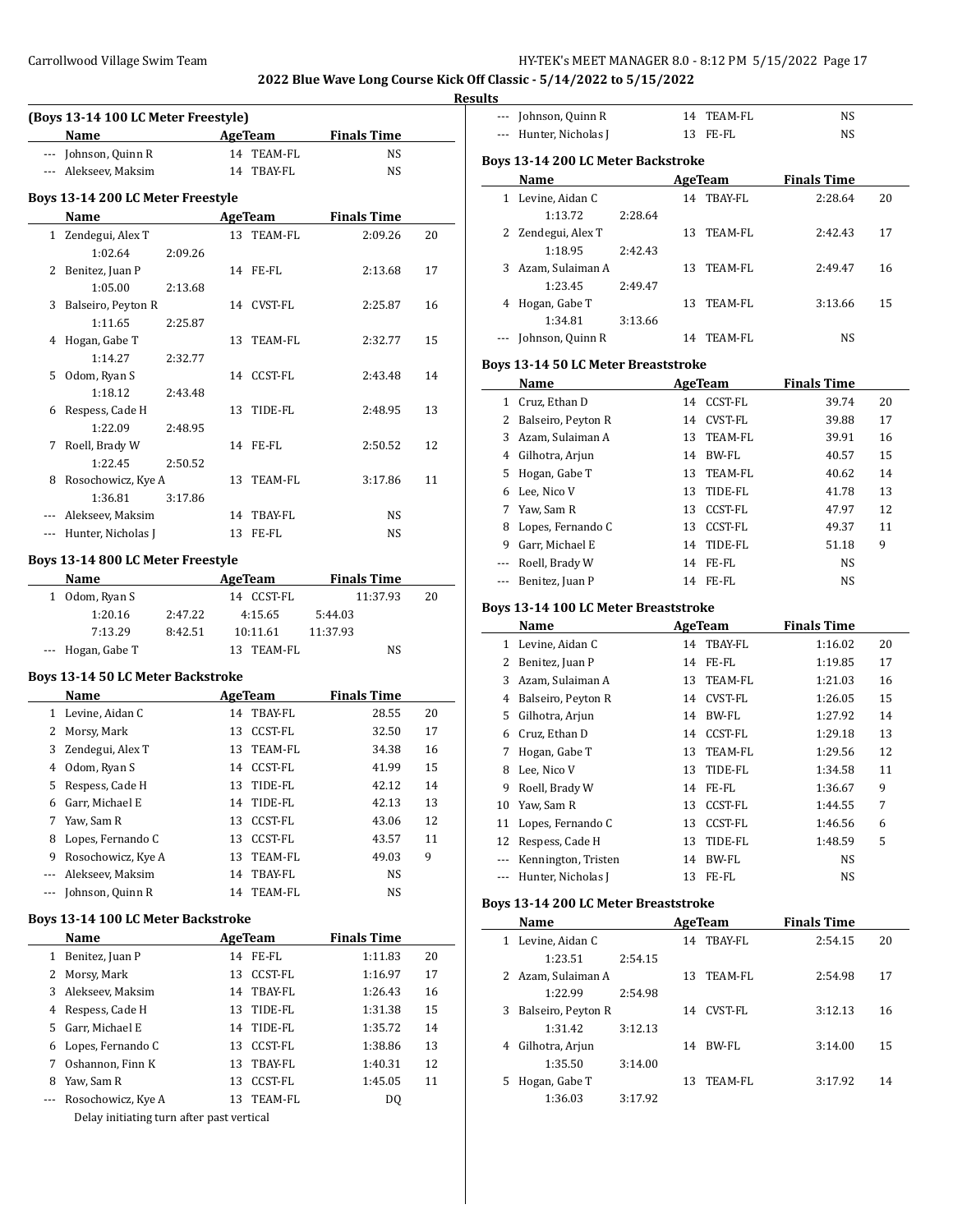**2022 Blue Wave Long Course Kick Off Classic - 5/14/2022 to 5/15/2022**

**Results**

## (Boys 13-14 100 LC Meter Freestyle)

| | Name | Age | Team | Finals Time | |
|---|---|---|---|---|---|
| --- | Johnson, Quinn R | 14 | TEAM-FL | NS | |
| --- | Alekseev, Maksim | 14 | TBAY-FL | NS | |

## Boys 13-14 200 LC Meter Freestyle

| | Name | Age | Team | Finals Time | |
|---|---|---|---|---|---|
| 1 | Zendegui, Alex T | 13 | TEAM-FL | 2:09.26 | 20 |
| | 1:02.64 2:09.26 | | | | |
| 2 | Benitez, Juan P | 14 | FE-FL | 2:13.68 | 17 |
| | 1:05.00 2:13.68 | | | | |
| 3 | Balseiro, Peyton R | 14 | CVST-FL | 2:25.87 | 16 |
| | 1:11.65 2:25.87 | | | | |
| 4 | Hogan, Gabe T | 13 | TEAM-FL | 2:32.77 | 15 |
| | 1:14.27 2:32.77 | | | | |
| 5 | Odom, Ryan S | 14 | CCST-FL | 2:43.48 | 14 |
| | 1:18.12 2:43.48 | | | | |
| 6 | Respess, Cade H | 13 | TIDE-FL | 2:48.95 | 13 |
| | 1:22.09 2:48.95 | | | | |
| 7 | Roell, Brady W | 14 | FE-FL | 2:50.52 | 12 |
| | 1:22.45 2:50.52 | | | | |
| 8 | Rosochowicz, Kye A | 13 | TEAM-FL | 3:17.86 | 11 |
| | 1:36.81 3:17.86 | | | | |
| --- | Alekseev, Maksim | 14 | TBAY-FL | NS | |
| --- | Hunter, Nicholas J | 13 | FE-FL | NS | |

## Boys 13-14 800 LC Meter Freestyle

| | Name | Age | Team | Finals Time | |
|---|---|---|---|---|---|
| 1 | Odom, Ryan S | 14 | CCST-FL | 11:37.93 | 20 |
| | 1:20.16 2:47.22 4:15.65 5:44.03 | | | | |
| | 7:13.29 8:42.51 10:11.61 11:37.93 | | | | |
| --- | Hogan, Gabe T | 13 | TEAM-FL | NS | |

## Boys 13-14 50 LC Meter Backstroke

| | Name | Age | Team | Finals Time | |
|---|---|---|---|---|---|
| 1 | Levine, Aidan C | 14 | TBAY-FL | 28.55 | 20 |
| 2 | Morsy, Mark | 13 | CCST-FL | 32.50 | 17 |
| 3 | Zendegui, Alex T | 13 | TEAM-FL | 34.38 | 16 |
| 4 | Odom, Ryan S | 14 | CCST-FL | 41.99 | 15 |
| 5 | Respess, Cade H | 13 | TIDE-FL | 42.12 | 14 |
| 6 | Garr, Michael E | 14 | TIDE-FL | 42.13 | 13 |
| 7 | Yaw, Sam R | 13 | CCST-FL | 43.06 | 12 |
| 8 | Lopes, Fernando C | 13 | CCST-FL | 43.57 | 11 |
| 9 | Rosochowicz, Kye A | 13 | TEAM-FL | 49.03 | 9 |
| --- | Alekseev, Maksim | 14 | TBAY-FL | NS | |
| --- | Johnson, Quinn R | 14 | TEAM-FL | NS | |

## Boys 13-14 100 LC Meter Backstroke

| | Name | Age | Team | Finals Time | |
|---|---|---|---|---|---|
| 1 | Benitez, Juan P | 14 | FE-FL | 1:11.83 | 20 |
| 2 | Morsy, Mark | 13 | CCST-FL | 1:16.97 | 17 |
| 3 | Alekseev, Maksim | 14 | TBAY-FL | 1:26.43 | 16 |
| 4 | Respess, Cade H | 13 | TIDE-FL | 1:31.38 | 15 |
| 5 | Garr, Michael E | 14 | TIDE-FL | 1:35.72 | 14 |
| 6 | Lopes, Fernando C | 13 | CCST-FL | 1:38.86 | 13 |
| 7 | Oshannon, Finn K | 13 | TBAY-FL | 1:40.31 | 12 |
| 8 | Yaw, Sam R | 13 | CCST-FL | 1:45.05 | 11 |
| --- | Rosochowicz, Kye A | 13 | TEAM-FL | DQ | |
| | Delay initiating turn after past vertical | | | | |

| | Name | Age | Team | Finals Time | |
|---|---|---|---|---|---|
| --- | Johnson, Quinn R | 14 | TEAM-FL | NS | |
| --- | Hunter, Nicholas J | 13 | FE-FL | NS | |

## Boys 13-14 200 LC Meter Backstroke

| | Name | Age | Team | Finals Time | |
|---|---|---|---|---|---|
| 1 | Levine, Aidan C | 14 | TBAY-FL | 2:28.64 | 20 |
| | 1:13.72 2:28.64 | | | | |
| 2 | Zendegui, Alex T | 13 | TEAM-FL | 2:42.43 | 17 |
| | 1:18.95 2:42.43 | | | | |
| 3 | Azam, Sulaiman A | 13 | TEAM-FL | 2:49.47 | 16 |
| | 1:23.45 2:49.47 | | | | |
| 4 | Hogan, Gabe T | 13 | TEAM-FL | 3:13.66 | 15 |
| | 1:34.81 3:13.66 | | | | |
| --- | Johnson, Quinn R | 14 | TEAM-FL | NS | |

## Boys 13-14 50 LC Meter Breaststroke

| | Name | Age | Team | Finals Time | |
|---|---|---|---|---|---|
| 1 | Cruz, Ethan D | 14 | CCST-FL | 39.74 | 20 |
| 2 | Balseiro, Peyton R | 14 | CVST-FL | 39.88 | 17 |
| 3 | Azam, Sulaiman A | 13 | TEAM-FL | 39.91 | 16 |
| 4 | Gilhotra, Arjun | 14 | BW-FL | 40.57 | 15 |
| 5 | Hogan, Gabe T | 13 | TEAM-FL | 40.62 | 14 |
| 6 | Lee, Nico V | 13 | TIDE-FL | 41.78 | 13 |
| 7 | Yaw, Sam R | 13 | CCST-FL | 47.97 | 12 |
| 8 | Lopes, Fernando C | 13 | CCST-FL | 49.37 | 11 |
| 9 | Garr, Michael E | 14 | TIDE-FL | 51.18 | 9 |
| --- | Roell, Brady W | 14 | FE-FL | NS | |
| --- | Benitez, Juan P | 14 | FE-FL | NS | |

## Boys 13-14 100 LC Meter Breaststroke

| | Name | Age | Team | Finals Time | |
|---|---|---|---|---|---|
| 1 | Levine, Aidan C | 14 | TBAY-FL | 1:16.02 | 20 |
| 2 | Benitez, Juan P | 14 | FE-FL | 1:19.85 | 17 |
| 3 | Azam, Sulaiman A | 13 | TEAM-FL | 1:21.03 | 16 |
| 4 | Balseiro, Peyton R | 14 | CVST-FL | 1:26.05 | 15 |
| 5 | Gilhotra, Arjun | 14 | BW-FL | 1:27.92 | 14 |
| 6 | Cruz, Ethan D | 14 | CCST-FL | 1:29.18 | 13 |
| 7 | Hogan, Gabe T | 13 | TEAM-FL | 1:29.56 | 12 |
| 8 | Lee, Nico V | 13 | TIDE-FL | 1:34.58 | 11 |
| 9 | Roell, Brady W | 14 | FE-FL | 1:36.67 | 9 |
| 10 | Yaw, Sam R | 13 | CCST-FL | 1:44.55 | 7 |
| 11 | Lopes, Fernando C | 13 | CCST-FL | 1:46.56 | 6 |
| 12 | Respess, Cade H | 13 | TIDE-FL | 1:48.59 | 5 |
| --- | Kennington, Tristen | 14 | BW-FL | NS | |
| --- | Hunter, Nicholas J | 13 | FE-FL | NS | |

## Boys 13-14 200 LC Meter Breaststroke

| | Name | Age | Team | Finals Time | |
|---|---|---|---|---|---|
| 1 | Levine, Aidan C | 14 | TBAY-FL | 2:54.15 | 20 |
| | 1:23.51 2:54.15 | | | | |
| 2 | Azam, Sulaiman A | 13 | TEAM-FL | 2:54.98 | 17 |
| | 1:22.99 2:54.98 | | | | |
| 3 | Balseiro, Peyton R | 14 | CVST-FL | 3:12.13 | 16 |
| | 1:31.42 3:12.13 | | | | |
| 4 | Gilhotra, Arjun | 14 | BW-FL | 3:14.00 | 15 |
| | 1:35.50 3:14.00 | | | | |
| 5 | Hogan, Gabe T | 13 | TEAM-FL | 3:17.92 | 14 |
| | 1:36.03 3:17.92 | | | | |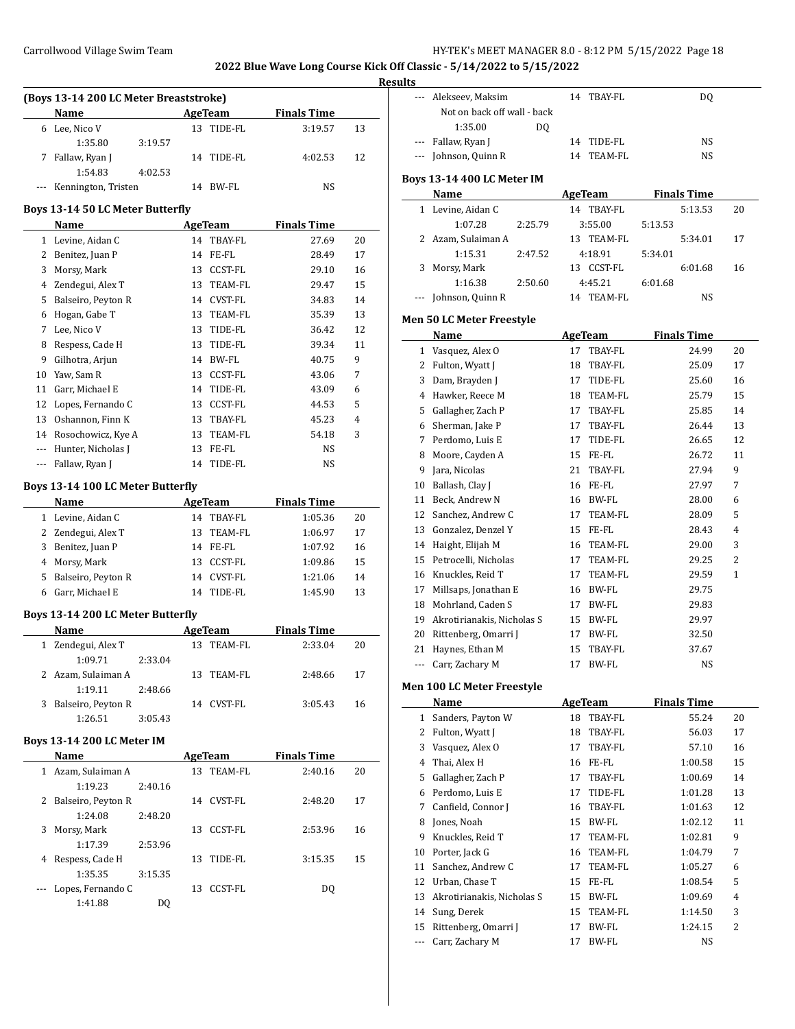## 2022 Blue Wave Long Course Kick Off Classic - 5/14/2022 to 5/15/2022

### Results

#### (Boys 13-14 200 LC Meter Breaststroke)

| | Name | Age | Team | Finals Time | Points |
|---|---|---|---|---|---|
| 6 | Lee, Nico V | 13 | TIDE-FL | 3:19.57 | 13 |
| | 1:35.80 3:19.57 | | | | |
| 7 | Fallaw, Ryan J | 14 | TIDE-FL | 4:02.53 | 12 |
| | 1:54.83 4:02.53 | | | | |
| --- | Kennington, Tristen | 14 | BW-FL | NS | |

#### Boys 13-14 50 LC Meter Butterfly

| | Name | Age | Team | Finals Time | Points |
|---|---|---|---|---|---|
| 1 | Levine, Aidan C | 14 | TBAY-FL | 27.69 | 20 |
| 2 | Benitez, Juan P | 14 | FE-FL | 28.49 | 17 |
| 3 | Morsy, Mark | 13 | CCST-FL | 29.10 | 16 |
| 4 | Zendegui, Alex T | 13 | TEAM-FL | 29.47 | 15 |
| 5 | Balseiro, Peyton R | 14 | CVST-FL | 34.83 | 14 |
| 6 | Hogan, Gabe T | 13 | TEAM-FL | 35.39 | 13 |
| 7 | Lee, Nico V | 13 | TIDE-FL | 36.42 | 12 |
| 8 | Respess, Cade H | 13 | TIDE-FL | 39.34 | 11 |
| 9 | Gilhotra, Arjun | 14 | BW-FL | 40.75 | 9 |
| 10 | Yaw, Sam R | 13 | CCST-FL | 43.06 | 7 |
| 11 | Garr, Michael E | 14 | TIDE-FL | 43.09 | 6 |
| 12 | Lopes, Fernando C | 13 | CCST-FL | 44.53 | 5 |
| 13 | Oshannon, Finn K | 13 | TBAY-FL | 45.23 | 4 |
| 14 | Rosochowicz, Kye A | 13 | TEAM-FL | 54.18 | 3 |
| --- | Hunter, Nicholas J | 13 | FE-FL | NS | |
| --- | Fallaw, Ryan J | 14 | TIDE-FL | NS | |

#### Boys 13-14 100 LC Meter Butterfly

| | Name | Age | Team | Finals Time | Points |
|---|---|---|---|---|---|
| 1 | Levine, Aidan C | 14 | TBAY-FL | 1:05.36 | 20 |
| 2 | Zendegui, Alex T | 13 | TEAM-FL | 1:06.97 | 17 |
| 3 | Benitez, Juan P | 14 | FE-FL | 1:07.92 | 16 |
| 4 | Morsy, Mark | 13 | CCST-FL | 1:09.86 | 15 |
| 5 | Balseiro, Peyton R | 14 | CVST-FL | 1:21.06 | 14 |
| 6 | Garr, Michael E | 14 | TIDE-FL | 1:45.90 | 13 |

#### Boys 13-14 200 LC Meter Butterfly

| | Name | Age | Team | Finals Time | Points |
|---|---|---|---|---|---|
| 1 | Zendegui, Alex T | 13 | TEAM-FL | 2:33.04 | 20 |
| | 1:09.71 2:33.04 | | | | |
| 2 | Azam, Sulaiman A | 13 | TEAM-FL | 2:48.66 | 17 |
| | 1:19.11 2:48.66 | | | | |
| 3 | Balseiro, Peyton R | 14 | CVST-FL | 3:05.43 | 16 |
| | 1:26.51 3:05.43 | | | | |

#### Boys 13-14 200 LC Meter IM

| | Name | Age | Team | Finals Time | Points |
|---|---|---|---|---|---|
| 1 | Azam, Sulaiman A | 13 | TEAM-FL | 2:40.16 | 20 |
| | 1:19.23 2:40.16 | | | | |
| 2 | Balseiro, Peyton R | 14 | CVST-FL | 2:48.20 | 17 |
| | 1:24.08 2:48.20 | | | | |
| 3 | Morsy, Mark | 13 | CCST-FL | 2:53.96 | 16 |
| | 1:17.39 2:53.96 | | | | |
| 4 | Respess, Cade H | 13 | TIDE-FL | 3:15.35 | 15 |
| | 1:35.35 3:15.35 | | | | |
| --- | Lopes, Fernando C | 13 | CCST-FL | DQ | |
| | 1:41.88 DQ | | | | |
| --- | Alekseev, Maksim | 14 | TBAY-FL | DQ | |
| | Not on back off wall - back | | | | |
| | 1:35.00 DQ | | | | |
| --- | Fallaw, Ryan J | 14 | TIDE-FL | NS | |
| --- | Johnson, Quinn R | 14 | TEAM-FL | NS | |

#### Boys 13-14 400 LC Meter IM

| | Name | Age | Team | Finals Time | Points |
|---|---|---|---|---|---|
| 1 | Levine, Aidan C | 14 | TBAY-FL | 5:13.53 | 20 |
| | 1:07.28 2:25.79 3:55.00 5:13.53 | | | | |
| 2 | Azam, Sulaiman A | 13 | TEAM-FL | 5:34.01 | 17 |
| | 1:15.31 2:47.52 4:18.91 5:34.01 | | | | |
| 3 | Morsy, Mark | 13 | CCST-FL | 6:01.68 | 16 |
| | 1:16.38 2:50.60 4:45.21 6:01.68 | | | | |
| --- | Johnson, Quinn R | 14 | TEAM-FL | NS | |

#### Men 50 LC Meter Freestyle

| | Name | Age | Team | Finals Time | Points |
|---|---|---|---|---|---|
| 1 | Vasquez, Alex O | 17 | TBAY-FL | 24.99 | 20 |
| 2 | Fulton, Wyatt J | 18 | TBAY-FL | 25.09 | 17 |
| 3 | Dam, Brayden J | 17 | TIDE-FL | 25.60 | 16 |
| 4 | Hawker, Reece M | 18 | TEAM-FL | 25.79 | 15 |
| 5 | Gallagher, Zach P | 17 | TBAY-FL | 25.85 | 14 |
| 6 | Sherman, Jake P | 17 | TBAY-FL | 26.44 | 13 |
| 7 | Perdomo, Luis E | 17 | TIDE-FL | 26.65 | 12 |
| 8 | Moore, Cayden A | 15 | FE-FL | 26.72 | 11 |
| 9 | Jara, Nicolas | 21 | TBAY-FL | 27.94 | 9 |
| 10 | Ballash, Clay J | 16 | FE-FL | 27.97 | 7 |
| 11 | Beck, Andrew N | 16 | BW-FL | 28.00 | 6 |
| 12 | Sanchez, Andrew C | 17 | TEAM-FL | 28.09 | 5 |
| 13 | Gonzalez, Denzel Y | 15 | FE-FL | 28.43 | 4 |
| 14 | Haight, Elijah M | 16 | TEAM-FL | 29.00 | 3 |
| 15 | Petrocelli, Nicholas | 17 | TEAM-FL | 29.25 | 2 |
| 16 | Knuckles, Reid T | 17 | TEAM-FL | 29.59 | 1 |
| 17 | Millsaps, Jonathan E | 16 | BW-FL | 29.75 | |
| 18 | Mohrland, Caden S | 17 | BW-FL | 29.83 | |
| 19 | Akrotirianakis, Nicholas S | 15 | BW-FL | 29.97 | |
| 20 | Rittenberg, Omarri J | 17 | BW-FL | 32.50 | |
| 21 | Haynes, Ethan M | 15 | TBAY-FL | 37.67 | |
| --- | Carr, Zachary M | 17 | BW-FL | NS | |

#### Men 100 LC Meter Freestyle

| | Name | Age | Team | Finals Time | Points |
|---|---|---|---|---|---|
| 1 | Sanders, Payton W | 18 | TBAY-FL | 55.24 | 20 |
| 2 | Fulton, Wyatt J | 18 | TBAY-FL | 56.03 | 17 |
| 3 | Vasquez, Alex O | 17 | TBAY-FL | 57.10 | 16 |
| 4 | Thai, Alex H | 16 | FE-FL | 1:00.58 | 15 |
| 5 | Gallagher, Zach P | 17 | TBAY-FL | 1:00.69 | 14 |
| 6 | Perdomo, Luis E | 17 | TIDE-FL | 1:01.28 | 13 |
| 7 | Canfield, Connor J | 16 | TBAY-FL | 1:01.63 | 12 |
| 8 | Jones, Noah | 15 | BW-FL | 1:02.12 | 11 |
| 9 | Knuckles, Reid T | 17 | TEAM-FL | 1:02.81 | 9 |
| 10 | Porter, Jack G | 16 | TEAM-FL | 1:04.79 | 7 |
| 11 | Sanchez, Andrew C | 17 | TEAM-FL | 1:05.27 | 6 |
| 12 | Urban, Chase T | 15 | FE-FL | 1:08.54 | 5 |
| 13 | Akrotirianakis, Nicholas S | 15 | BW-FL | 1:09.69 | 4 |
| 14 | Sung, Derek | 15 | TEAM-FL | 1:14.50 | 3 |
| 15 | Rittenberg, Omarri J | 17 | BW-FL | 1:24.15 | 2 |
| --- | Carr, Zachary M | 17 | BW-FL | NS | |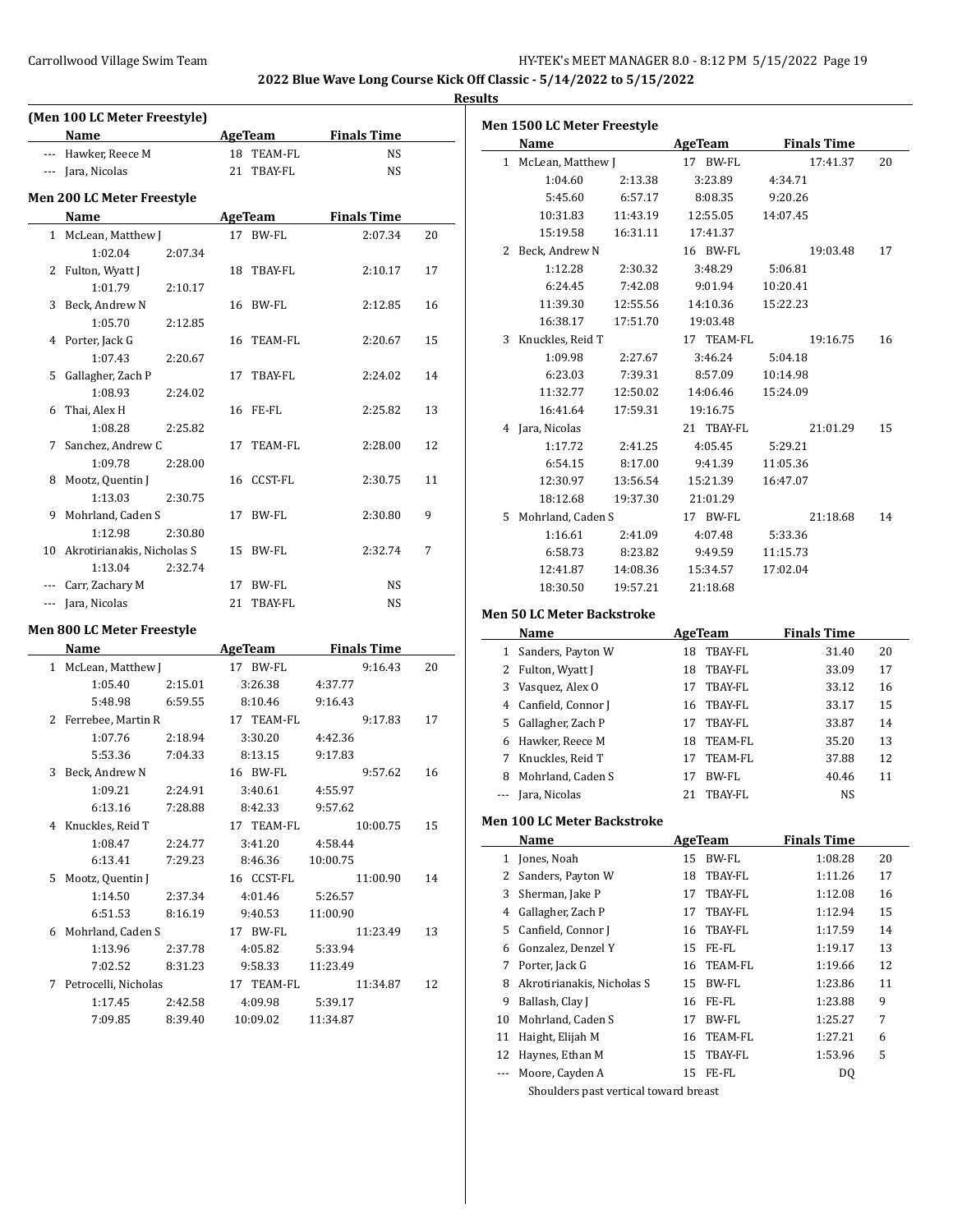## 2022 Blue Wave Long Course Kick Off Classic - 5/14/2022 to 5/15/2022

### Results

**(Men 100 LC Meter Freestyle)**

| | Name | Age | Team | Finals Time | |
|---|---|---|---|---|---|
| --- | Hawker, Reece M | 18 | TEAM-FL | NS | |
| --- | Jara, Nicolas | 21 | TBAY-FL | NS | |

**Men 200 LC Meter Freestyle**

| | Name | Age | Team | Finals Time | |
|---|---|---|---|---|---|
| 1 | McLean, Matthew J | 17 | BW-FL | 2:07.34 | 20 |
| | 1:02.04 | 2:07.34 | | | |
| 2 | Fulton, Wyatt J | 18 | TBAY-FL | 2:10.17 | 17 |
| | 1:01.79 | 2:10.17 | | | |
| 3 | Beck, Andrew N | 16 | BW-FL | 2:12.85 | 16 |
| | 1:05.70 | 2:12.85 | | | |
| 4 | Porter, Jack G | 16 | TEAM-FL | 2:20.67 | 15 |
| | 1:07.43 | 2:20.67 | | | |
| 5 | Gallagher, Zach P | 17 | TBAY-FL | 2:24.02 | 14 |
| | 1:08.93 | 2:24.02 | | | |
| 6 | Thai, Alex H | 16 | FE-FL | 2:25.82 | 13 |
| | 1:08.28 | 2:25.82 | | | |
| 7 | Sanchez, Andrew C | 17 | TEAM-FL | 2:28.00 | 12 |
| | 1:09.78 | 2:28.00 | | | |
| 8 | Mootz, Quentin J | 16 | CCST-FL | 2:30.75 | 11 |
| | 1:13.03 | 2:30.75 | | | |
| 9 | Mohrland, Caden S | 17 | BW-FL | 2:30.80 | 9 |
| | 1:12.98 | 2:30.80 | | | |
| 10 | Akrotirianakis, Nicholas S | 15 | BW-FL | 2:32.74 | 7 |
| | 1:13.04 | 2:32.74 | | | |
| --- | Carr, Zachary M | 17 | BW-FL | NS | |
| --- | Jara, Nicolas | 21 | TBAY-FL | NS | |

**Men 800 LC Meter Freestyle**

| | Name | Age | Team | Finals Time | |
|---|---|---|---|---|---|
| 1 | McLean, Matthew J | 17 | BW-FL | 9:16.43 | 20 |
| | 1:05.40 | 2:15.01 | 3:26.38 | 4:37.77 | |
| | 5:48.98 | 6:59.55 | 8:10.46 | 9:16.43 | |
| 2 | Ferrebee, Martin R | 17 | TEAM-FL | 9:17.83 | 17 |
| | 1:07.76 | 2:18.94 | 3:30.20 | 4:42.36 | |
| | 5:53.36 | 7:04.33 | 8:13.15 | 9:17.83 | |
| 3 | Beck, Andrew N | 16 | BW-FL | 9:57.62 | 16 |
| | 1:09.21 | 2:24.91 | 3:40.61 | 4:55.97 | |
| | 6:13.16 | 7:28.88 | 8:42.33 | 9:57.62 | |
| 4 | Knuckles, Reid T | 17 | TEAM-FL | 10:00.75 | 15 |
| | 1:08.47 | 2:24.77 | 3:41.20 | 4:58.44 | |
| | 6:13.41 | 7:29.23 | 8:46.36 | 10:00.75 | |
| 5 | Mootz, Quentin J | 16 | CCST-FL | 11:00.90 | 14 |
| | 1:14.50 | 2:37.34 | 4:01.46 | 5:26.57 | |
| | 6:51.53 | 8:16.19 | 9:40.53 | 11:00.90 | |
| 6 | Mohrland, Caden S | 17 | BW-FL | 11:23.49 | 13 |
| | 1:13.96 | 2:37.78 | 4:05.82 | 5:33.94 | |
| | 7:02.52 | 8:31.23 | 9:58.33 | 11:23.49 | |
| 7 | Petrocelli, Nicholas | 17 | TEAM-FL | 11:34.87 | 12 |
| | 1:17.45 | 2:42.58 | 4:09.98 | 5:39.17 | |
| | 7:09.85 | 8:39.40 | 10:09.02 | 11:34.87 | |

**Men 1500 LC Meter Freestyle**

| | Name | Age | Team | Finals Time | |
|---|---|---|---|---|---|
| 1 | McLean, Matthew J | 17 | BW-FL | 17:41.37 | 20 |
| | 1:04.60 | 2:13.38 | 3:23.89 | 4:34.71 | |
| | 5:45.60 | 6:57.17 | 8:08.35 | 9:20.26 | |
| | 10:31.83 | 11:43.19 | 12:55.05 | 14:07.45 | |
| | 15:19.58 | 16:31.11 | 17:41.37 | | |
| 2 | Beck, Andrew N | 16 | BW-FL | 19:03.48 | 17 |
| | 1:12.28 | 2:30.32 | 3:48.29 | 5:06.81 | |
| | 6:24.45 | 7:42.08 | 9:01.94 | 10:20.41 | |
| | 11:39.30 | 12:55.56 | 14:10.36 | 15:22.23 | |
| | 16:38.17 | 17:51.70 | 19:03.48 | | |
| 3 | Knuckles, Reid T | 17 | TEAM-FL | 19:16.75 | 16 |
| | 1:09.98 | 2:27.67 | 3:46.24 | 5:04.18 | |
| | 6:23.03 | 7:39.31 | 8:57.09 | 10:14.98 | |
| | 11:32.77 | 12:50.02 | 14:06.46 | 15:24.09 | |
| | 16:41.64 | 17:59.31 | 19:16.75 | | |
| 4 | Jara, Nicolas | 21 | TBAY-FL | 21:01.29 | 15 |
| | 1:17.72 | 2:41.25 | 4:05.45 | 5:29.21 | |
| | 6:54.15 | 8:17.00 | 9:41.39 | 11:05.36 | |
| | 12:30.97 | 13:56.54 | 15:21.39 | 16:47.07 | |
| | 18:12.68 | 19:37.30 | 21:01.29 | | |
| 5 | Mohrland, Caden S | 17 | BW-FL | 21:18.68 | 14 |
| | 1:16.61 | 2:41.09 | 4:07.48 | 5:33.36 | |
| | 6:58.73 | 8:23.82 | 9:49.59 | 11:15.73 | |
| | 12:41.87 | 14:08.36 | 15:34.57 | 17:02.04 | |
| | 18:30.50 | 19:57.21 | 21:18.68 | | |

**Men 50 LC Meter Backstroke**

| | Name | Age | Team | Finals Time | |
|---|---|---|---|---|---|
| 1 | Sanders, Payton W | 18 | TBAY-FL | 31.40 | 20 |
| 2 | Fulton, Wyatt J | 18 | TBAY-FL | 33.09 | 17 |
| 3 | Vasquez, Alex O | 17 | TBAY-FL | 33.12 | 16 |
| 4 | Canfield, Connor J | 16 | TBAY-FL | 33.17 | 15 |
| 5 | Gallagher, Zach P | 17 | TBAY-FL | 33.87 | 14 |
| 6 | Hawker, Reece M | 18 | TEAM-FL | 35.20 | 13 |
| 7 | Knuckles, Reid T | 17 | TEAM-FL | 37.88 | 12 |
| 8 | Mohrland, Caden S | 17 | BW-FL | 40.46 | 11 |
| --- | Jara, Nicolas | 21 | TBAY-FL | NS | |

**Men 100 LC Meter Backstroke**

| | Name | Age | Team | Finals Time | |
|---|---|---|---|---|---|
| 1 | Jones, Noah | 15 | BW-FL | 1:08.28 | 20 |
| 2 | Sanders, Payton W | 18 | TBAY-FL | 1:11.26 | 17 |
| 3 | Sherman, Jake P | 17 | TBAY-FL | 1:12.08 | 16 |
| 4 | Gallagher, Zach P | 17 | TBAY-FL | 1:12.94 | 15 |
| 5 | Canfield, Connor J | 16 | TBAY-FL | 1:17.59 | 14 |
| 6 | Gonzalez, Denzel Y | 15 | FE-FL | 1:19.17 | 13 |
| 7 | Porter, Jack G | 16 | TEAM-FL | 1:19.66 | 12 |
| 8 | Akrotirianakis, Nicholas S | 15 | BW-FL | 1:23.86 | 11 |
| 9 | Ballash, Clay J | 16 | FE-FL | 1:23.88 | 9 |
| 10 | Mohrland, Caden S | 17 | BW-FL | 1:25.27 | 7 |
| 11 | Haight, Elijah M | 16 | TEAM-FL | 1:27.21 | 6 |
| 12 | Haynes, Ethan M | 15 | TBAY-FL | 1:53.96 | 5 |
| --- | Moore, Cayden A | 15 | FE-FL | DQ | |
| | Shoulders past vertical toward breast | | | | |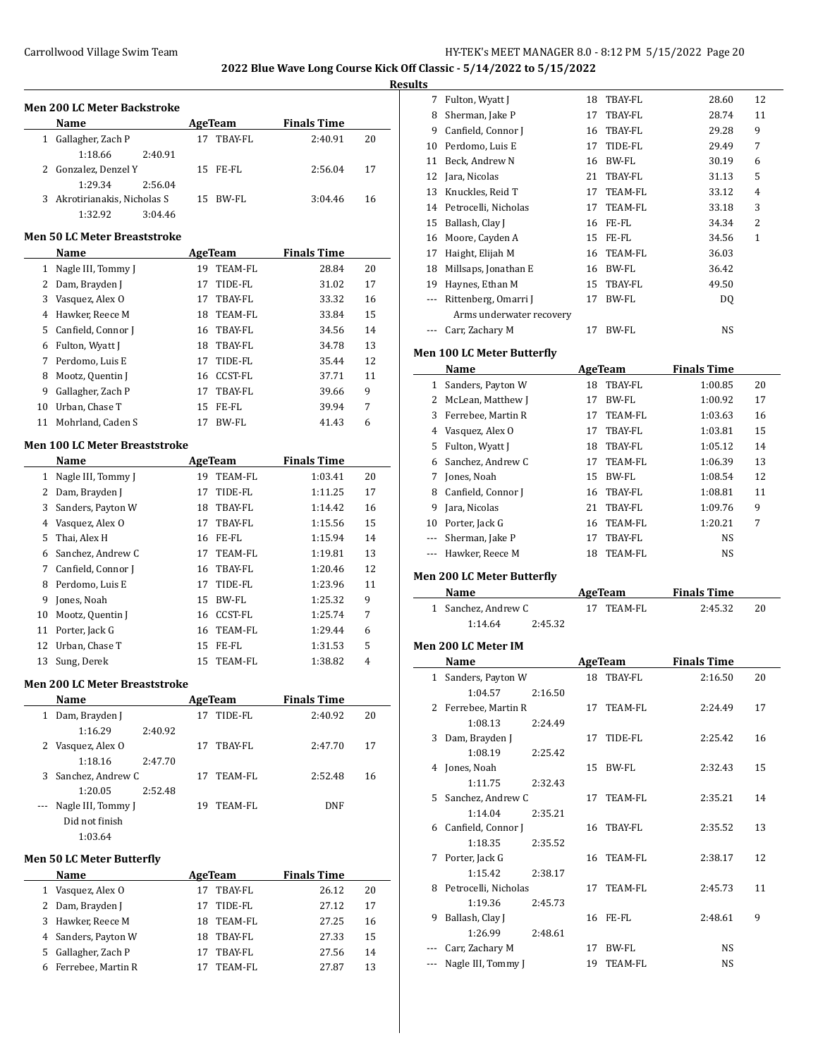2022 Blue Wave Long Course Kick Off Classic - 5/14/2022 to 5/15/2022

**Results**

### Men 200 LC Meter Backstroke

| | Name | Age | Team | Finals Time | Points |
|---|---|---|---|---|---|
| 1 | Gallagher, Zach P | 17 | TBAY-FL | 2:40.91 | 20 |
| | 1:18.66 2:40.91 | | | | |
| 2 | Gonzalez, Denzel Y | 15 | FE-FL | 2:56.04 | 17 |
| | 1:29.34 2:56.04 | | | | |
| 3 | Akrotirianakis, Nicholas S | 15 | BW-FL | 3:04.46 | 16 |
| | 1:32.92 3:04.46 | | | | |

### Men 50 LC Meter Breaststroke

| | Name | Age | Team | Finals Time | Points |
|---|---|---|---|---|---|
| 1 | Nagle III, Tommy J | 19 | TEAM-FL | 28.84 | 20 |
| 2 | Dam, Brayden J | 17 | TIDE-FL | 31.02 | 17 |
| 3 | Vasquez, Alex O | 17 | TBAY-FL | 33.32 | 16 |
| 4 | Hawker, Reece M | 18 | TEAM-FL | 33.84 | 15 |
| 5 | Canfield, Connor J | 16 | TBAY-FL | 34.56 | 14 |
| 6 | Fulton, Wyatt J | 18 | TBAY-FL | 34.78 | 13 |
| 7 | Perdomo, Luis E | 17 | TIDE-FL | 35.44 | 12 |
| 8 | Mootz, Quentin J | 16 | CCST-FL | 37.71 | 11 |
| 9 | Gallagher, Zach P | 17 | TBAY-FL | 39.66 | 9 |
| 10 | Urban, Chase T | 15 | FE-FL | 39.94 | 7 |
| 11 | Mohrland, Caden S | 17 | BW-FL | 41.43 | 6 |

### Men 100 LC Meter Breaststroke

| | Name | Age | Team | Finals Time | Points |
|---|---|---|---|---|---|
| 1 | Nagle III, Tommy J | 19 | TEAM-FL | 1:03.41 | 20 |
| 2 | Dam, Brayden J | 17 | TIDE-FL | 1:11.25 | 17 |
| 3 | Sanders, Payton W | 18 | TBAY-FL | 1:14.42 | 16 |
| 4 | Vasquez, Alex O | 17 | TBAY-FL | 1:15.56 | 15 |
| 5 | Thai, Alex H | 16 | FE-FL | 1:15.94 | 14 |
| 6 | Sanchez, Andrew C | 17 | TEAM-FL | 1:19.81 | 13 |
| 7 | Canfield, Connor J | 16 | TBAY-FL | 1:20.46 | 12 |
| 8 | Perdomo, Luis E | 17 | TIDE-FL | 1:23.96 | 11 |
| 9 | Jones, Noah | 15 | BW-FL | 1:25.32 | 9 |
| 10 | Mootz, Quentin J | 16 | CCST-FL | 1:25.74 | 7 |
| 11 | Porter, Jack G | 16 | TEAM-FL | 1:29.44 | 6 |
| 12 | Urban, Chase T | 15 | FE-FL | 1:31.53 | 5 |
| 13 | Sung, Derek | 15 | TEAM-FL | 1:38.82 | 4 |

### Men 200 LC Meter Breaststroke

| | Name | Age | Team | Finals Time | Points |
|---|---|---|---|---|---|
| 1 | Dam, Brayden J | 17 | TIDE-FL | 2:40.92 | 20 |
| | 1:16.29 2:40.92 | | | | |
| 2 | Vasquez, Alex O | 17 | TBAY-FL | 2:47.70 | 17 |
| | 1:18.16 2:47.70 | | | | |
| 3 | Sanchez, Andrew C | 17 | TEAM-FL | 2:52.48 | 16 |
| | 1:20.05 2:52.48 | | | | |
| --- | Nagle III, Tommy J | 19 | TEAM-FL | DNF | |
| | Did not finish | | | | |
| | 1:03.64 | | | | |

### Men 50 LC Meter Butterfly

| | Name | Age | Team | Finals Time | Points |
|---|---|---|---|---|---|
| 1 | Vasquez, Alex O | 17 | TBAY-FL | 26.12 | 20 |
| 2 | Dam, Brayden J | 17 | TIDE-FL | 27.12 | 17 |
| 3 | Hawker, Reece M | 18 | TEAM-FL | 27.25 | 16 |
| 4 | Sanders, Payton W | 18 | TBAY-FL | 27.33 | 15 |
| 5 | Gallagher, Zach P | 17 | TBAY-FL | 27.56 | 14 |
| 6 | Ferrebee, Martin R | 17 | TEAM-FL | 27.87 | 13 |
| 7 | Fulton, Wyatt J | 18 | TBAY-FL | 28.60 | 12 |
| 8 | Sherman, Jake P | 17 | TBAY-FL | 28.74 | 11 |
| 9 | Canfield, Connor J | 16 | TBAY-FL | 29.28 | 9 |
| 10 | Perdomo, Luis E | 17 | TIDE-FL | 29.49 | 7 |
| 11 | Beck, Andrew N | 16 | BW-FL | 30.19 | 6 |
| 12 | Jara, Nicolas | 21 | TBAY-FL | 31.13 | 5 |
| 13 | Knuckles, Reid T | 17 | TEAM-FL | 33.12 | 4 |
| 14 | Petrocelli, Nicholas | 17 | TEAM-FL | 33.18 | 3 |
| 15 | Ballash, Clay J | 16 | FE-FL | 34.34 | 2 |
| 16 | Moore, Cayden A | 15 | FE-FL | 34.56 | 1 |
| 17 | Haight, Elijah M | 16 | TEAM-FL | 36.03 | |
| 18 | Millsaps, Jonathan E | 16 | BW-FL | 36.42 | |
| 19 | Haynes, Ethan M | 15 | TBAY-FL | 49.50 | |
| --- | Rittenberg, Omarri J | 17 | BW-FL | DQ | |
| | Arms underwater recovery | | | | |
| --- | Carr, Zachary M | 17 | BW-FL | NS | |

### Men 100 LC Meter Butterfly

| | Name | Age | Team | Finals Time | Points |
|---|---|---|---|---|---|
| 1 | Sanders, Payton W | 18 | TBAY-FL | 1:00.85 | 20 |
| 2 | McLean, Matthew J | 17 | BW-FL | 1:00.92 | 17 |
| 3 | Ferrebee, Martin R | 17 | TEAM-FL | 1:03.63 | 16 |
| 4 | Vasquez, Alex O | 17 | TBAY-FL | 1:03.81 | 15 |
| 5 | Fulton, Wyatt J | 18 | TBAY-FL | 1:05.12 | 14 |
| 6 | Sanchez, Andrew C | 17 | TEAM-FL | 1:06.39 | 13 |
| 7 | Jones, Noah | 15 | BW-FL | 1:08.54 | 12 |
| 8 | Canfield, Connor J | 16 | TBAY-FL | 1:08.81 | 11 |
| 9 | Jara, Nicolas | 21 | TBAY-FL | 1:09.76 | 9 |
| 10 | Porter, Jack G | 16 | TEAM-FL | 1:20.21 | 7 |
| --- | Sherman, Jake P | 17 | TBAY-FL | NS | |
| --- | Hawker, Reece M | 18 | TEAM-FL | NS | |

### Men 200 LC Meter Butterfly

| | Name | Age | Team | Finals Time | Points |
|---|---|---|---|---|---|
| 1 | Sanchez, Andrew C | 17 | TEAM-FL | 2:45.32 | 20 |
| | 1:14.64 2:45.32 | | | | |

### Men 200 LC Meter IM

| | Name | Age | Team | Finals Time | Points |
|---|---|---|---|---|---|
| 1 | Sanders, Payton W | 18 | TBAY-FL | 2:16.50 | 20 |
| | 1:04.57 2:16.50 | | | | |
| 2 | Ferrebee, Martin R | 17 | TEAM-FL | 2:24.49 | 17 |
| | 1:08.13 2:24.49 | | | | |
| 3 | Dam, Brayden J | 17 | TIDE-FL | 2:25.42 | 16 |
| | 1:08.19 2:25.42 | | | | |
| 4 | Jones, Noah | 15 | BW-FL | 2:32.43 | 15 |
| | 1:11.75 2:32.43 | | | | |
| 5 | Sanchez, Andrew C | 17 | TEAM-FL | 2:35.21 | 14 |
| | 1:14.04 2:35.21 | | | | |
| 6 | Canfield, Connor J | 16 | TBAY-FL | 2:35.52 | 13 |
| | 1:18.35 2:35.52 | | | | |
| 7 | Porter, Jack G | 16 | TEAM-FL | 2:38.17 | 12 |
| | 1:15.42 2:38.17 | | | | |
| 8 | Petrocelli, Nicholas | 17 | TEAM-FL | 2:45.73 | 11 |
| | 1:19.36 2:45.73 | | | | |
| 9 | Ballash, Clay J | 16 | FE-FL | 2:48.61 | 9 |
| | 1:26.99 2:48.61 | | | | |
| --- | Carr, Zachary M | 17 | BW-FL | NS | |
| --- | Nagle III, Tommy J | 19 | TEAM-FL | NS | |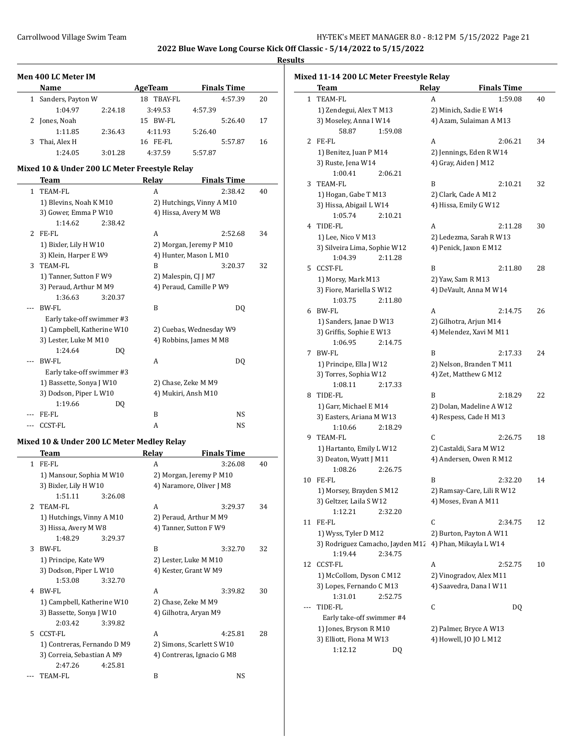## Results

### Men 400 LC Meter IM

| | Name | Age | Team | Finals Time | |
|---|---|---|---|---|---|
| 1 | Sanders, Payton W | 18 | TBAY-FL | 4:57.39 | 20 |
| | 1:04.97 | 2:24.18 | 3:49.53 | 4:57.39 | |
| 2 | Jones, Noah | 15 | BW-FL | 5:26.40 | 17 |
| | 1:11.85 | 2:36.43 | 4:11.93 | 5:26.40 | |
| 3 | Thai, Alex H | 16 | FE-FL | 5:57.87 | 16 |
| | 1:24.05 | 3:01.28 | 4:37.59 | 5:57.87 | |

### Mixed 10 & Under 200 LC Meter Freestyle Relay

| | Team | Relay | Finals Time | |
|---|---|---|---|---|
| 1 | TEAM-FL | A | 2:38.42 | 40 |
| | 1) Blevins, Noah K M10 | 2) Hutchings, Vinny A M10 | | |
| | 3) Gower, Emma P W10 | 4) Hissa, Avery M W8 | | |
| | 1:14.62 2:38.42 | | | |
| 2 | FE-FL | A | 2:52.68 | 34 |
| | 1) Bixler, Lily H W10 | 2) Morgan, Jeremy P M10 | | |
| | 3) Klein, Harper E W9 | 4) Hunter, Mason L M10 | | |
| 3 | TEAM-FL | B | 3:20.37 | 32 |
| | 1) Tanner, Sutton F W9 | 2) Malespin, CJ J M7 | | |
| | 3) Peraud, Arthur M M9 | 4) Peraud, Camille P W9 | | |
| | 1:36.63 3:20.37 | | | |
| --- | BW-FL | B | DQ | |
| | Early take-off swimmer #3 | | | |
| | 1) Campbell, Katherine W10 | 2) Cuebas, Wednesday W9 | | |
| | 3) Lester, Luke M M10 | 4) Robbins, James M M8 | | |
| | 1:24.64 DQ | | | |
| --- | BW-FL | A | DQ | |
| | Early take-off swimmer #3 | | | |
| | 1) Bassette, Sonya J W10 | 2) Chase, Zeke M M9 | | |
| | 3) Dodson, Piper L W10 | 4) Mukiri, Ansh M10 | | |
| | 1:19.66 DQ | | | |
| --- | FE-FL | B | NS | |
| --- | CCST-FL | A | NS | |

### Mixed 10 & Under 200 LC Meter Medley Relay

| | Team | Relay | Finals Time | |
|---|---|---|---|---|
| 1 | FE-FL | A | 3:26.08 | 40 |
| | 1) Mansour, Sophia M W10 | 2) Morgan, Jeremy P M10 | | |
| | 3) Bixler, Lily H W10 | 4) Naramore, Oliver J M8 | | |
| | 1:51.11 3:26.08 | | | |
| 2 | TEAM-FL | A | 3:29.37 | 34 |
| | 1) Hutchings, Vinny A M10 | 2) Peraud, Arthur M M9 | | |
| | 3) Hissa, Avery M W8 | 4) Tanner, Sutton F W9 | | |
| | 1:48.29 3:29.37 | | | |
| 3 | BW-FL | B | 3:32.70 | 32 |
| | 1) Principe, Kate W9 | 2) Lester, Luke M M10 | | |
| | 3) Dodson, Piper L W10 | 4) Kester, Grant W M9 | | |
| | 1:53.08 3:32.70 | | | |
| 4 | BW-FL | A | 3:39.82 | 30 |
| | 1) Campbell, Katherine W10 | 2) Chase, Zeke M M9 | | |
| | 3) Bassette, Sonya J W10 | 4) Gilhotra, Aryan M9 | | |
| | 2:03.42 3:39.82 | | | |
| 5 | CCST-FL | A | 4:25.81 | 28 |
| | 1) Contreras, Fernando D M9 | 2) Simons, Scarlett S W10 | | |
| | 3) Correia, Sebastian A M9 | 4) Contreras, Ignacio G M8 | | |
| | 2:47.26 4:25.81 | | | |
| --- | TEAM-FL | B | NS | |

### Mixed 11-14 200 LC Meter Freestyle Relay

| | Team | Relay | Finals Time | |
|---|---|---|---|---|
| 1 | TEAM-FL | A | 1:59.08 | 40 |
| | 1) Zendegui, Alex T M13 | 2) Minich, Sadie E W14 | | |
| | 3) Moseley, Anna I W14 | 4) Azam, Sulaiman A M13 | | |
| | 58.87 1:59.08 | | | |
| 2 | FE-FL | A | 2:06.21 | 34 |
| | 1) Benitez, Juan P M14 | 2) Jennings, Eden R W14 | | |
| | 3) Ruste, Jena W14 | 4) Gray, Aiden J M12 | | |
| | 1:00.41 2:06.21 | | | |
| 3 | TEAM-FL | B | 2:10.21 | 32 |
| | 1) Hogan, Gabe T M13 | 2) Clark, Cade A M12 | | |
| | 3) Hissa, Abigail L W14 | 4) Hissa, Emily G W12 | | |
| | 1:05.74 2:10.21 | | | |
| 4 | TIDE-FL | A | 2:11.28 | 30 |
| | 1) Lee, Nico V M13 | 2) Ledezma, Sarah R W13 | | |
| | 3) Silveira Lima, Sophie W12 | 4) Penick, Jaxon E M12 | | |
| | 1:04.39 2:11.28 | | | |
| 5 | CCST-FL | B | 2:11.80 | 28 |
| | 1) Morsy, Mark M13 | 2) Yaw, Sam R M13 | | |
| | 3) Fiore, Mariella S W12 | 4) DeVault, Anna M W14 | | |
| | 1:03.75 2:11.80 | | | |
| 6 | BW-FL | A | 2:14.75 | 26 |
| | 1) Sanders, Janae D W13 | 2) Gilhotra, Arjun M14 | | |
| | 3) Griffis, Sophie E W13 | 4) Melendez, Xavi M M11 | | |
| | 1:06.95 2:14.75 | | | |
| 7 | BW-FL | B | 2:17.33 | 24 |
| | 1) Principe, Ella J W12 | 2) Nelson, Branden T M11 | | |
| | 3) Torres, Sophia W12 | 4) Zet, Matthew G M12 | | |
| | 1:08.11 2:17.33 | | | |
| 8 | TIDE-FL | B | 2:18.29 | 22 |
| | 1) Garr, Michael E M14 | 2) Dolan, Madeline A W12 | | |
| | 3) Easters, Ariana M W13 | 4) Respess, Cade H M13 | | |
| | 1:10.66 2:18.29 | | | |
| 9 | TEAM-FL | C | 2:26.75 | 18 |
| | 1) Hartanto, Emily L W12 | 2) Castaldi, Sara M W12 | | |
| | 3) Deaton, Wyatt J M11 | 4) Andersen, Owen R M12 | | |
| | 1:08.26 2:26.75 | | | |
| 10 | FE-FL | B | 2:32.20 | 14 |
| | 1) Morsey, Brayden S M12 | 2) Ramsay-Care, Lili R W12 | | |
| | 3) Geltzer, Laila S W12 | 4) Moses, Evan A M11 | | |
| | 1:12.21 2:32.20 | | | |
| 11 | FE-FL | C | 2:34.75 | 12 |
| | 1) Wyss, Tyler D M12 | 2) Burton, Payton A W11 | | |
| | 3) Rodriguez Camacho, Jayden M12 | 4) Phan, Mikayla L W14 | | |
| | 1:19.44 2:34.75 | | | |
| 12 | CCST-FL | A | 2:52.75 | 10 |
| | 1) McCollom, Dyson C M12 | 2) Vinogradov, Alex M11 | | |
| | 3) Lopes, Fernando C M13 | 4) Saavedra, Dana I W11 | | |
| | 1:31.01 2:52.75 | | | |
| --- | TIDE-FL | C | DQ | |
| | Early take-off swimmer #4 | | | |
| | 1) Jones, Bryson R M10 | 2) Palmer, Bryce A W13 | | |
| | 3) Elliott, Fiona M W13 | 4) Howell, JO JO L M12 | | |
| | 1:12.12 DQ | | | |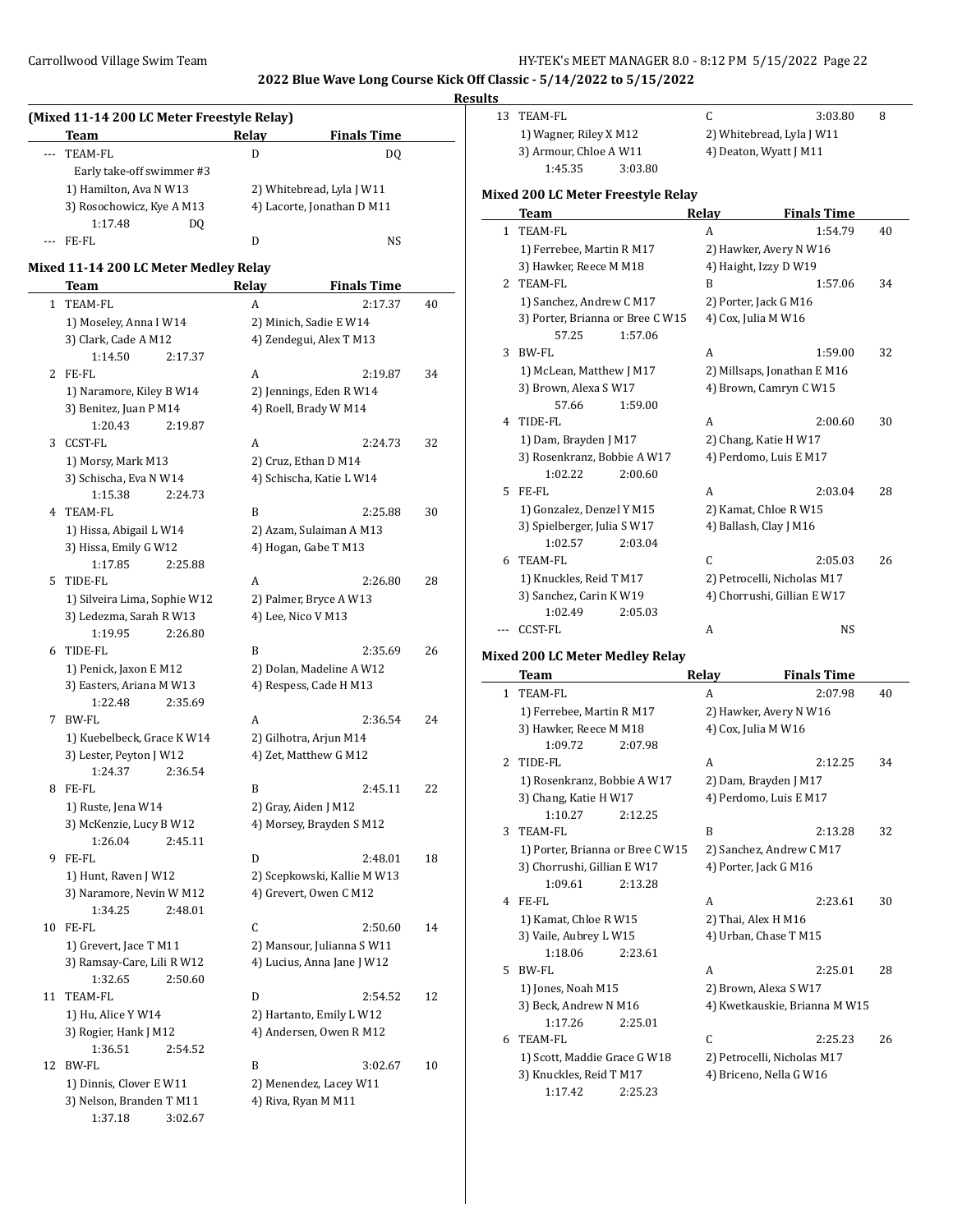## Results

### (Mixed 11-14 200 LC Meter Freestyle Relay)

| | Team | Relay | Finals Time | |
|---|---|---|---|---|
| --- | TEAM-FL | D | DQ | |
| | Early take-off swimmer #3 | | | |
| | 1) Hamilton, Ava N W13 | 2) Whitebread, Lyla J W11 | | |
| | 3) Rosochowicz, Kye A M13 | 4) Lacorte, Jonathan D M11 | | |
| | 1:17.48 DQ | | | |
| --- | FE-FL | D | NS | |

### Mixed 11-14 200 LC Meter Medley Relay

| | Team | Relay | Finals Time | |
|---|---|---|---|---|
| 1 | TEAM-FL | A | 2:17.37 | 40 |
| | 1) Moseley, Anna I W14 | 2) Minich, Sadie E W14 | | |
| | 3) Clark, Cade A M12 | 4) Zendegui, Alex T M13 | | |
| | 1:14.50 2:17.37 | | | |
| 2 | FE-FL | A | 2:19.87 | 34 |
| | 1) Naramore, Kiley B W14 | 2) Jennings, Eden R W14 | | |
| | 3) Benitez, Juan P M14 | 4) Roell, Brady W M14 | | |
| | 1:20.43 2:19.87 | | | |
| 3 | CCST-FL | A | 2:24.73 | 32 |
| | 1) Morsy, Mark M13 | 2) Cruz, Ethan D M14 | | |
| | 3) Schischa, Eva N W14 | 4) Schischa, Katie L W14 | | |
| | 1:15.38 2:24.73 | | | |
| 4 | TEAM-FL | B | 2:25.88 | 30 |
| | 1) Hissa, Abigail L W14 | 2) Azam, Sulaiman A M13 | | |
| | 3) Hissa, Emily G W12 | 4) Hogan, Gabe T M13 | | |
| | 1:17.85 2:25.88 | | | |
| 5 | TIDE-FL | A | 2:26.80 | 28 |
| | 1) Silveira Lima, Sophie W12 | 2) Palmer, Bryce A W13 | | |
| | 3) Ledezma, Sarah R W13 | 4) Lee, Nico V M13 | | |
| | 1:19.95 2:26.80 | | | |
| 6 | TIDE-FL | B | 2:35.69 | 26 |
| | 1) Penick, Jaxon E M12 | 2) Dolan, Madeline A W12 | | |
| | 3) Easters, Ariana M W13 | 4) Respess, Cade H M13 | | |
| | 1:22.48 2:35.69 | | | |
| 7 | BW-FL | A | 2:36.54 | 24 |
| | 1) Kuebelbeck, Grace K W14 | 2) Gilhotra, Arjun M14 | | |
| | 3) Lester, Peyton J W12 | 4) Zet, Matthew G M12 | | |
| | 1:24.37 2:36.54 | | | |
| 8 | FE-FL | B | 2:45.11 | 22 |
| | 1) Ruste, Jena W14 | 2) Gray, Aiden J M12 | | |
| | 3) McKenzie, Lucy B W12 | 4) Morsey, Brayden S M12 | | |
| | 1:26.04 2:45.11 | | | |
| 9 | FE-FL | D | 2:48.01 | 18 |
| | 1) Hunt, Raven J W12 | 2) Scepkowski, Kallie M W13 | | |
| | 3) Naramore, Nevin W M12 | 4) Grevert, Owen C M12 | | |
| | 1:34.25 2:48.01 | | | |
| 10 | FE-FL | C | 2:50.60 | 14 |
| | 1) Grevert, Jace T M11 | 2) Mansour, Julianna S W11 | | |
| | 3) Ramsay-Care, Lili R W12 | 4) Lucius, Anna Jane J W12 | | |
| | 1:32.65 2:50.60 | | | |
| 11 | TEAM-FL | D | 2:54.52 | 12 |
| | 1) Hu, Alice Y W14 | 2) Hartanto, Emily L W12 | | |
| | 3) Rogier, Hank J M12 | 4) Andersen, Owen R M12 | | |
| | 1:36.51 2:54.52 | | | |
| 12 | BW-FL | B | 3:02.67 | 10 |
| | 1) Dinnis, Clover E W11 | 2) Menendez, Lacey W11 | | |
| | 3) Nelson, Branden T M11 | 4) Riva, Ryan M M11 | | |
| | 1:37.18 3:02.67 | | | |
| 13 | TEAM-FL | C | 3:03.80 | 8 |
| | 1) Wagner, Riley X M12 | 2) Whitebread, Lyla J W11 | | |
| | 3) Armour, Chloe A W11 | 4) Deaton, Wyatt J M11 | | |
| | 1:45.35 3:03.80 | | | |

### Mixed 200 LC Meter Freestyle Relay

| | Team | Relay | Finals Time | |
|---|---|---|---|---|
| 1 | TEAM-FL | A | 1:54.79 | 40 |
| | 1) Ferrebee, Martin R M17 | 2) Hawker, Avery N W16 | | |
| | 3) Hawker, Reece M M18 | 4) Haight, Izzy D W19 | | |
| 2 | TEAM-FL | B | 1:57.06 | 34 |
| | 1) Sanchez, Andrew C M17 | 2) Porter, Jack G M16 | | |
| | 3) Porter, Brianna or Bree C W15 | 4) Cox, Julia M W16 | | |
| | 57.25 1:57.06 | | | |
| 3 | BW-FL | A | 1:59.00 | 32 |
| | 1) McLean, Matthew J M17 | 2) Millsaps, Jonathan E M16 | | |
| | 3) Brown, Alexa S W17 | 4) Brown, Camryn C W15 | | |
| | 57.66 1:59.00 | | | |
| 4 | TIDE-FL | A | 2:00.60 | 30 |
| | 1) Dam, Brayden J M17 | 2) Chang, Katie H W17 | | |
| | 3) Rosenkranz, Bobbie A W17 | 4) Perdomo, Luis E M17 | | |
| | 1:02.22 2:00.60 | | | |
| 5 | FE-FL | A | 2:03.04 | 28 |
| | 1) Gonzalez, Denzel Y M15 | 2) Kamat, Chloe R W15 | | |
| | 3) Spielberger, Julia S W17 | 4) Ballash, Clay J M16 | | |
| | 1:02.57 2:03.04 | | | |
| 6 | TEAM-FL | C | 2:05.03 | 26 |
| | 1) Knuckles, Reid T M17 | 2) Petrocelli, Nicholas M17 | | |
| | 3) Sanchez, Carin K W19 | 4) Chorrushi, Gillian E W17 | | |
| | 1:02.49 2:05.03 | | | |
| --- | CCST-FL | A | NS | |

### Mixed 200 LC Meter Medley Relay

| | Team | Relay | Finals Time | |
|---|---|---|---|---|
| 1 | TEAM-FL | A | 2:07.98 | 40 |
| | 1) Ferrebee, Martin R M17 | 2) Hawker, Avery N W16 | | |
| | 3) Hawker, Reece M M18 | 4) Cox, Julia M W16 | | |
| | 1:09.72 2:07.98 | | | |
| 2 | TIDE-FL | A | 2:12.25 | 34 |
| | 1) Rosenkranz, Bobbie A W17 | 2) Dam, Brayden J M17 | | |
| | 3) Chang, Katie H W17 | 4) Perdomo, Luis E M17 | | |
| | 1:10.27 2:12.25 | | | |
| 3 | TEAM-FL | B | 2:13.28 | 32 |
| | 1) Porter, Brianna or Bree C W15 | 2) Sanchez, Andrew C M17 | | |
| | 3) Chorrushi, Gillian E W17 | 4) Porter, Jack G M16 | | |
| | 1:09.61 2:13.28 | | | |
| 4 | FE-FL | A | 2:23.61 | 30 |
| | 1) Kamat, Chloe R W15 | 2) Thai, Alex H M16 | | |
| | 3) Vaile, Aubrey L W15 | 4) Urban, Chase T M15 | | |
| | 1:18.06 2:23.61 | | | |
| 5 | BW-FL | A | 2:25.01 | 28 |
| | 1) Jones, Noah M15 | 2) Brown, Alexa S W17 | | |
| | 3) Beck, Andrew N M16 | 4) Kwetkauskie, Brianna M W15 | | |
| | 1:17.26 2:25.01 | | | |
| 6 | TEAM-FL | C | 2:25.23 | 26 |
| | 1) Scott, Maddie Grace G W18 | 2) Petrocelli, Nicholas M17 | | |
| | 3) Knuckles, Reid T M17 | 4) Briceno, Nella G W16 | | |
| | 1:17.42 2:25.23 | | | |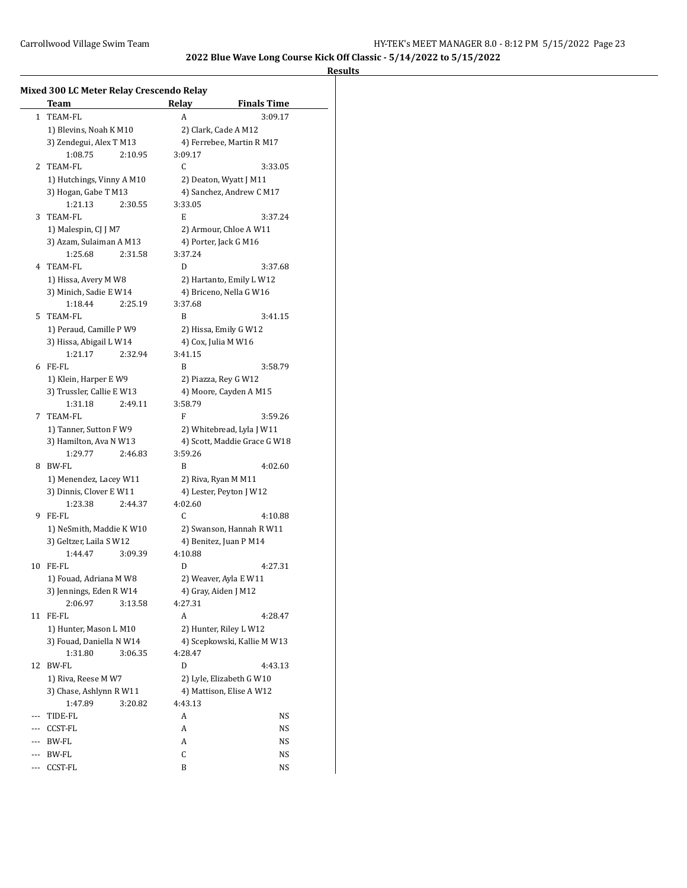**2022 Blue Wave Long Course Kick Off Classic - 5/14/2022 to 5/15/2022**

**Results**

### Mixed 300 LC Meter Relay Crescendo Relay

| | Team | Relay | Finals Time |
|---|---|---|---|
| 1 | TEAM-FL | A | 3:09.17 |
| | 1) Blevins, Noah K M10 | 2) Clark, Cade A M12 | |
| | 3) Zendegui, Alex T M13 | 4) Ferrebee, Martin R M17 | |
| | 1:08.75 2:10.95 | 3:09.17 | |
| 2 | TEAM-FL | C | 3:33.05 |
| | 1) Hutchings, Vinny A M10 | 2) Deaton, Wyatt J M11 | |
| | 3) Hogan, Gabe T M13 | 4) Sanchez, Andrew C M17 | |
| | 1:21.13 2:30.55 | 3:33.05 | |
| 3 | TEAM-FL | E | 3:37.24 |
| | 1) Malespin, CJ J M7 | 2) Armour, Chloe A W11 | |
| | 3) Azam, Sulaiman A M13 | 4) Porter, Jack G M16 | |
| | 1:25.68 2:31.58 | 3:37.24 | |
| 4 | TEAM-FL | D | 3:37.68 |
| | 1) Hissa, Avery M W8 | 2) Hartanto, Emily L W12 | |
| | 3) Minich, Sadie E W14 | 4) Briceno, Nella G W16 | |
| | 1:18.44 2:25.19 | 3:37.68 | |
| 5 | TEAM-FL | B | 3:41.15 |
| | 1) Peraud, Camille P W9 | 2) Hissa, Emily G W12 | |
| | 3) Hissa, Abigail L W14 | 4) Cox, Julia M W16 | |
| | 1:21.17 2:32.94 | 3:41.15 | |
| 6 | FE-FL | B | 3:58.79 |
| | 1) Klein, Harper E W9 | 2) Piazza, Rey G W12 | |
| | 3) Trussler, Callie E W13 | 4) Moore, Cayden A M15 | |
| | 1:31.18 2:49.11 | 3:58.79 | |
| 7 | TEAM-FL | F | 3:59.26 |
| | 1) Tanner, Sutton F W9 | 2) Whitebread, Lyla J W11 | |
| | 3) Hamilton, Ava N W13 | 4) Scott, Maddie Grace G W18 | |
| | 1:29.77 2:46.83 | 3:59.26 | |
| 8 | BW-FL | B | 4:02.60 |
| | 1) Menendez, Lacey W11 | 2) Riva, Ryan M M11 | |
| | 3) Dinnis, Clover E W11 | 4) Lester, Peyton J W12 | |
| | 1:23.38 2:44.37 | 4:02.60 | |
| 9 | FE-FL | C | 4:10.88 |
| | 1) NeSmith, Maddie K W10 | 2) Swanson, Hannah R W11 | |
| | 3) Geltzer, Laila S W12 | 4) Benitez, Juan P M14 | |
| | 1:44.47 3:09.39 | 4:10.88 | |
| 10 | FE-FL | D | 4:27.31 |
| | 1) Fouad, Adriana M W8 | 2) Weaver, Ayla E W11 | |
| | 3) Jennings, Eden R W14 | 4) Gray, Aiden J M12 | |
| | 2:06.97 3:13.58 | 4:27.31 | |
| 11 | FE-FL | A | 4:28.47 |
| | 1) Hunter, Mason L M10 | 2) Hunter, Riley L W12 | |
| | 3) Fouad, Daniella N W14 | 4) Scepkowski, Kallie M W13 | |
| | 1:31.80 3:06.35 | 4:28.47 | |
| 12 | BW-FL | D | 4:43.13 |
| | 1) Riva, Reese M W7 | 2) Lyle, Elizabeth G W10 | |
| | 3) Chase, Ashlynn R W11 | 4) Mattison, Elise A W12 | |
| | 1:47.89 3:20.82 | 4:43.13 | |
| --- | TIDE-FL | A | NS |
| --- | CCST-FL | A | NS |
| --- | BW-FL | A | NS |
| --- | BW-FL | C | NS |
| --- | CCST-FL | B | NS |